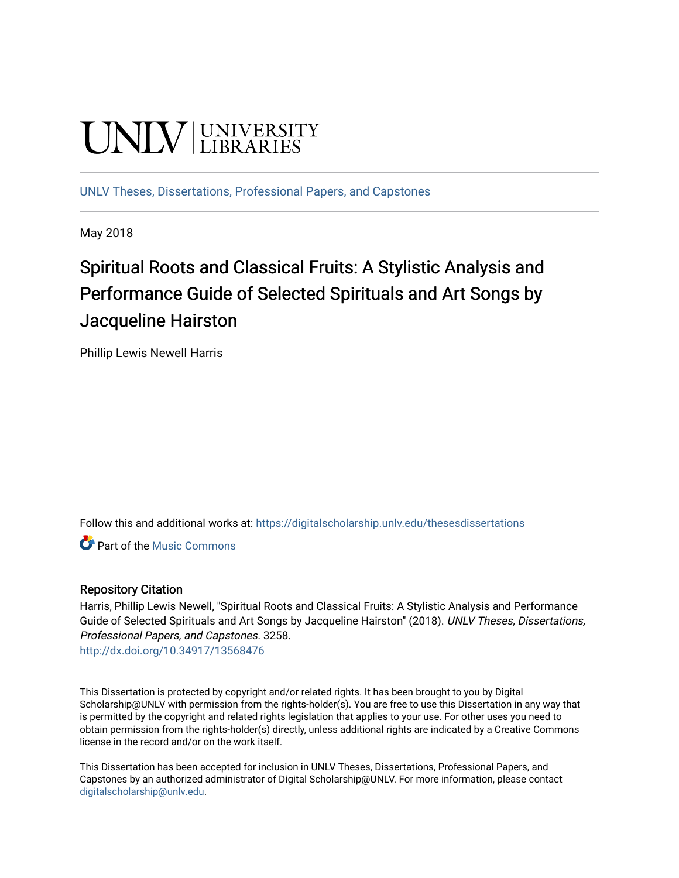UNLV | UNIVERSITY LIBRARIES

UNLV Theses, Dissertations, Professional Papers, and Capstones

May 2018

# Spiritual Roots and Classical Fruits: A Stylistic Analysis and Performance Guide of Selected Spirituals and Art Songs by Jacqueline Hairston

Phillip Lewis Newell Harris

Follow this and additional works at: https://digitalscholarship.unlv.edu/thesesdissertations

Part of the Music Commons

## Repository Citation

Harris, Phillip Lewis Newell, "Spiritual Roots and Classical Fruits: A Stylistic Analysis and Performance Guide of Selected Spirituals and Art Songs by Jacqueline Hairston" (2018). *UNLV Theses, Dissertations, Professional Papers, and Capstones*. 3258.
http://dx.doi.org/10.34917/13568476

This Dissertation is protected by copyright and/or related rights. It has been brought to you by Digital Scholarship@UNLV with permission from the rights-holder(s). You are free to use this Dissertation in any way that is permitted by the copyright and related rights legislation that applies to your use. For other uses you need to obtain permission from the rights-holder(s) directly, unless additional rights are indicated by a Creative Commons license in the record and/or on the work itself.

This Dissertation has been accepted for inclusion in UNLV Theses, Dissertations, Professional Papers, and Capstones by an authorized administrator of Digital Scholarship@UNLV. For more information, please contact digitalscholarship@unlv.edu.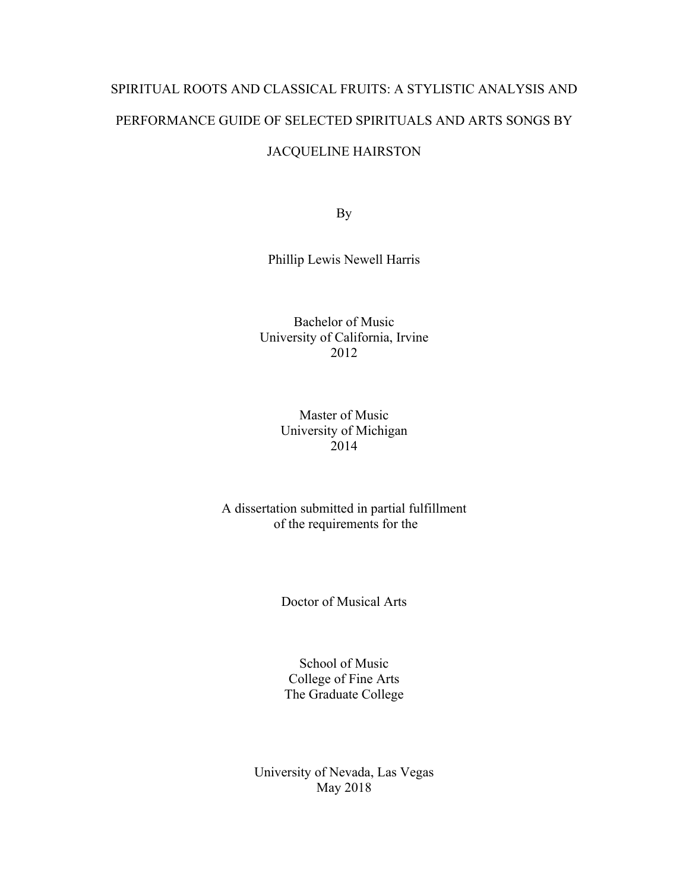# SPIRITUAL ROOTS AND CLASSICAL FRUITS: A STYLISTIC ANALYSIS AND PERFORMANCE GUIDE OF SELECTED SPIRITUALS AND ARTS SONGS BY JACQUELINE HAIRSTON

By

Phillip Lewis Newell Harris

Bachelor of Music
University of California, Irvine
2012

Master of Music
University of Michigan
2014

A dissertation submitted in partial fulfillment
of the requirements for the

Doctor of Musical Arts

School of Music
College of Fine Arts
The Graduate College

University of Nevada, Las Vegas
May 2018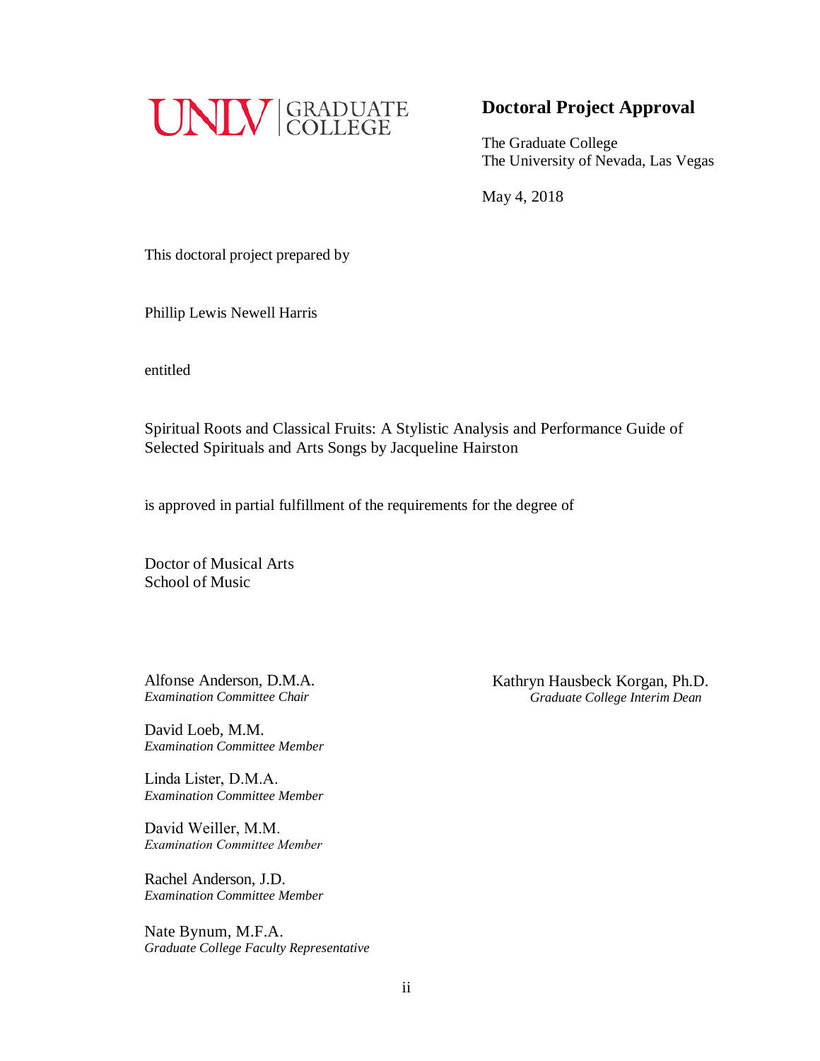UNLV | GRADUATE COLLEGE

## Doctoral Project Approval

The Graduate College
The University of Nevada, Las Vegas

May 4, 2018

This doctoral project prepared by

Phillip Lewis Newell Harris

entitled

Spiritual Roots and Classical Fruits: A Stylistic Analysis and Performance Guide of Selected Spirituals and Arts Songs by Jacqueline Hairston

is approved in partial fulfillment of the requirements for the degree of

Doctor of Musical Arts
School of Music

Alfonse Anderson, D.M.A.
*Examination Committee Chair*

David Loeb, M.M.
*Examination Committee Member*

Linda Lister, D.M.A.
*Examination Committee Member*

David Weiller, M.M.
*Examination Committee Member*

Rachel Anderson, J.D.
*Examination Committee Member*

Nate Bynum, M.F.A.
*Graduate College Faculty Representative*

Kathryn Hausbeck Korgan, Ph.D.
*Graduate College Interim Dean*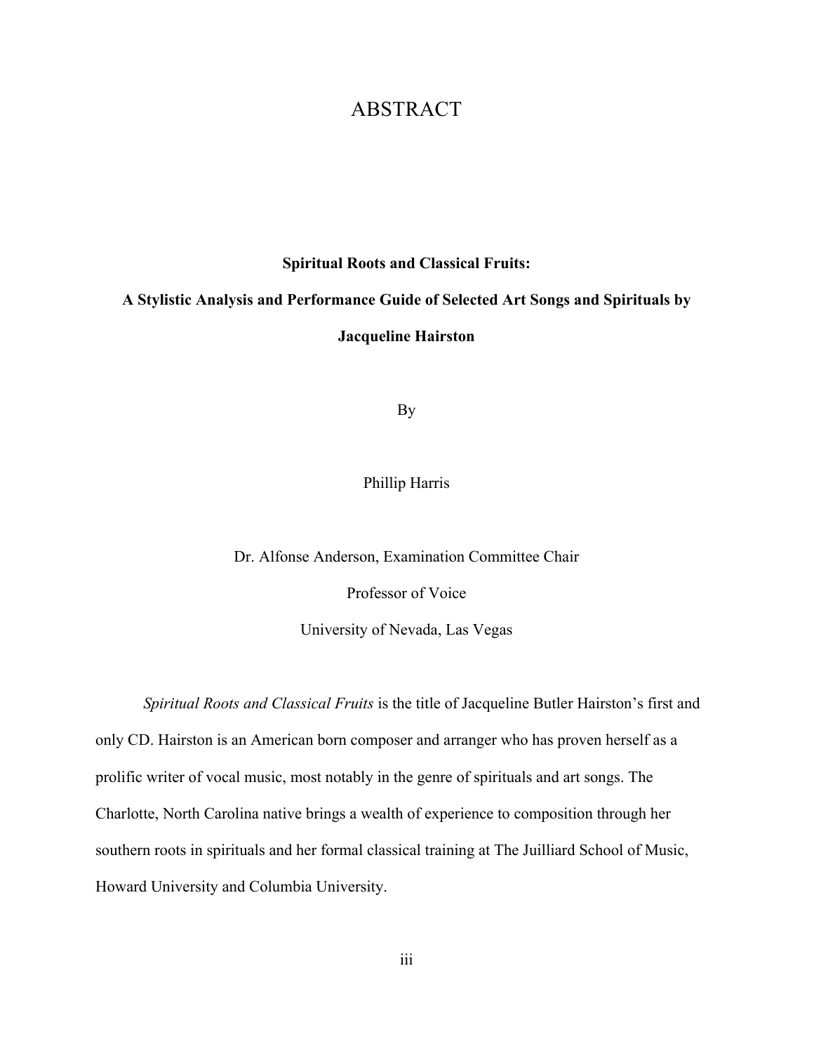# ABSTRACT

**Spiritual Roots and Classical Fruits:**

**A Stylistic Analysis and Performance Guide of Selected Art Songs and Spirituals by Jacqueline Hairston**

By

Phillip Harris

Dr. Alfonse Anderson, Examination Committee Chair

Professor of Voice

University of Nevada, Las Vegas

*Spiritual Roots and Classical Fruits* is the title of Jacqueline Butler Hairston's first and only CD. Hairston is an American born composer and arranger who has proven herself as a prolific writer of vocal music, most notably in the genre of spirituals and art songs. The Charlotte, North Carolina native brings a wealth of experience to composition through her southern roots in spirituals and her formal classical training at The Juilliard School of Music, Howard University and Columbia University.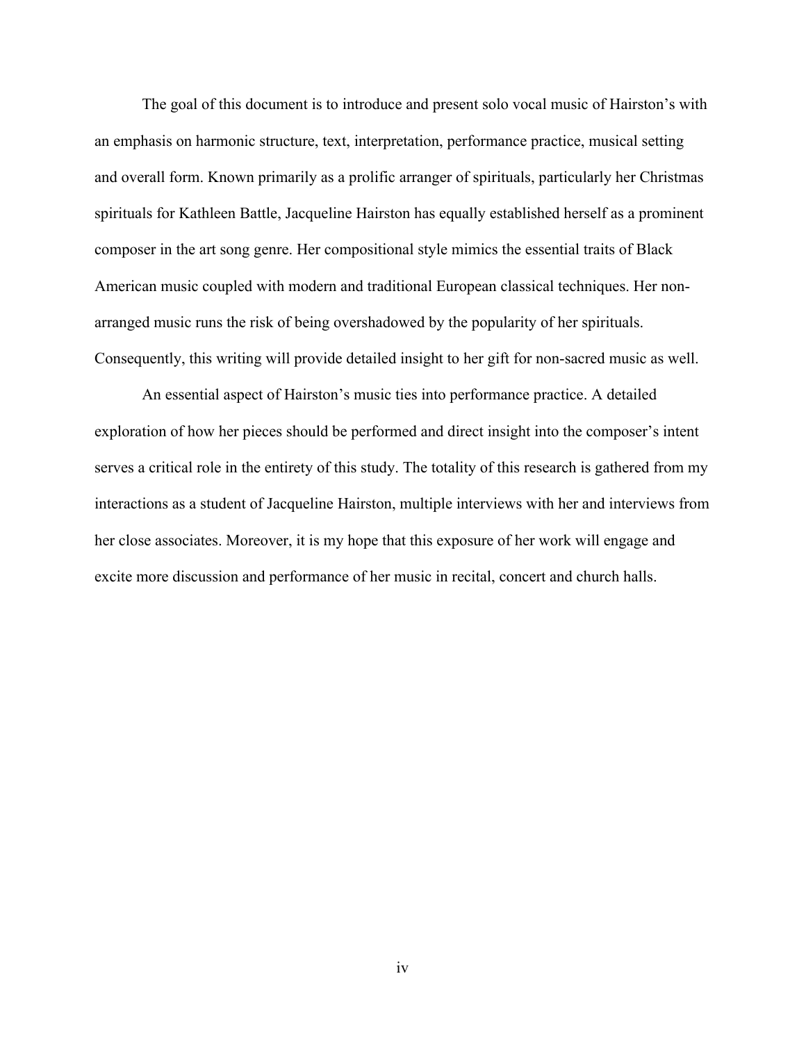The goal of this document is to introduce and present solo vocal music of Hairston's with an emphasis on harmonic structure, text, interpretation, performance practice, musical setting and overall form. Known primarily as a prolific arranger of spirituals, particularly her Christmas spirituals for Kathleen Battle, Jacqueline Hairston has equally established herself as a prominent composer in the art song genre. Her compositional style mimics the essential traits of Black American music coupled with modern and traditional European classical techniques. Her non-arranged music runs the risk of being overshadowed by the popularity of her spirituals. Consequently, this writing will provide detailed insight to her gift for non-sacred music as well.

An essential aspect of Hairston's music ties into performance practice. A detailed exploration of how her pieces should be performed and direct insight into the composer's intent serves a critical role in the entirety of this study. The totality of this research is gathered from my interactions as a student of Jacqueline Hairston, multiple interviews with her and interviews from her close associates. Moreover, it is my hope that this exposure of her work will engage and excite more discussion and performance of her music in recital, concert and church halls.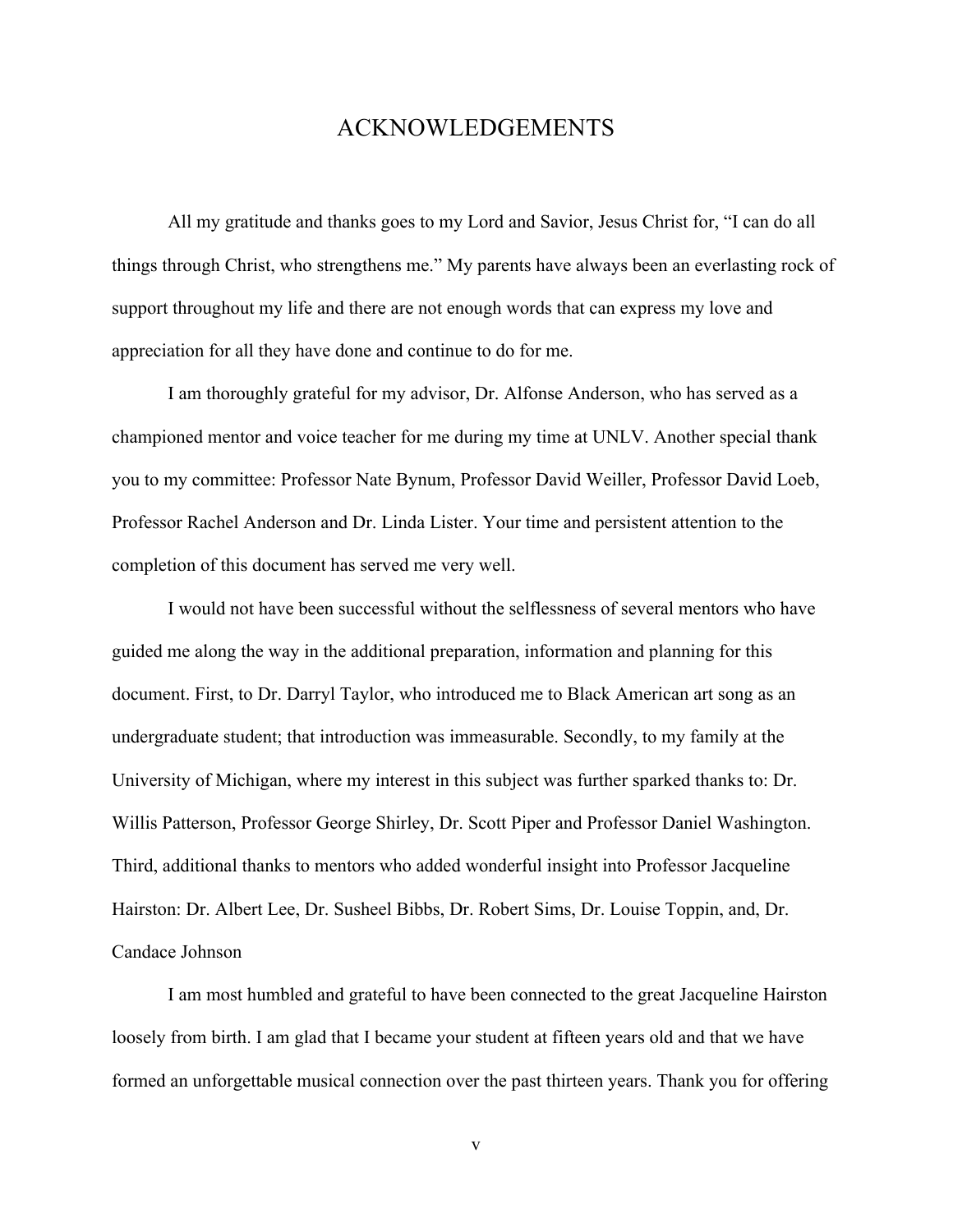# ACKNOWLEDGEMENTS

All my gratitude and thanks goes to my Lord and Savior, Jesus Christ for, "I can do all things through Christ, who strengthens me." My parents have always been an everlasting rock of support throughout my life and there are not enough words that can express my love and appreciation for all they have done and continue to do for me.

I am thoroughly grateful for my advisor, Dr. Alfonse Anderson, who has served as a championed mentor and voice teacher for me during my time at UNLV. Another special thank you to my committee: Professor Nate Bynum, Professor David Weiller, Professor David Loeb, Professor Rachel Anderson and Dr. Linda Lister. Your time and persistent attention to the completion of this document has served me very well.

I would not have been successful without the selflessness of several mentors who have guided me along the way in the additional preparation, information and planning for this document. First, to Dr. Darryl Taylor, who introduced me to Black American art song as an undergraduate student; that introduction was immeasurable. Secondly, to my family at the University of Michigan, where my interest in this subject was further sparked thanks to: Dr. Willis Patterson, Professor George Shirley, Dr. Scott Piper and Professor Daniel Washington. Third, additional thanks to mentors who added wonderful insight into Professor Jacqueline Hairston: Dr. Albert Lee, Dr. Susheel Bibbs, Dr. Robert Sims, Dr. Louise Toppin, and, Dr. Candace Johnson

I am most humbled and grateful to have been connected to the great Jacqueline Hairston loosely from birth. I am glad that I became your student at fifteen years old and that we have formed an unforgettable musical connection over the past thirteen years. Thank you for offering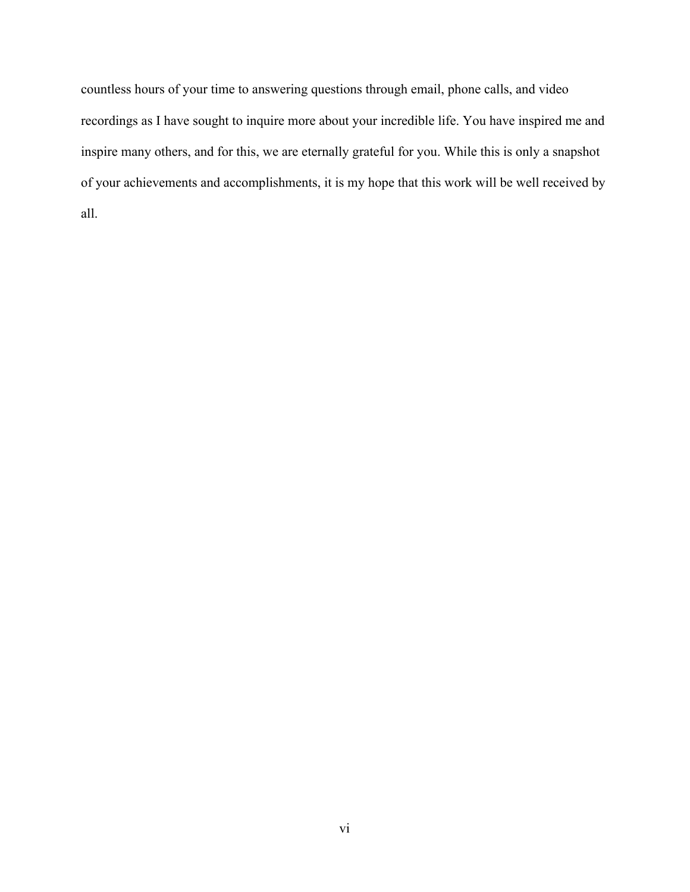countless hours of your time to answering questions through email, phone calls, and video recordings as I have sought to inquire more about your incredible life. You have inspired me and inspire many others, and for this, we are eternally grateful for you. While this is only a snapshot of your achievements and accomplishments, it is my hope that this work will be well received by all.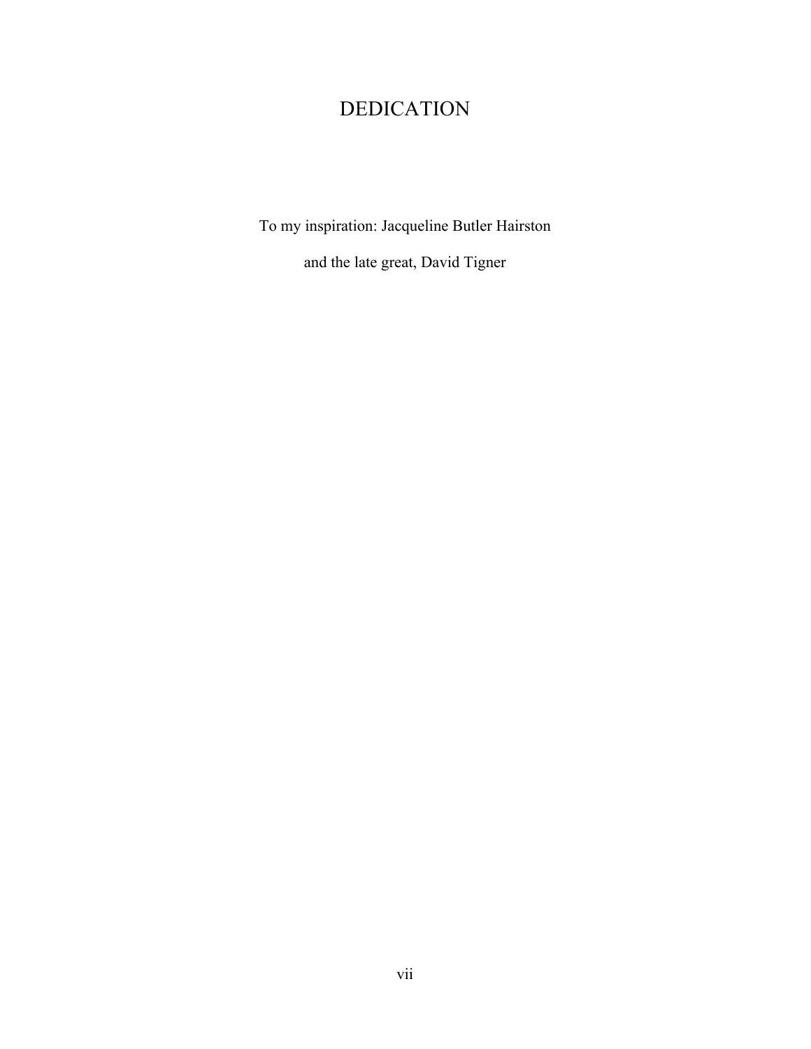# DEDICATION

To my inspiration: Jacqueline Butler Hairston

and the late great, David Tigner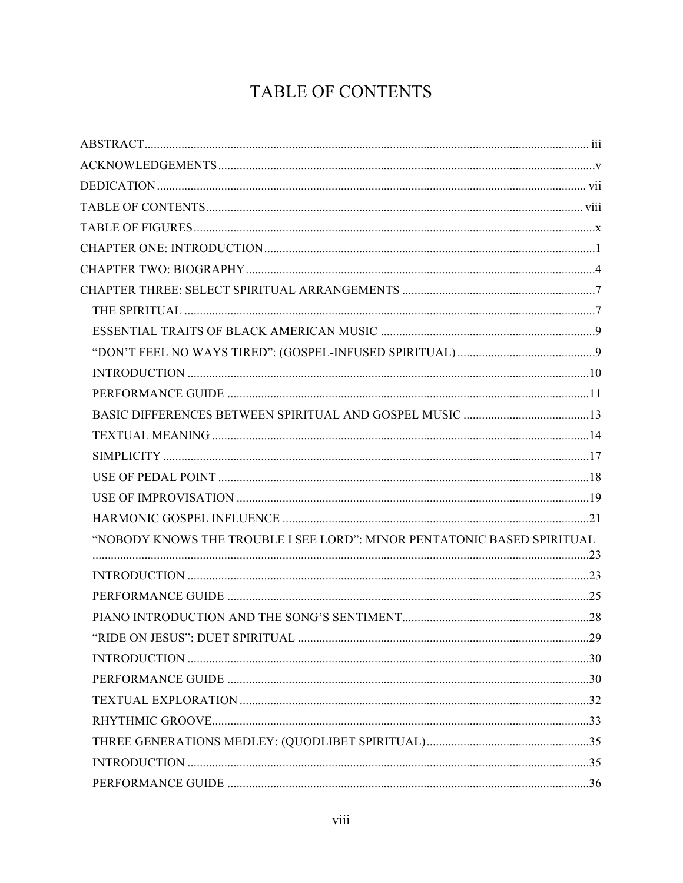# TABLE OF CONTENTS

ABSTRACT ........ iii
ACKNOWLEDGEMENTS ........ v
DEDICATION ........ vii
TABLE OF CONTENTS ........ viii
TABLE OF FIGURES ........ x
CHAPTER ONE: INTRODUCTION ........ 1
CHAPTER TWO: BIOGRAPHY ........ 4
CHAPTER THREE: SELECT SPIRITUAL ARRANGEMENTS ........ 7
- THE SPIRITUAL ........ 7
- ESSENTIAL TRAITS OF BLACK AMERICAN MUSIC ........ 9
- "DON'T FEEL NO WAYS TIRED": (GOSPEL-INFUSED SPIRITUAL) ........ 9
- INTRODUCTION ........ 10
- PERFORMANCE GUIDE ........ 11
- BASIC DIFFERENCES BETWEEN SPIRITUAL AND GOSPEL MUSIC ........ 13
- TEXTUAL MEANING ........ 14
- SIMPLICITY ........ 17
- USE OF PEDAL POINT ........ 18
- USE OF IMPROVISATION ........ 19
- HARMONIC GOSPEL INFLUENCE ........ 21
- "NOBODY KNOWS THE TROUBLE I SEE LORD": MINOR PENTATONIC BASED SPIRITUAL ........ 23
- INTRODUCTION ........ 23
- PERFORMANCE GUIDE ........ 25
- PIANO INTRODUCTION AND THE SONG'S SENTIMENT ........ 28
- "RIDE ON JESUS": DUET SPIRITUAL ........ 29
- INTRODUCTION ........ 30
- PERFORMANCE GUIDE ........ 30
- TEXTUAL EXPLORATION ........ 32
- RHYTHMIC GROOVE ........ 33
- THREE GENERATIONS MEDLEY: (QUODLIBET SPIRITUAL) ........ 35
- INTRODUCTION ........ 35
- PERFORMANCE GUIDE ........ 36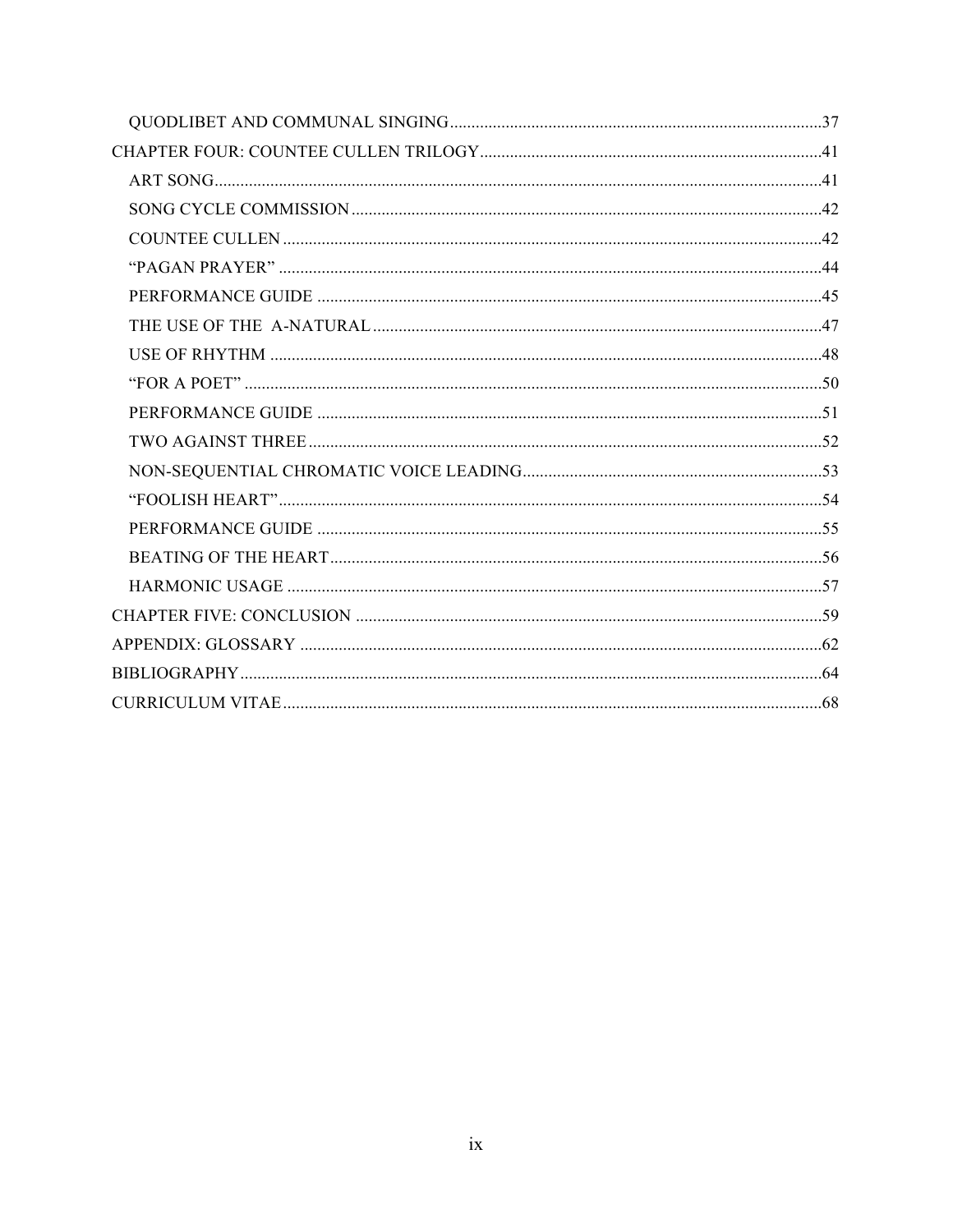QUODLIBET AND COMMUNAL SINGING....................................................................................37

CHAPTER FOUR: COUNTEE CULLEN TRILOGY..............................................................................41

ART SONG.............................................................................................................................41

SONG CYCLE COMMISSION...............................................................................................42

COUNTEE CULLEN..................................................................................................................42

"PAGAN PRAYER"..................................................................................................................44

PERFORMANCE GUIDE..........................................................................................................45

THE USE OF THE A-NATURAL..............................................................................................47

USE OF RHYTHM...................................................................................................................48

"FOR A POET"........................................................................................................................50

PERFORMANCE GUIDE..........................................................................................................51

TWO AGAINST THREE...........................................................................................................52

NON-SEQUENTIAL CHROMATIC VOICE LEADING...................................................................53

"FOOLISH HEART"..................................................................................................................54

PERFORMANCE GUIDE..........................................................................................................55

BEATING OF THE HEART........................................................................................................56

HARMONIC USAGE................................................................................................................57

CHAPTER FIVE: CONCLUSION.................................................................................................59

APPENDIX: GLOSSARY.............................................................................................................62

BIBLIOGRAPHY.........................................................................................................................64

CURRICULUM VITAE................................................................................................................68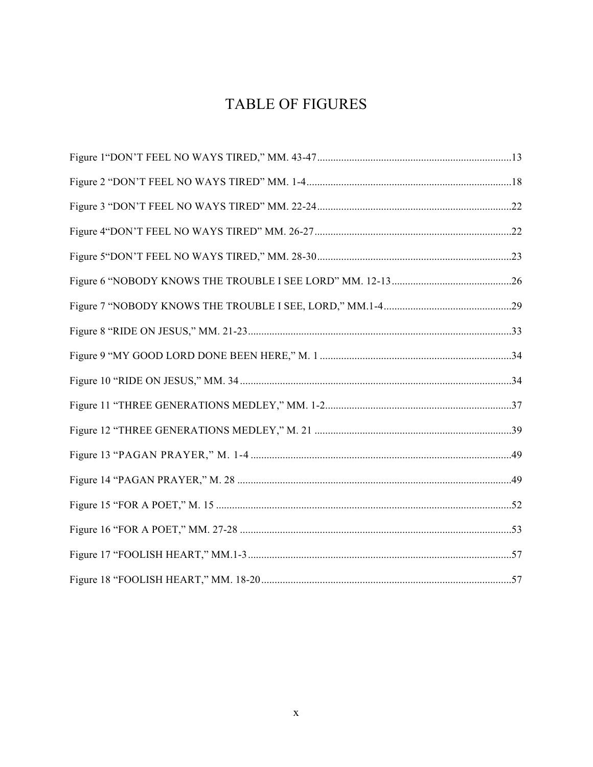# TABLE OF FIGURES

Figure 1“DON’T FEEL NO WAYS TIRED,” MM. 43-47........................................................................13

Figure 2 “DON’T FEEL NO WAYS TIRED” MM. 1-4............................................................................18

Figure 3 “DON’T FEEL NO WAYS TIRED” MM. 22-24........................................................................22

Figure 4“DON’T FEEL NO WAYS TIRED” MM. 26-27.........................................................................22

Figure 5“DON’T FEEL NO WAYS TIRED,” MM. 28-30........................................................................23

Figure 6 “NOBODY KNOWS THE TROUBLE I SEE LORD” MM. 12-13............................................26

Figure 7 “NOBODY KNOWS THE TROUBLE I SEE, LORD,” MM.1-4...............................................29

Figure 8 “RIDE ON JESUS,” MM. 21-23..................................................................................................33

Figure 9 “MY GOOD LORD DONE BEEN HERE,” M. 1 ........................................................................34

Figure 10 “RIDE ON JESUS,” MM. 34.....................................................................................................34

Figure 11 “THREE GENERATIONS MEDLEY,” MM. 1-2......................................................................37

Figure 12 “THREE GENERATIONS MEDLEY,” M. 21 .........................................................................39

Figure 13 “PAGAN PRAYER,” M. 1-4 .....................................................................................................49

Figure 14 “PAGAN PRAYER,” M. 28 ......................................................................................................49

Figure 15 “FOR A POET,” M. 15 ..............................................................................................................52

Figure 16 “FOR A POET,” MM. 27-28 .....................................................................................................53

Figure 17 “FOOLISH HEART,” MM.1-3..................................................................................................57

Figure 18 “FOOLISH HEART,” MM. 18-20.............................................................................................57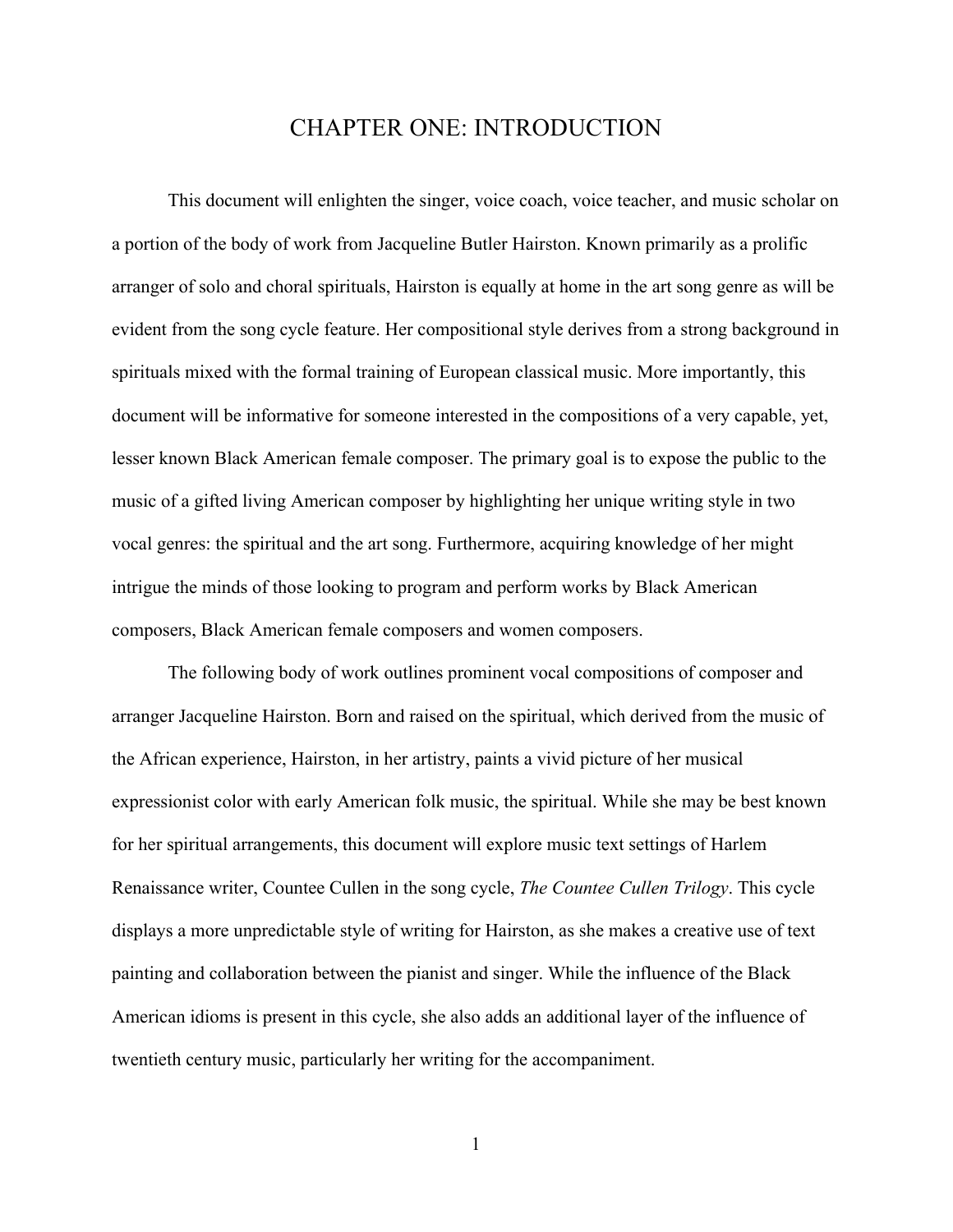# CHAPTER ONE: INTRODUCTION

This document will enlighten the singer, voice coach, voice teacher, and music scholar on a portion of the body of work from Jacqueline Butler Hairston. Known primarily as a prolific arranger of solo and choral spirituals, Hairston is equally at home in the art song genre as will be evident from the song cycle feature. Her compositional style derives from a strong background in spirituals mixed with the formal training of European classical music. More importantly, this document will be informative for someone interested in the compositions of a very capable, yet, lesser known Black American female composer. The primary goal is to expose the public to the music of a gifted living American composer by highlighting her unique writing style in two vocal genres: the spiritual and the art song. Furthermore, acquiring knowledge of her might intrigue the minds of those looking to program and perform works by Black American composers, Black American female composers and women composers.

The following body of work outlines prominent vocal compositions of composer and arranger Jacqueline Hairston. Born and raised on the spiritual, which derived from the music of the African experience, Hairston, in her artistry, paints a vivid picture of her musical expressionist color with early American folk music, the spiritual. While she may be best known for her spiritual arrangements, this document will explore music text settings of Harlem Renaissance writer, Countee Cullen in the song cycle, *The Countee Cullen Trilogy*. This cycle displays a more unpredictable style of writing for Hairston, as she makes a creative use of text painting and collaboration between the pianist and singer. While the influence of the Black American idioms is present in this cycle, she also adds an additional layer of the influence of twentieth century music, particularly her writing for the accompaniment.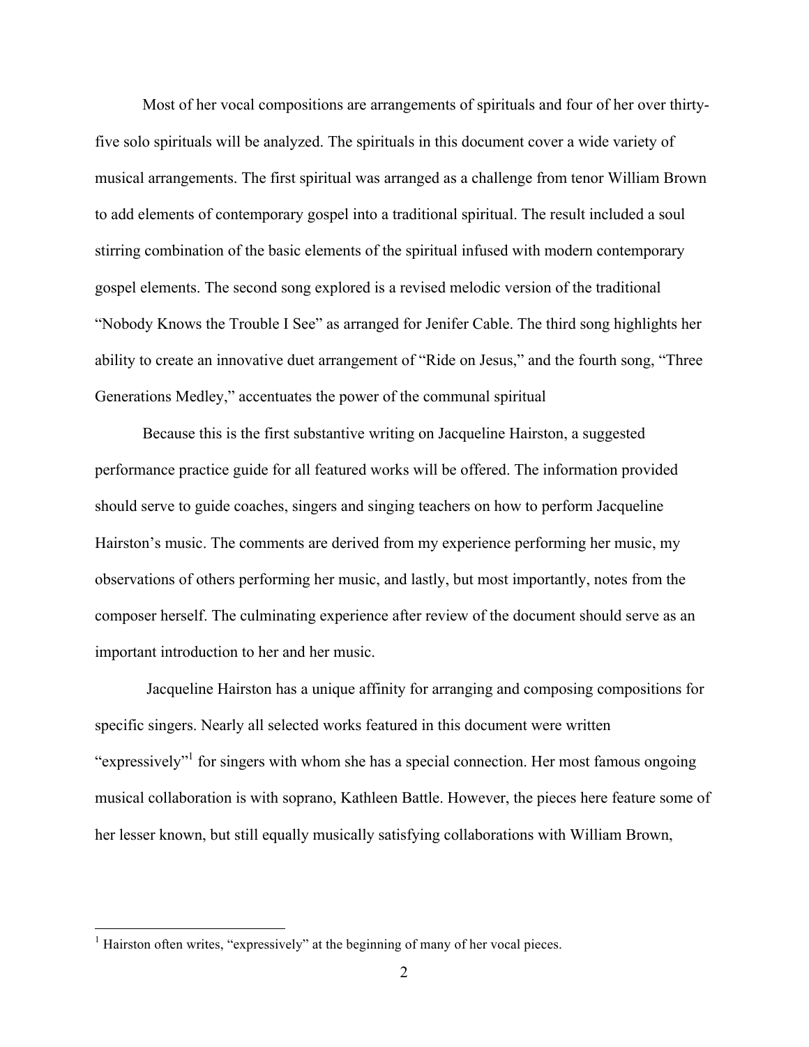Most of her vocal compositions are arrangements of spirituals and four of her over thirty-five solo spirituals will be analyzed. The spirituals in this document cover a wide variety of musical arrangements. The first spiritual was arranged as a challenge from tenor William Brown to add elements of contemporary gospel into a traditional spiritual. The result included a soul stirring combination of the basic elements of the spiritual infused with modern contemporary gospel elements. The second song explored is a revised melodic version of the traditional "Nobody Knows the Trouble I See" as arranged for Jenifer Cable. The third song highlights her ability to create an innovative duet arrangement of "Ride on Jesus," and the fourth song, "Three Generations Medley," accentuates the power of the communal spiritual

Because this is the first substantive writing on Jacqueline Hairston, a suggested performance practice guide for all featured works will be offered. The information provided should serve to guide coaches, singers and singing teachers on how to perform Jacqueline Hairston's music. The comments are derived from my experience performing her music, my observations of others performing her music, and lastly, but most importantly, notes from the composer herself. The culminating experience after review of the document should serve as an important introduction to her and her music.

Jacqueline Hairston has a unique affinity for arranging and composing compositions for specific singers. Nearly all selected works featured in this document were written "expressively"[1] for singers with whom she has a special connection. Her most famous ongoing musical collaboration is with soprano, Kathleen Battle. However, the pieces here feature some of her lesser known, but still equally musically satisfying collaborations with William Brown,

---

[1] Hairston often writes, "expressively" at the beginning of many of her vocal pieces.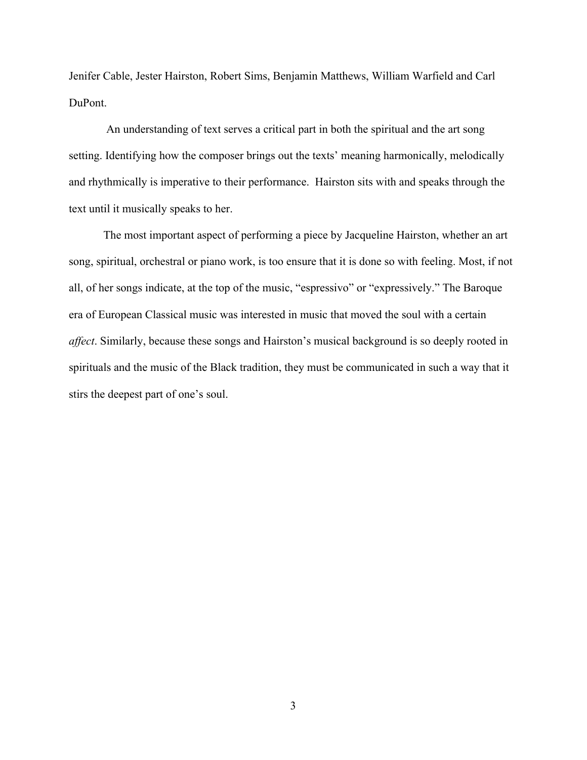Jenifer Cable, Jester Hairston, Robert Sims, Benjamin Matthews, William Warfield and Carl DuPont.

An understanding of text serves a critical part in both the spiritual and the art song setting. Identifying how the composer brings out the texts' meaning harmonically, melodically and rhythmically is imperative to their performance. Hairston sits with and speaks through the text until it musically speaks to her.

The most important aspect of performing a piece by Jacqueline Hairston, whether an art song, spiritual, orchestral or piano work, is too ensure that it is done so with feeling. Most, if not all, of her songs indicate, at the top of the music, "espressivo" or "expressively." The Baroque era of European Classical music was interested in music that moved the soul with a certain *affect*. Similarly, because these songs and Hairston's musical background is so deeply rooted in spirituals and the music of the Black tradition, they must be communicated in such a way that it stirs the deepest part of one's soul.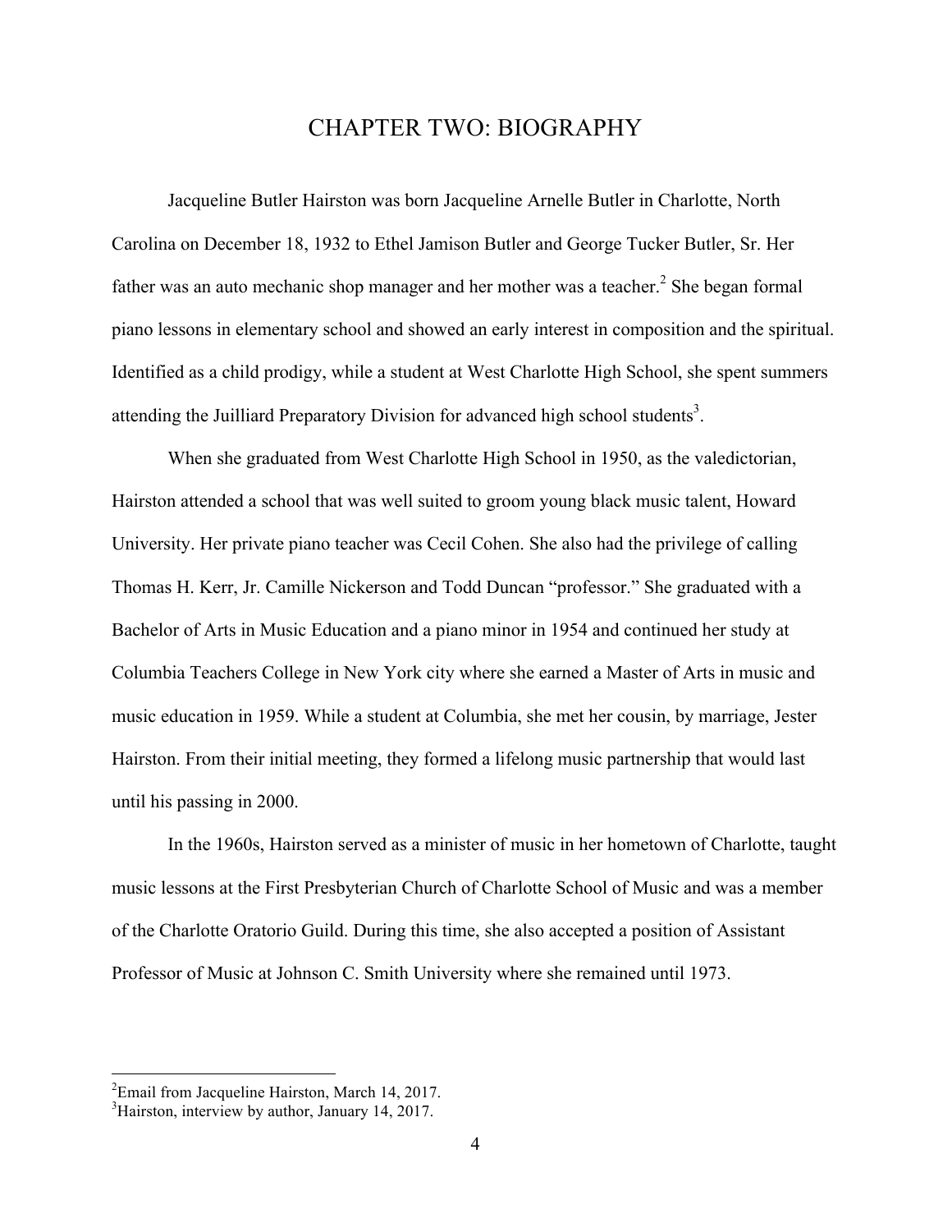# CHAPTER TWO: BIOGRAPHY

Jacqueline Butler Hairston was born Jacqueline Arnelle Butler in Charlotte, North Carolina on December 18, 1932 to Ethel Jamison Butler and George Tucker Butler, Sr. Her father was an auto mechanic shop manager and her mother was a teacher.[2] She began formal piano lessons in elementary school and showed an early interest in composition and the spiritual. Identified as a child prodigy, while a student at West Charlotte High School, she spent summers attending the Juilliard Preparatory Division for advanced high school students[3].

When she graduated from West Charlotte High School in 1950, as the valedictorian, Hairston attended a school that was well suited to groom young black music talent, Howard University. Her private piano teacher was Cecil Cohen. She also had the privilege of calling Thomas H. Kerr, Jr. Camille Nickerson and Todd Duncan "professor." She graduated with a Bachelor of Arts in Music Education and a piano minor in 1954 and continued her study at Columbia Teachers College in New York city where she earned a Master of Arts in music and music education in 1959. While a student at Columbia, she met her cousin, by marriage, Jester Hairston. From their initial meeting, they formed a lifelong music partnership that would last until his passing in 2000.

In the 1960s, Hairston served as a minister of music in her hometown of Charlotte, taught music lessons at the First Presbyterian Church of Charlotte School of Music and was a member of the Charlotte Oratorio Guild. During this time, she also accepted a position of Assistant Professor of Music at Johnson C. Smith University where she remained until 1973.

---

[2]Email from Jacqueline Hairston, March 14, 2017.
[3]Hairston, interview by author, January 14, 2017.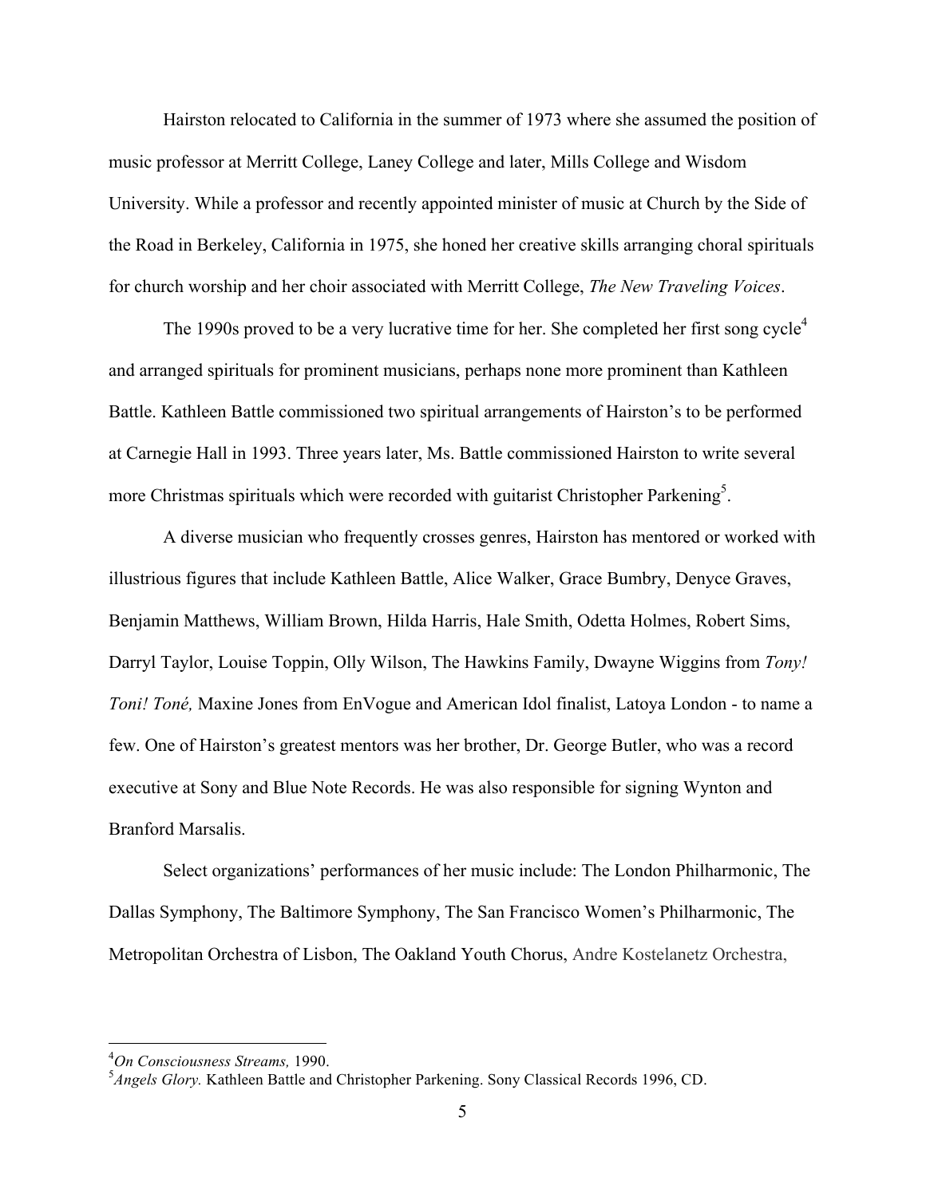Hairston relocated to California in the summer of 1973 where she assumed the position of music professor at Merritt College, Laney College and later, Mills College and Wisdom University. While a professor and recently appointed minister of music at Church by the Side of the Road in Berkeley, California in 1975, she honed her creative skills arranging choral spirituals for church worship and her choir associated with Merritt College, *The New Traveling Voices*.

The 1990s proved to be a very lucrative time for her. She completed her first song cycle[4] and arranged spirituals for prominent musicians, perhaps none more prominent than Kathleen Battle. Kathleen Battle commissioned two spiritual arrangements of Hairston's to be performed at Carnegie Hall in 1993. Three years later, Ms. Battle commissioned Hairston to write several more Christmas spirituals which were recorded with guitarist Christopher Parkening[5].

A diverse musician who frequently crosses genres, Hairston has mentored or worked with illustrious figures that include Kathleen Battle, Alice Walker, Grace Bumbry, Denyce Graves, Benjamin Matthews, William Brown, Hilda Harris, Hale Smith, Odetta Holmes, Robert Sims, Darryl Taylor, Louise Toppin, Olly Wilson, The Hawkins Family, Dwayne Wiggins from *Tony! Toni! Toné,* Maxine Jones from EnVogue and American Idol finalist, Latoya London - to name a few. One of Hairston's greatest mentors was her brother, Dr. George Butler, who was a record executive at Sony and Blue Note Records. He was also responsible for signing Wynton and Branford Marsalis.

Select organizations' performances of her music include: The London Philharmonic, The Dallas Symphony, The Baltimore Symphony, The San Francisco Women's Philharmonic, The Metropolitan Orchestra of Lisbon, The Oakland Youth Chorus, Andre Kostelanetz Orchestra,

---

[4] *On Consciousness Streams,* 1990.

[5] *Angels Glory.* Kathleen Battle and Christopher Parkening. Sony Classical Records 1996, CD.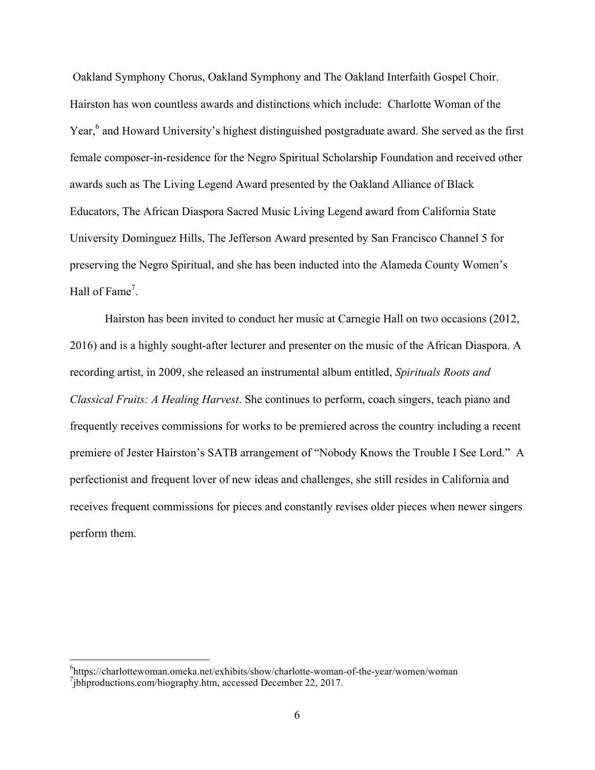Oakland Symphony Chorus, Oakland Symphony and The Oakland Interfaith Gospel Choir. Hairston has won countless awards and distinctions which include: Charlotte Woman of the Year,[6] and Howard University's highest distinguished postgraduate award. She served as the first female composer-in-residence for the Negro Spiritual Scholarship Foundation and received other awards such as The Living Legend Award presented by the Oakland Alliance of Black Educators, The African Diaspora Sacred Music Living Legend award from California State University Dominguez Hills, The Jefferson Award presented by San Francisco Channel 5 for preserving the Negro Spiritual, and she has been inducted into the Alameda County Women's Hall of Fame[7].

Hairston has been invited to conduct her music at Carnegie Hall on two occasions (2012, 2016) and is a highly sought-after lecturer and presenter on the music of the African Diaspora. A recording artist, in 2009, she released an instrumental album entitled, *Spirituals Roots and Classical Fruits: A Healing Harvest*. She continues to perform, coach singers, teach piano and frequently receives commissions for works to be premiered across the country including a recent premiere of Jester Hairston's SATB arrangement of "Nobody Knows the Trouble I See Lord." A perfectionist and frequent lover of new ideas and challenges, she still resides in California and receives frequent commissions for pieces and constantly revises older pieces when newer singers perform them.

---

[6] https://charlottewoman.omeka.net/exhibits/show/charlotte-woman-of-the-year/women/woman

[7] jbhproductions.com/biography.htm, accessed December 22, 2017.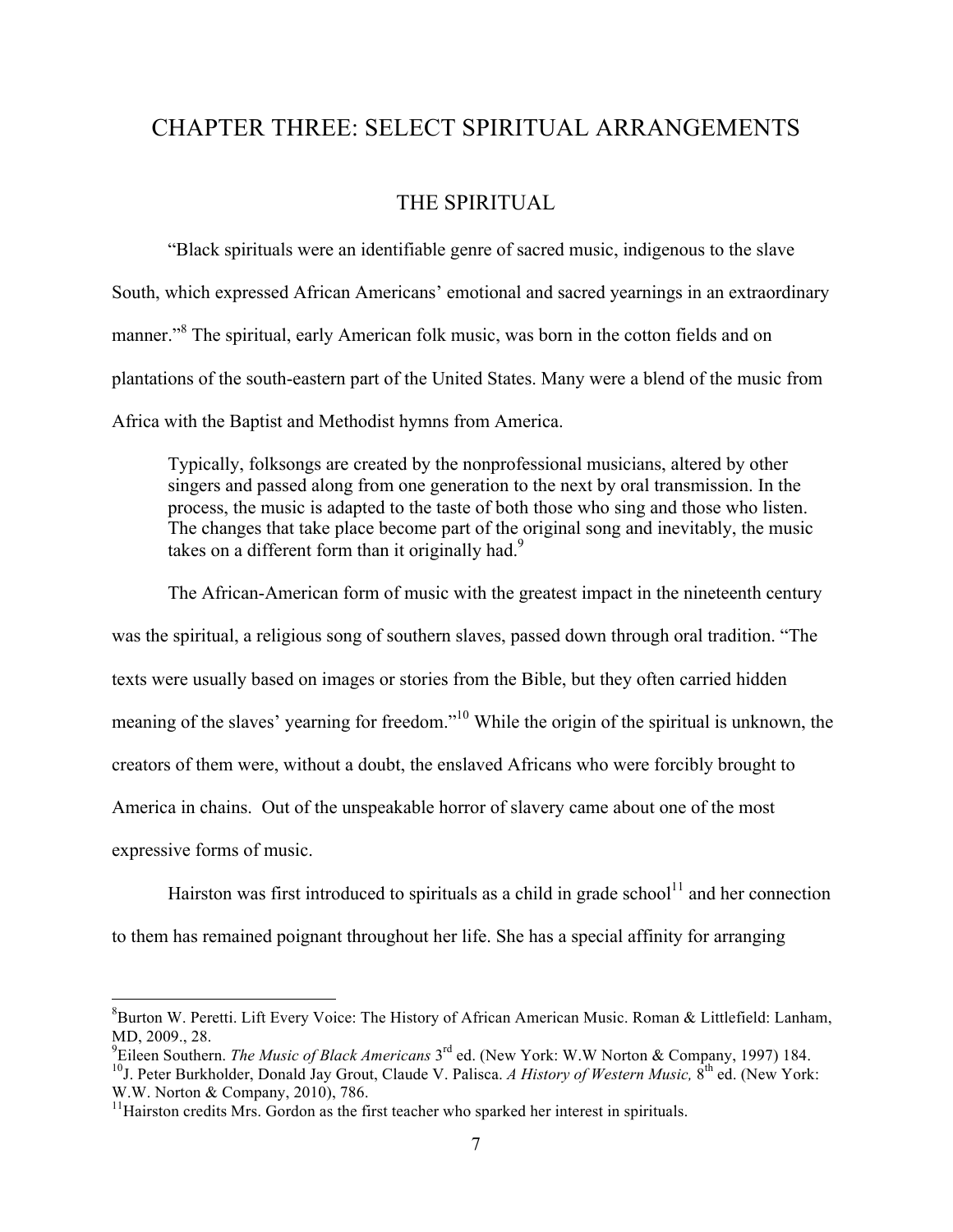# CHAPTER THREE: SELECT SPIRITUAL ARRANGEMENTS

## THE SPIRITUAL

"Black spirituals were an identifiable genre of sacred music, indigenous to the slave South, which expressed African Americans' emotional and sacred yearnings in an extraordinary manner."[8] The spiritual, early American folk music, was born in the cotton fields and on plantations of the south-eastern part of the United States. Many were a blend of the music from Africa with the Baptist and Methodist hymns from America.

> Typically, folksongs are created by the nonprofessional musicians, altered by other singers and passed along from one generation to the next by oral transmission. In the process, the music is adapted to the taste of both those who sing and those who listen. The changes that take place become part of the original song and inevitably, the music takes on a different form than it originally had.[9]

The African-American form of music with the greatest impact in the nineteenth century was the spiritual, a religious song of southern slaves, passed down through oral tradition. "The texts were usually based on images or stories from the Bible, but they often carried hidden meaning of the slaves' yearning for freedom."[10] While the origin of the spiritual is unknown, the creators of them were, without a doubt, the enslaved Africans who were forcibly brought to America in chains. Out of the unspeakable horror of slavery came about one of the most expressive forms of music.

Hairston was first introduced to spirituals as a child in grade school[11] and her connection to them has remained poignant throughout her life. She has a special affinity for arranging

---

[8] Burton W. Peretti. Lift Every Voice: The History of African American Music. Roman & Littlefield: Lanham, MD, 2009., 28.

[9] Eileen Southern. *The Music of Black Americans* 3rd ed. (New York: W.W Norton & Company, 1997) 184.

[10] J. Peter Burkholder, Donald Jay Grout, Claude V. Palisca. *A History of Western Music,* 8th ed. (New York: W.W. Norton & Company, 2010), 786.

[11] Hairston credits Mrs. Gordon as the first teacher who sparked her interest in spirituals.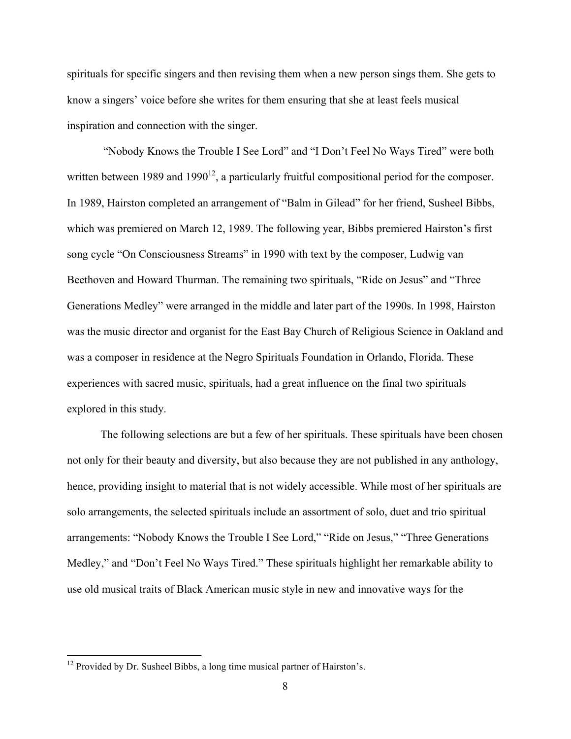spirituals for specific singers and then revising them when a new person sings them. She gets to know a singers' voice before she writes for them ensuring that she at least feels musical inspiration and connection with the singer.

"Nobody Knows the Trouble I See Lord" and "I Don't Feel No Ways Tired" were both written between 1989 and 1990[12], a particularly fruitful compositional period for the composer. In 1989, Hairston completed an arrangement of "Balm in Gilead" for her friend, Susheel Bibbs, which was premiered on March 12, 1989. The following year, Bibbs premiered Hairston's first song cycle "On Consciousness Streams" in 1990 with text by the composer, Ludwig van Beethoven and Howard Thurman. The remaining two spirituals, "Ride on Jesus" and "Three Generations Medley" were arranged in the middle and later part of the 1990s. In 1998, Hairston was the music director and organist for the East Bay Church of Religious Science in Oakland and was a composer in residence at the Negro Spirituals Foundation in Orlando, Florida. These experiences with sacred music, spirituals, had a great influence on the final two spirituals explored in this study.

The following selections are but a few of her spirituals. These spirituals have been chosen not only for their beauty and diversity, but also because they are not published in any anthology, hence, providing insight to material that is not widely accessible. While most of her spirituals are solo arrangements, the selected spirituals include an assortment of solo, duet and trio spiritual arrangements: "Nobody Knows the Trouble I See Lord," "Ride on Jesus," "Three Generations Medley," and "Don't Feel No Ways Tired." These spirituals highlight her remarkable ability to use old musical traits of Black American music style in new and innovative ways for the

[12] Provided by Dr. Susheel Bibbs, a long time musical partner of Hairston's.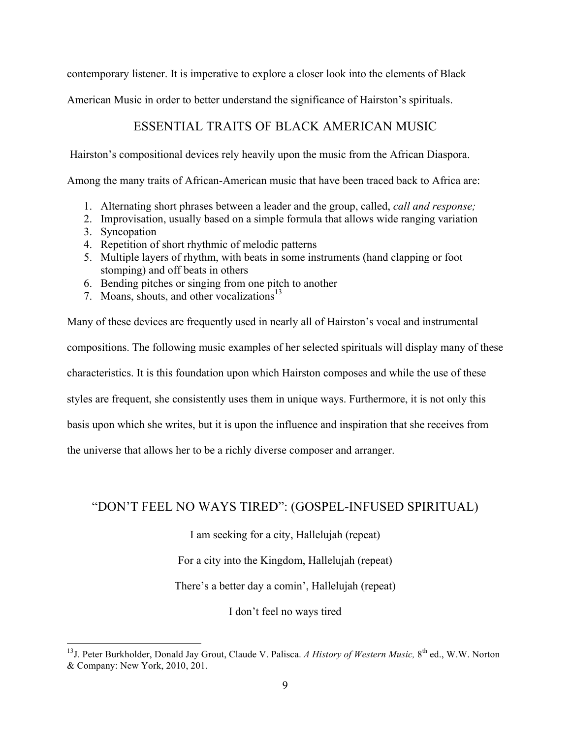contemporary listener. It is imperative to explore a closer look into the elements of Black American Music in order to better understand the significance of Hairston's spirituals.

## ESSENTIAL TRAITS OF BLACK AMERICAN MUSIC

Hairston's compositional devices rely heavily upon the music from the African Diaspora. Among the many traits of African-American music that have been traced back to Africa are:

1. Alternating short phrases between a leader and the group, called, *call and response;*
2. Improvisation, usually based on a simple formula that allows wide ranging variation
3. Syncopation
4. Repetition of short rhythmic of melodic patterns
5. Multiple layers of rhythm, with beats in some instruments (hand clapping or foot stomping) and off beats in others
6. Bending pitches or singing from one pitch to another
7. Moans, shouts, and other vocalizations[13]

Many of these devices are frequently used in nearly all of Hairston's vocal and instrumental compositions. The following music examples of her selected spirituals will display many of these characteristics. It is this foundation upon which Hairston composes and while the use of these styles are frequent, she consistently uses them in unique ways. Furthermore, it is not only this basis upon which she writes, but it is upon the influence and inspiration that she receives from the universe that allows her to be a richly diverse composer and arranger.

## "DON'T FEEL NO WAYS TIRED": (GOSPEL-INFUSED SPIRITUAL)

I am seeking for a city, Hallelujah (repeat)

For a city into the Kingdom, Hallelujah (repeat)

There's a better day a comin', Hallelujah (repeat)

I don't feel no ways tired

---

[13] J. Peter Burkholder, Donald Jay Grout, Claude V. Palisca. *A History of Western Music,* 8th ed., W.W. Norton & Company: New York, 2010, 201.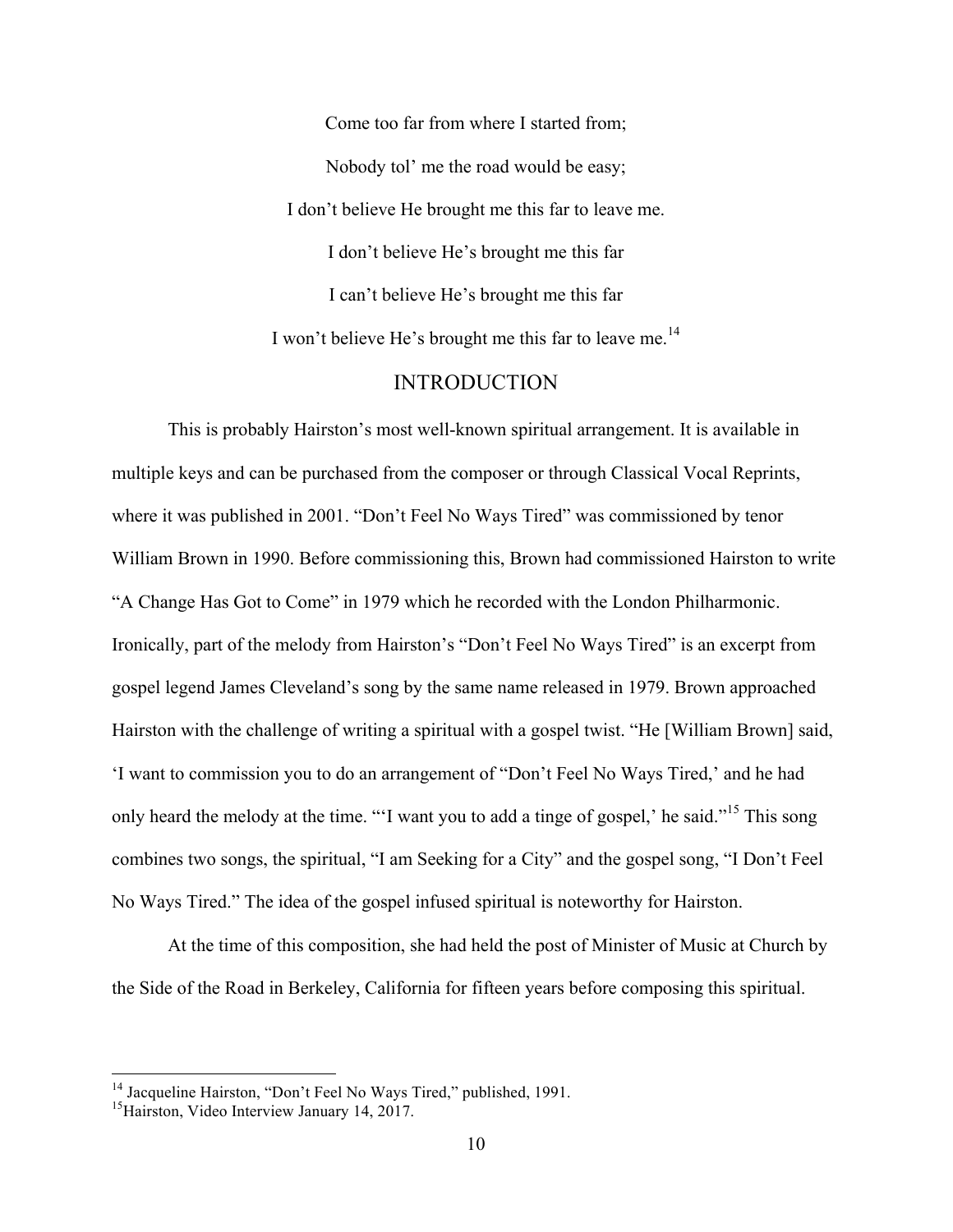Come too far from where I started from;

Nobody tol' me the road would be easy;

I don't believe He brought me this far to leave me.

I don't believe He's brought me this far

I can't believe He's brought me this far

I won't believe He's brought me this far to leave me.[14]

## INTRODUCTION

This is probably Hairston's most well-known spiritual arrangement. It is available in multiple keys and can be purchased from the composer or through Classical Vocal Reprints, where it was published in 2001. "Don't Feel No Ways Tired" was commissioned by tenor William Brown in 1990. Before commissioning this, Brown had commissioned Hairston to write "A Change Has Got to Come" in 1979 which he recorded with the London Philharmonic. Ironically, part of the melody from Hairston's "Don't Feel No Ways Tired" is an excerpt from gospel legend James Cleveland's song by the same name released in 1979. Brown approached Hairston with the challenge of writing a spiritual with a gospel twist. "He [William Brown] said, 'I want to commission you to do an arrangement of "Don't Feel No Ways Tired,' and he had only heard the melody at the time. "'I want you to add a tinge of gospel,' he said."[15] This song combines two songs, the spiritual, "I am Seeking for a City" and the gospel song, "I Don't Feel No Ways Tired." The idea of the gospel infused spiritual is noteworthy for Hairston.

At the time of this composition, she had held the post of Minister of Music at Church by the Side of the Road in Berkeley, California for fifteen years before composing this spiritual.

---

[14] Jacqueline Hairston, "Don't Feel No Ways Tired," published, 1991.

[15] Hairston, Video Interview January 14, 2017.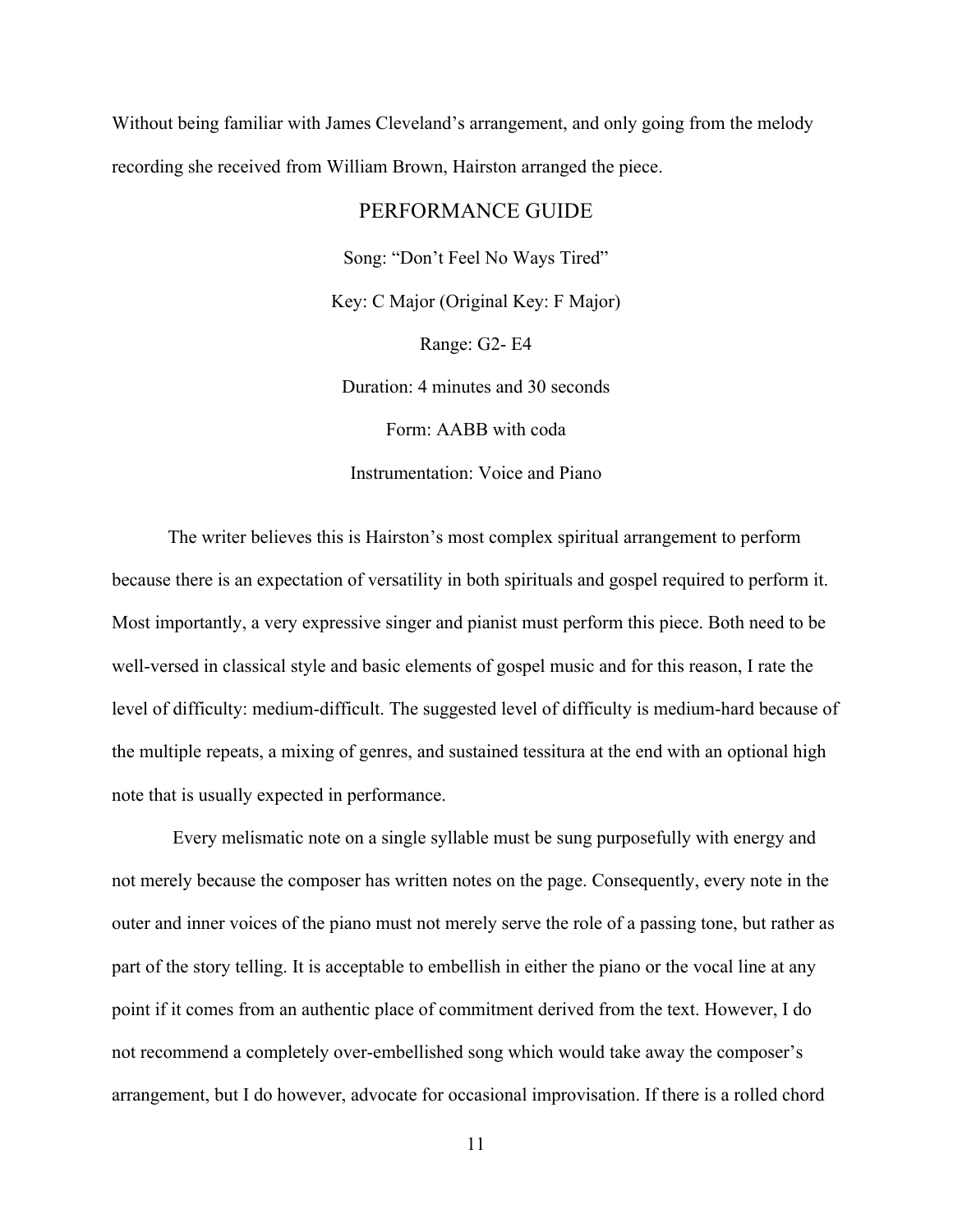Without being familiar with James Cleveland's arrangement, and only going from the melody recording she received from William Brown, Hairston arranged the piece.

## PERFORMANCE GUIDE

Song: "Don't Feel No Ways Tired"

Key: C Major (Original Key: F Major)

Range: G2- E4

Duration: 4 minutes and 30 seconds

Form: AABB with coda

Instrumentation: Voice and Piano

The writer believes this is Hairston's most complex spiritual arrangement to perform because there is an expectation of versatility in both spirituals and gospel required to perform it. Most importantly, a very expressive singer and pianist must perform this piece. Both need to be well-versed in classical style and basic elements of gospel music and for this reason, I rate the level of difficulty: medium-difficult. The suggested level of difficulty is medium-hard because of the multiple repeats, a mixing of genres, and sustained tessitura at the end with an optional high note that is usually expected in performance.

Every melismatic note on a single syllable must be sung purposefully with energy and not merely because the composer has written notes on the page. Consequently, every note in the outer and inner voices of the piano must not merely serve the role of a passing tone, but rather as part of the story telling. It is acceptable to embellish in either the piano or the vocal line at any point if it comes from an authentic place of commitment derived from the text. However, I do not recommend a completely over-embellished song which would take away the composer's arrangement, but I do however, advocate for occasional improvisation. If there is a rolled chord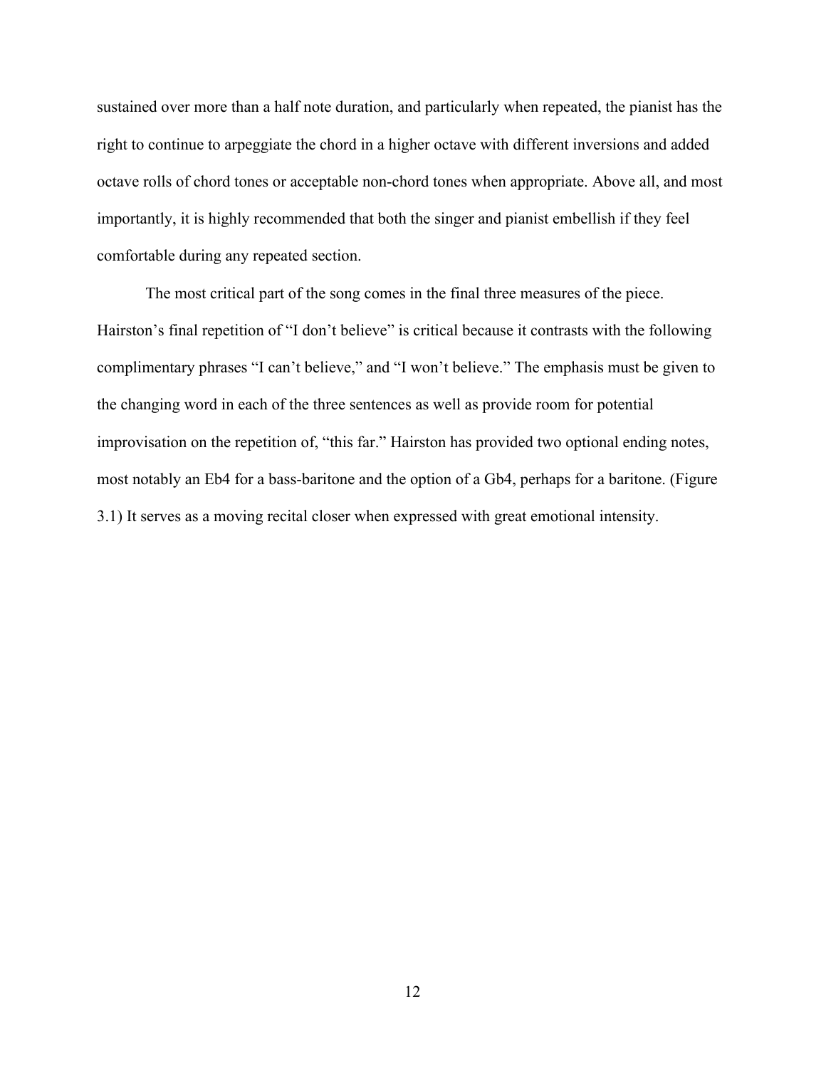sustained over more than a half note duration, and particularly when repeated, the pianist has the right to continue to arpeggiate the chord in a higher octave with different inversions and added octave rolls of chord tones or acceptable non-chord tones when appropriate. Above all, and most importantly, it is highly recommended that both the singer and pianist embellish if they feel comfortable during any repeated section.

The most critical part of the song comes in the final three measures of the piece. Hairston's final repetition of "I don't believe" is critical because it contrasts with the following complimentary phrases "I can't believe," and "I won't believe." The emphasis must be given to the changing word in each of the three sentences as well as provide room for potential improvisation on the repetition of, "this far." Hairston has provided two optional ending notes, most notably an Eb4 for a bass-baritone and the option of a Gb4, perhaps for a baritone. (Figure 3.1) It serves as a moving recital closer when expressed with great emotional intensity.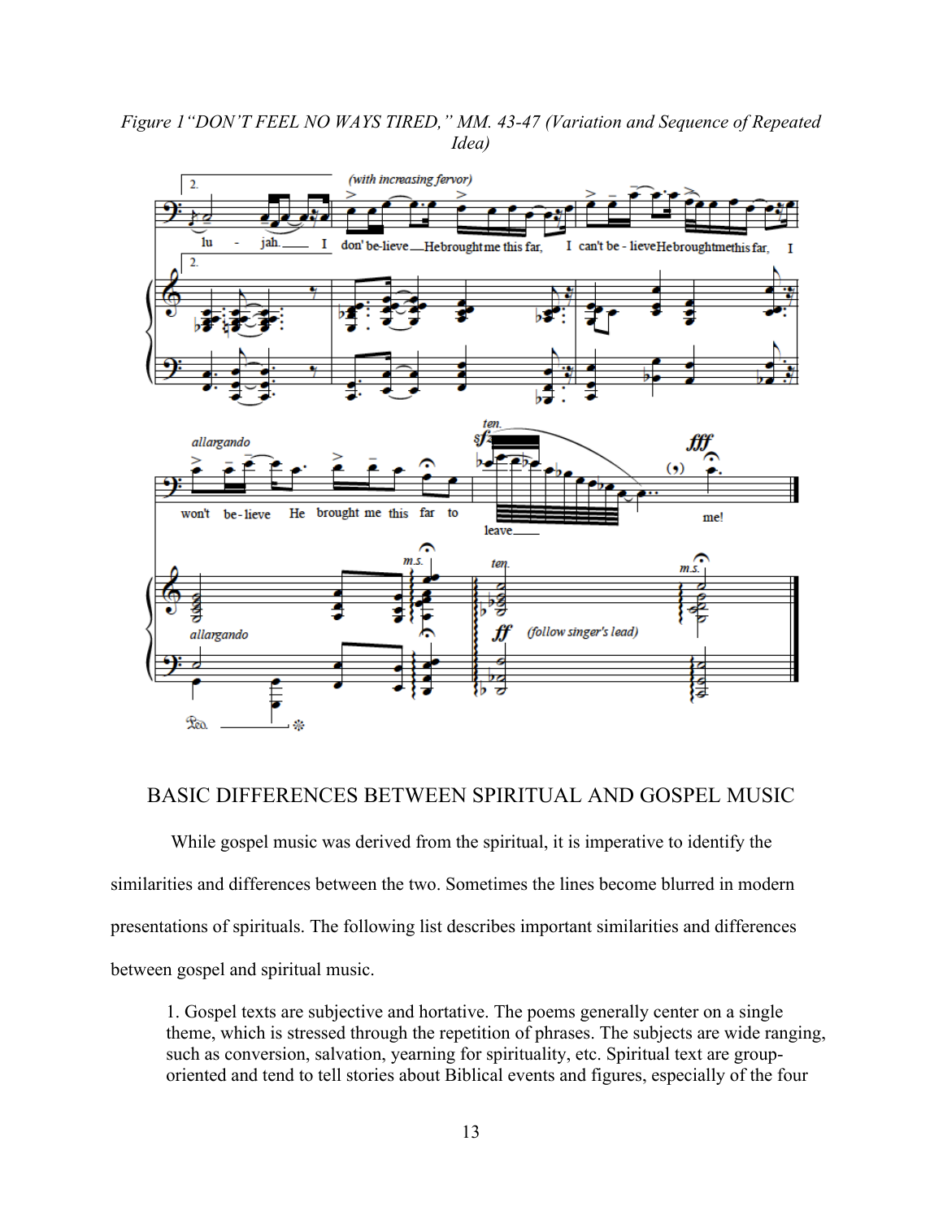*Figure 1"DON'T FEEL NO WAYS TIRED," MM. 43-47 (Variation and Sequence of Repeated Idea)*

## BASIC DIFFERENCES BETWEEN SPIRITUAL AND GOSPEL MUSIC

While gospel music was derived from the spiritual, it is imperative to identify the similarities and differences between the two. Sometimes the lines become blurred in modern presentations of spirituals. The following list describes important similarities and differences between gospel and spiritual music.

> 1. Gospel texts are subjective and hortative. The poems generally center on a single theme, which is stressed through the repetition of phrases. The subjects are wide ranging, such as conversion, salvation, yearning for spirituality, etc. Spiritual text are group-oriented and tend to tell stories about Biblical events and figures, especially of the four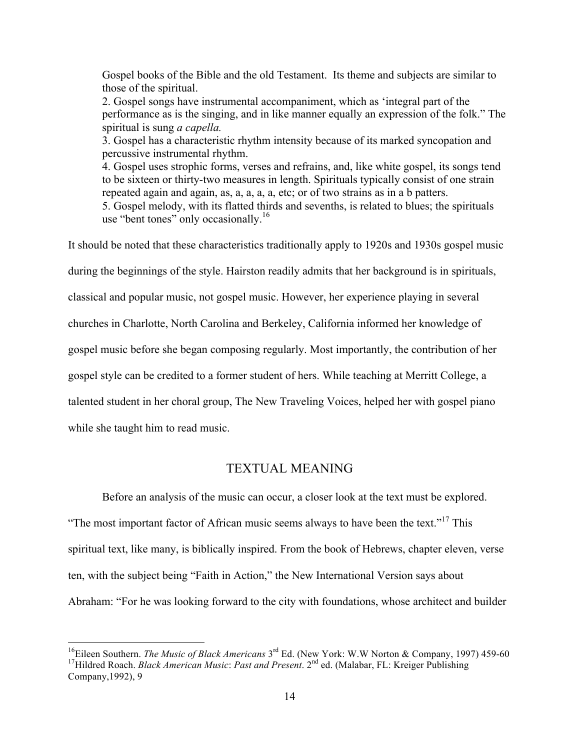Gospel books of the Bible and the old Testament. Its theme and subjects are similar to those of the spiritual.

2. Gospel songs have instrumental accompaniment, which as 'integral part of the performance as is the singing, and in like manner equally an expression of the folk." The spiritual is sung *a capella.*

3. Gospel has a characteristic rhythm intensity because of its marked syncopation and percussive instrumental rhythm.

4. Gospel uses strophic forms, verses and refrains, and, like white gospel, its songs tend to be sixteen or thirty-two measures in length. Spirituals typically consist of one strain repeated again and again, as, a, a, a, a, etc; or of two strains as in a b patters.

5. Gospel melody, with its flatted thirds and sevenths, is related to blues; the spirituals use "bent tones" only occasionally.[16]

It should be noted that these characteristics traditionally apply to 1920s and 1930s gospel music during the beginnings of the style. Hairston readily admits that her background is in spirituals, classical and popular music, not gospel music. However, her experience playing in several churches in Charlotte, North Carolina and Berkeley, California informed her knowledge of gospel music before she began composing regularly. Most importantly, the contribution of her gospel style can be credited to a former student of hers. While teaching at Merritt College, a talented student in her choral group, The New Traveling Voices, helped her with gospel piano while she taught him to read music.

## TEXTUAL MEANING

Before an analysis of the music can occur, a closer look at the text must be explored. "The most important factor of African music seems always to have been the text."[17] This spiritual text, like many, is biblically inspired. From the book of Hebrews, chapter eleven, verse ten, with the subject being "Faith in Action," the New International Version says about Abraham: "For he was looking forward to the city with foundations, whose architect and builder

---

[16] Eileen Southern. *The Music of Black Americans* 3rd Ed. (New York: W.W Norton & Company, 1997) 459-60

[17] Hildred Roach. *Black American Music*: *Past and Present*. 2nd ed. (Malabar, FL: Kreiger Publishing Company,1992), 9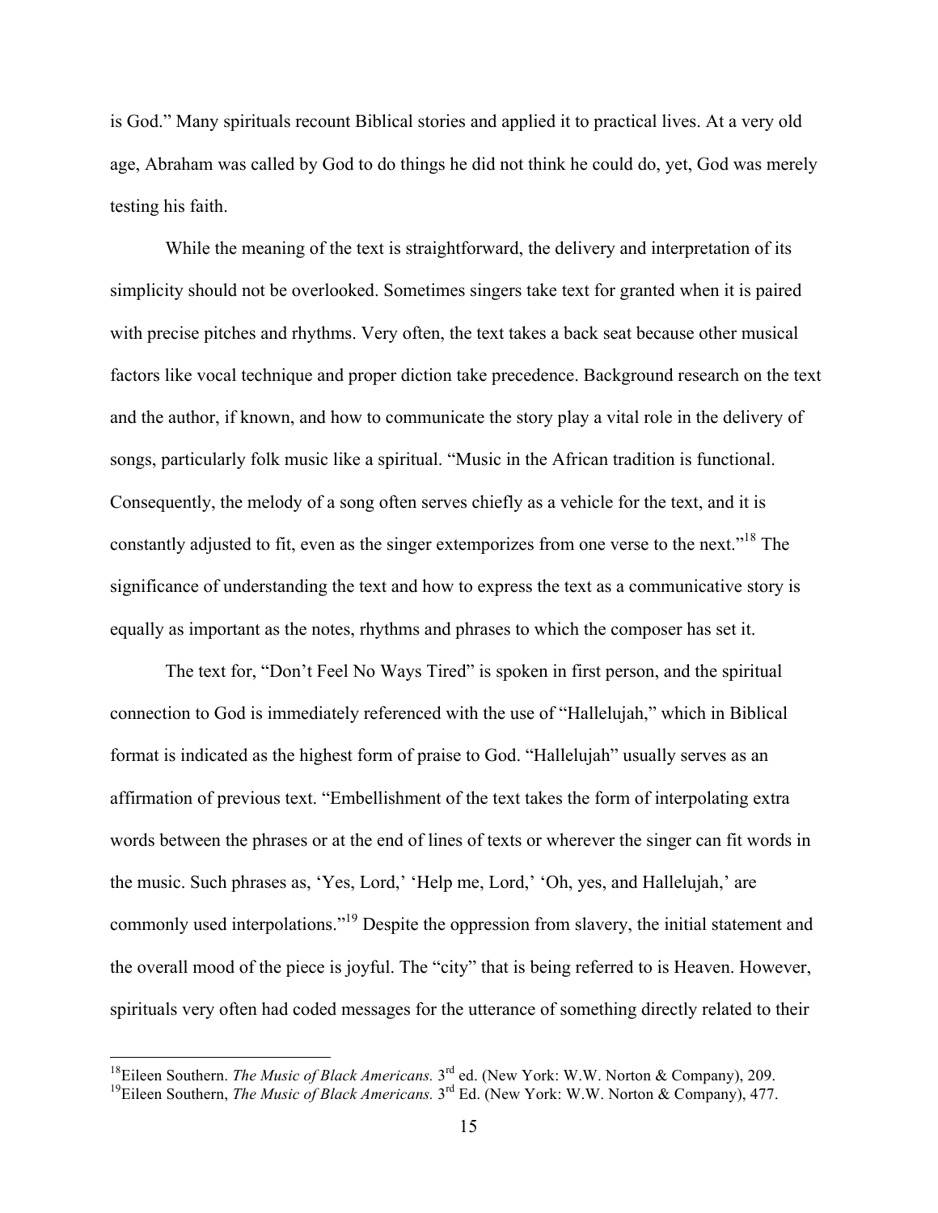is God." Many spirituals recount Biblical stories and applied it to practical lives. At a very old age, Abraham was called by God to do things he did not think he could do, yet, God was merely testing his faith.

While the meaning of the text is straightforward, the delivery and interpretation of its simplicity should not be overlooked. Sometimes singers take text for granted when it is paired with precise pitches and rhythms. Very often, the text takes a back seat because other musical factors like vocal technique and proper diction take precedence. Background research on the text and the author, if known, and how to communicate the story play a vital role in the delivery of songs, particularly folk music like a spiritual. "Music in the African tradition is functional. Consequently, the melody of a song often serves chiefly as a vehicle for the text, and it is constantly adjusted to fit, even as the singer extemporizes from one verse to the next."[18] The significance of understanding the text and how to express the text as a communicative story is equally as important as the notes, rhythms and phrases to which the composer has set it.

The text for, "Don't Feel No Ways Tired" is spoken in first person, and the spiritual connection to God is immediately referenced with the use of "Hallelujah," which in Biblical format is indicated as the highest form of praise to God. "Hallelujah" usually serves as an affirmation of previous text. "Embellishment of the text takes the form of interpolating extra words between the phrases or at the end of lines of texts or wherever the singer can fit words in the music. Such phrases as, 'Yes, Lord,' 'Help me, Lord,' 'Oh, yes, and Hallelujah,' are commonly used interpolations."[19] Despite the oppression from slavery, the initial statement and the overall mood of the piece is joyful. The "city" that is being referred to is Heaven. However, spirituals very often had coded messages for the utterance of something directly related to their

---

[18]Eileen Southern. *The Music of Black Americans.* 3rd ed. (New York: W.W. Norton & Company), 209.
[19]Eileen Southern, *The Music of Black Americans.* 3rd Ed. (New York: W.W. Norton & Company), 477.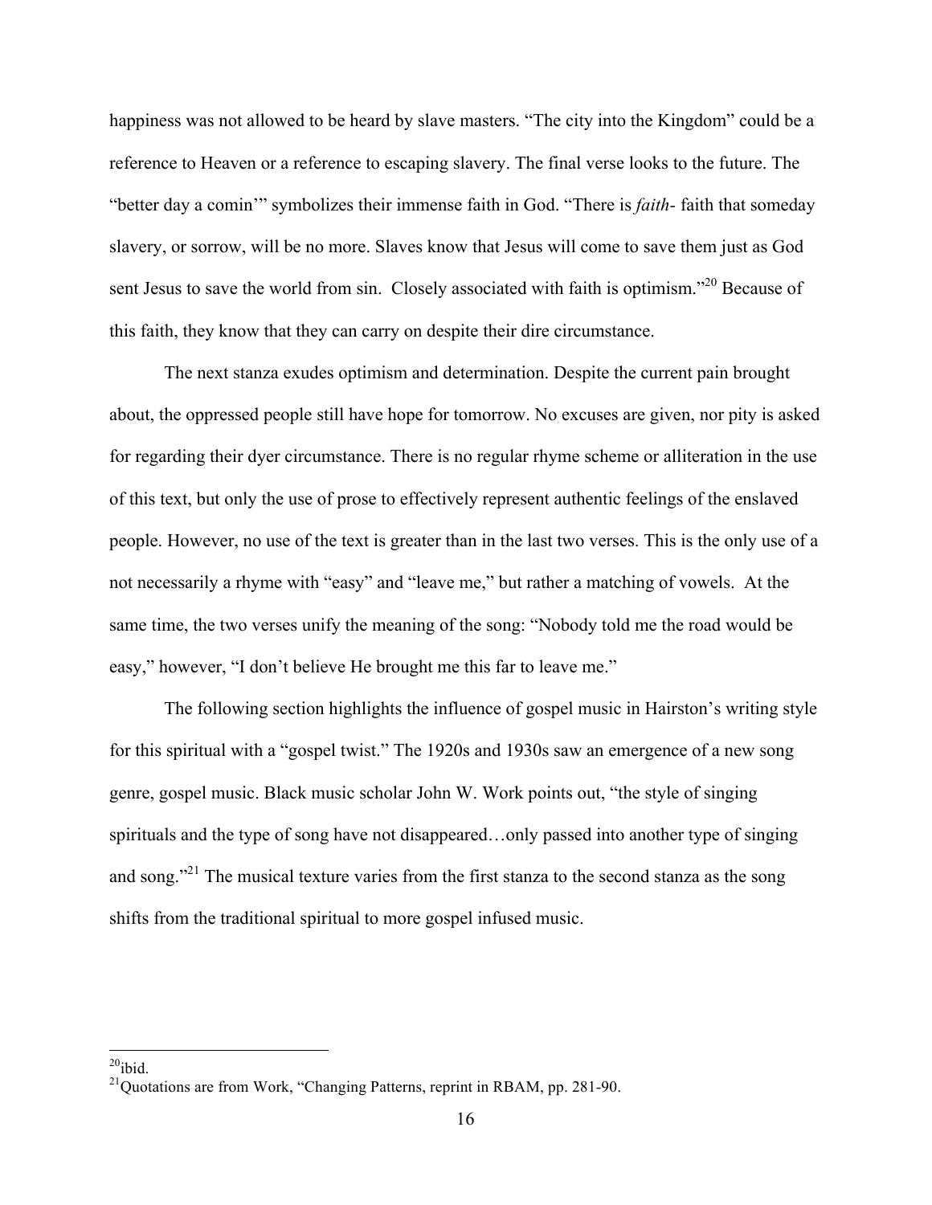happiness was not allowed to be heard by slave masters. "The city into the Kingdom" could be a reference to Heaven or a reference to escaping slavery. The final verse looks to the future. The "better day a comin'" symbolizes their immense faith in God. "There is *faith*- faith that someday slavery, or sorrow, will be no more. Slaves know that Jesus will come to save them just as God sent Jesus to save the world from sin. Closely associated with faith is optimism."[20] Because of this faith, they know that they can carry on despite their dire circumstance.

The next stanza exudes optimism and determination. Despite the current pain brought about, the oppressed people still have hope for tomorrow. No excuses are given, nor pity is asked for regarding their dyer circumstance. There is no regular rhyme scheme or alliteration in the use of this text, but only the use of prose to effectively represent authentic feelings of the enslaved people. However, no use of the text is greater than in the last two verses. This is the only use of a not necessarily a rhyme with "easy" and "leave me," but rather a matching of vowels. At the same time, the two verses unify the meaning of the song: "Nobody told me the road would be easy," however, "I don't believe He brought me this far to leave me."

The following section highlights the influence of gospel music in Hairston's writing style for this spiritual with a "gospel twist." The 1920s and 1930s saw an emergence of a new song genre, gospel music. Black music scholar John W. Work points out, "the style of singing spirituals and the type of song have not disappeared…only passed into another type of singing and song."[21] The musical texture varies from the first stanza to the second stanza as the song shifts from the traditional spiritual to more gospel infused music.

---

[20]ibid.

[21]Quotations are from Work, "Changing Patterns, reprint in RBAM, pp. 281-90.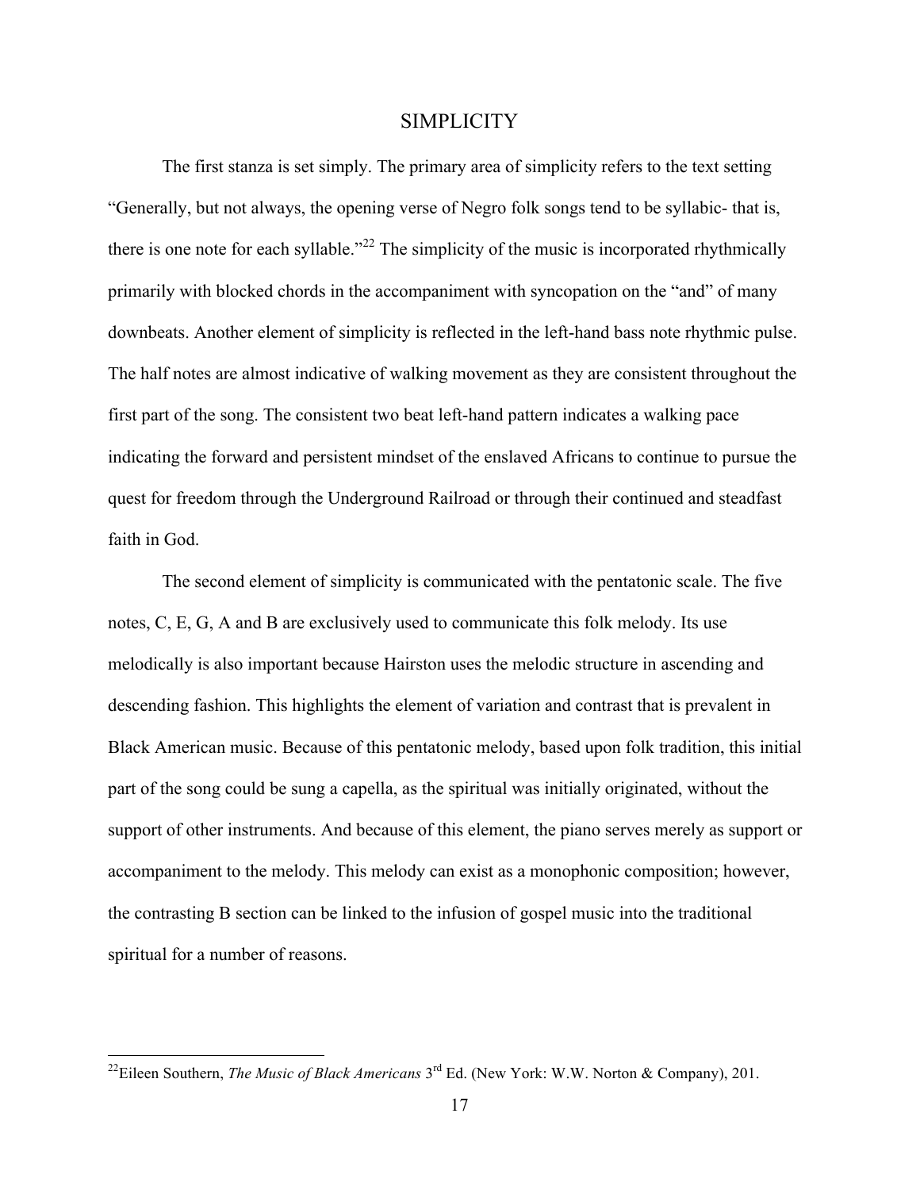## SIMPLICITY

The first stanza is set simply. The primary area of simplicity refers to the text setting "Generally, but not always, the opening verse of Negro folk songs tend to be syllabic- that is, there is one note for each syllable."[22] The simplicity of the music is incorporated rhythmically primarily with blocked chords in the accompaniment with syncopation on the "and" of many downbeats. Another element of simplicity is reflected in the left-hand bass note rhythmic pulse. The half notes are almost indicative of walking movement as they are consistent throughout the first part of the song. The consistent two beat left-hand pattern indicates a walking pace indicating the forward and persistent mindset of the enslaved Africans to continue to pursue the quest for freedom through the Underground Railroad or through their continued and steadfast faith in God.

The second element of simplicity is communicated with the pentatonic scale. The five notes, C, E, G, A and B are exclusively used to communicate this folk melody. Its use melodically is also important because Hairston uses the melodic structure in ascending and descending fashion. This highlights the element of variation and contrast that is prevalent in Black American music. Because of this pentatonic melody, based upon folk tradition, this initial part of the song could be sung a capella, as the spiritual was initially originated, without the support of other instruments. And because of this element, the piano serves merely as support or accompaniment to the melody. This melody can exist as a monophonic composition; however, the contrasting B section can be linked to the infusion of gospel music into the traditional spiritual for a number of reasons.

---

[22]Eileen Southern, *The Music of Black Americans* 3rd Ed. (New York: W.W. Norton & Company), 201.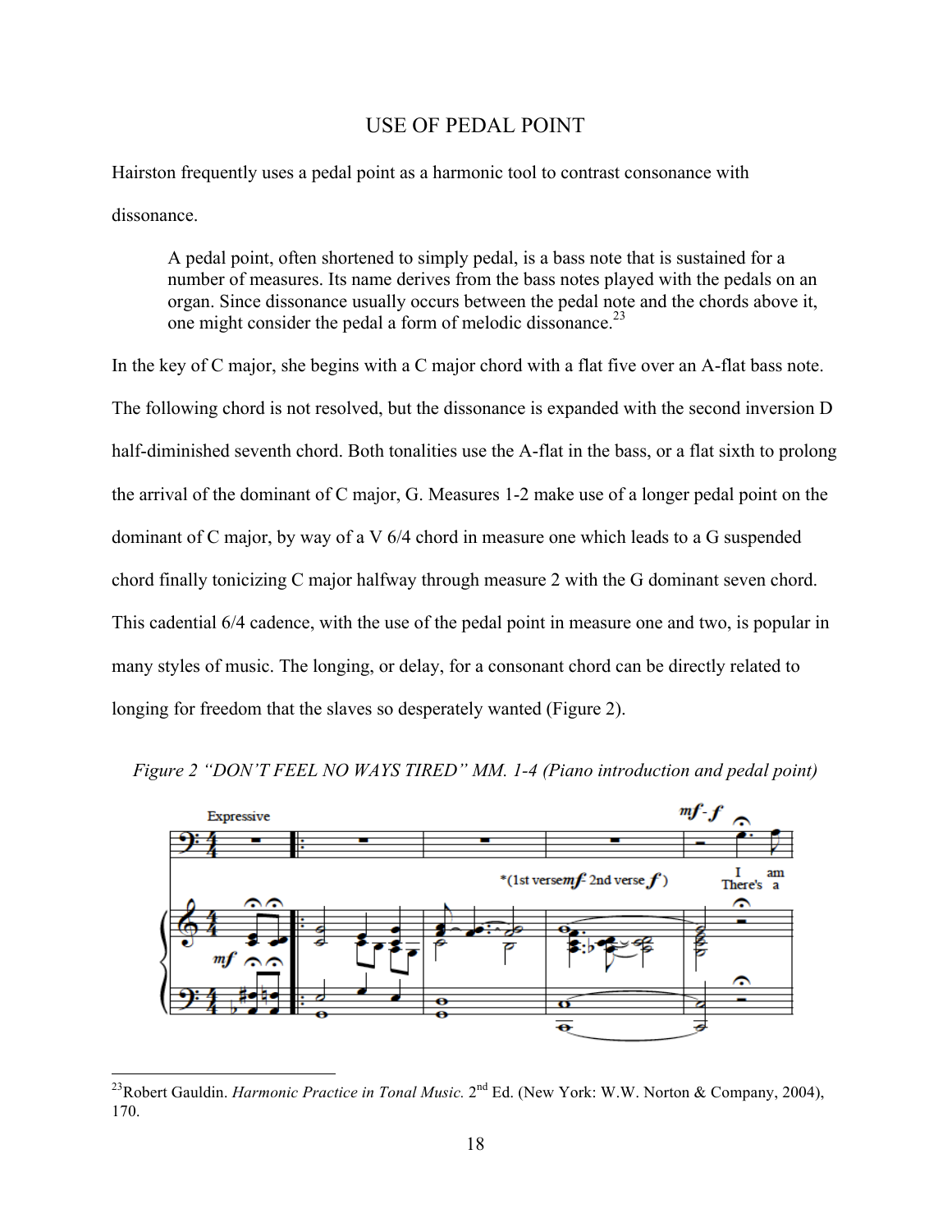# USE OF PEDAL POINT

Hairston frequently uses a pedal point as a harmonic tool to contrast consonance with dissonance.

> A pedal point, often shortened to simply pedal, is a bass note that is sustained for a number of measures. Its name derives from the bass notes played with the pedals on an organ. Since dissonance usually occurs between the pedal note and the chords above it, one might consider the pedal a form of melodic dissonance.[23]

In the key of C major, she begins with a C major chord with a flat five over an A-flat bass note. The following chord is not resolved, but the dissonance is expanded with the second inversion D half-diminished seventh chord. Both tonalities use the A-flat in the bass, or a flat sixth to prolong the arrival of the dominant of C major, G. Measures 1-2 make use of a longer pedal point on the dominant of C major, by way of a V 6/4 chord in measure one which leads to a G suspended chord finally tonicizing C major halfway through measure 2 with the G dominant seven chord. This cadential 6/4 cadence, with the use of the pedal point in measure one and two, is popular in many styles of music. The longing, or delay, for a consonant chord can be directly related to longing for freedom that the slaves so desperately wanted (Figure 2).

*Figure 2 "DON'T FEEL NO WAYS TIRED" MM. 1-4 (Piano introduction and pedal point)*

---

[23]Robert Gauldin. *Harmonic Practice in Tonal Music.* 2nd Ed. (New York: W.W. Norton & Company, 2004), 170.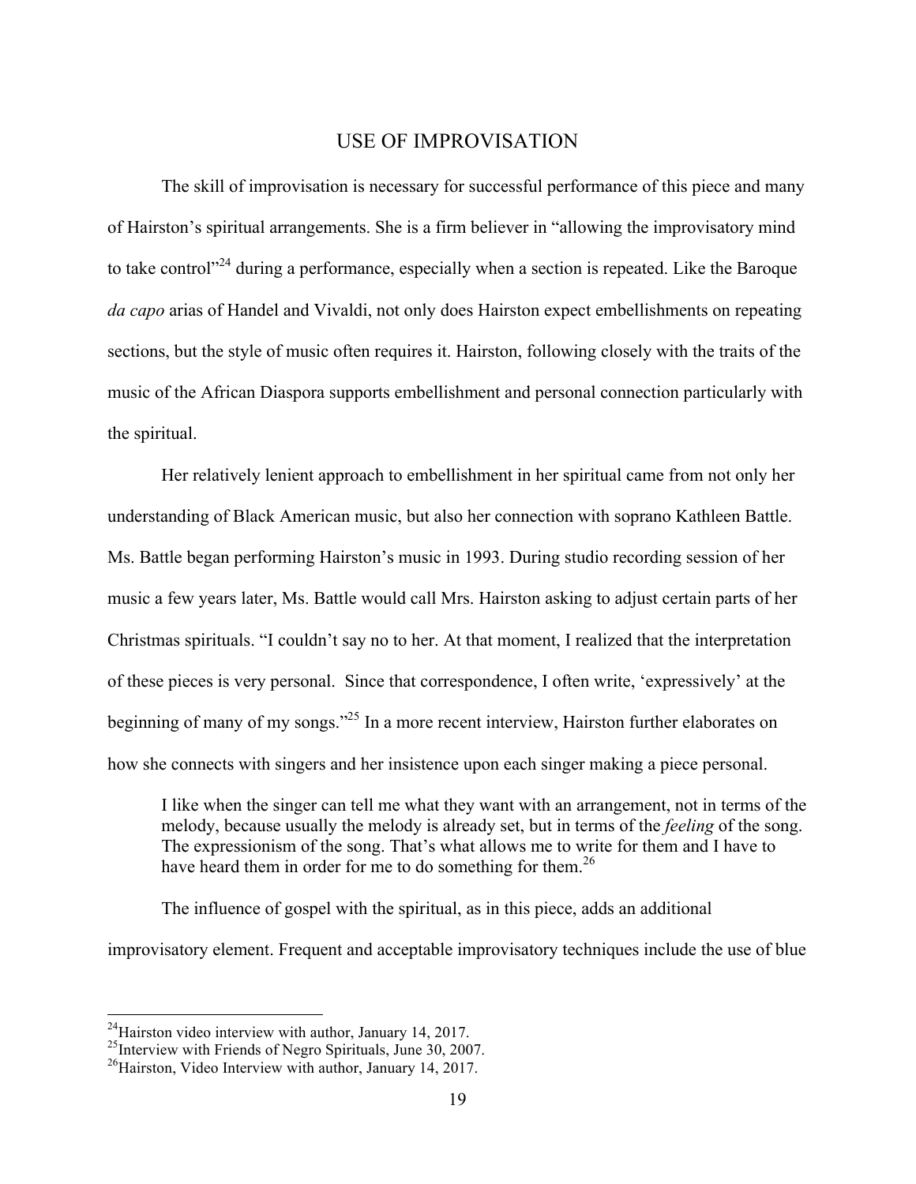## USE OF IMPROVISATION

The skill of improvisation is necessary for successful performance of this piece and many of Hairston's spiritual arrangements. She is a firm believer in "allowing the improvisatory mind to take control"[24] during a performance, especially when a section is repeated. Like the Baroque *da capo* arias of Handel and Vivaldi, not only does Hairston expect embellishments on repeating sections, but the style of music often requires it. Hairston, following closely with the traits of the music of the African Diaspora supports embellishment and personal connection particularly with the spiritual.

Her relatively lenient approach to embellishment in her spiritual came from not only her understanding of Black American music, but also her connection with soprano Kathleen Battle. Ms. Battle began performing Hairston's music in 1993. During studio recording session of her music a few years later, Ms. Battle would call Mrs. Hairston asking to adjust certain parts of her Christmas spirituals. "I couldn't say no to her. At that moment, I realized that the interpretation of these pieces is very personal. Since that correspondence, I often write, 'expressively' at the beginning of many of my songs."[25] In a more recent interview, Hairston further elaborates on how she connects with singers and her insistence upon each singer making a piece personal.

> I like when the singer can tell me what they want with an arrangement, not in terms of the melody, because usually the melody is already set, but in terms of the *feeling* of the song. The expressionism of the song. That's what allows me to write for them and I have to have heard them in order for me to do something for them.[26]

The influence of gospel with the spiritual, as in this piece, adds an additional improvisatory element. Frequent and acceptable improvisatory techniques include the use of blue

---

[24] Hairston video interview with author, January 14, 2017.
[25] Interview with Friends of Negro Spirituals, June 30, 2007.
[26] Hairston, Video Interview with author, January 14, 2017.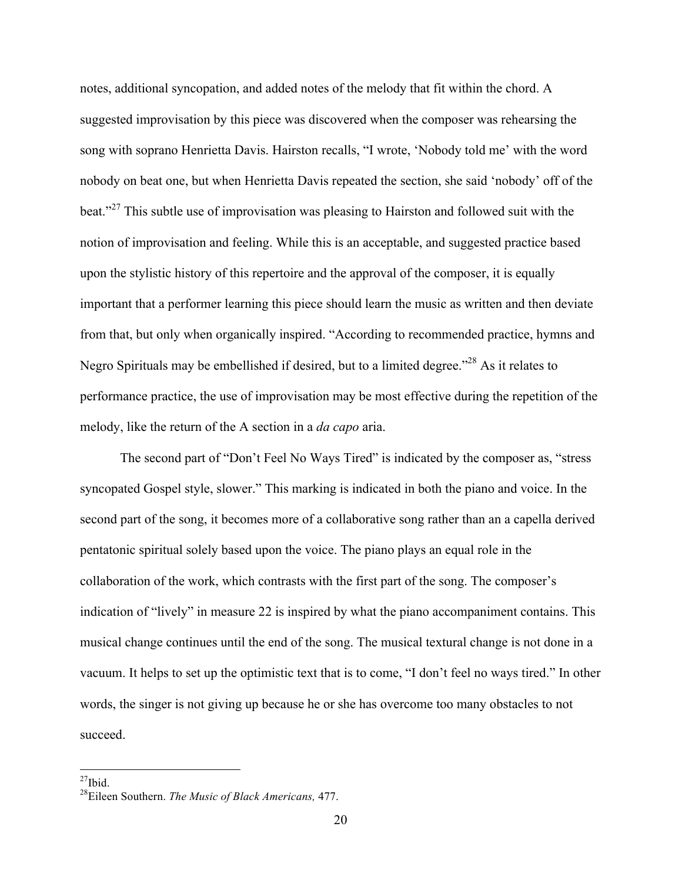notes, additional syncopation, and added notes of the melody that fit within the chord. A suggested improvisation by this piece was discovered when the composer was rehearsing the song with soprano Henrietta Davis. Hairston recalls, "I wrote, 'Nobody told me' with the word nobody on beat one, but when Henrietta Davis repeated the section, she said 'nobody' off of the beat."[27] This subtle use of improvisation was pleasing to Hairston and followed suit with the notion of improvisation and feeling. While this is an acceptable, and suggested practice based upon the stylistic history of this repertoire and the approval of the composer, it is equally important that a performer learning this piece should learn the music as written and then deviate from that, but only when organically inspired. "According to recommended practice, hymns and Negro Spirituals may be embellished if desired, but to a limited degree."[28] As it relates to performance practice, the use of improvisation may be most effective during the repetition of the melody, like the return of the A section in a *da capo* aria.

The second part of "Don't Feel No Ways Tired" is indicated by the composer as, "stress syncopated Gospel style, slower." This marking is indicated in both the piano and voice. In the second part of the song, it becomes more of a collaborative song rather than an a capella derived pentatonic spiritual solely based upon the voice. The piano plays an equal role in the collaboration of the work, which contrasts with the first part of the song. The composer's indication of "lively" in measure 22 is inspired by what the piano accompaniment contains. This musical change continues until the end of the song. The musical textural change is not done in a vacuum. It helps to set up the optimistic text that is to come, "I don't feel no ways tired." In other words, the singer is not giving up because he or she has overcome too many obstacles to not succeed.

---

[27] Ibid.

[28] Eileen Southern. *The Music of Black Americans,* 477.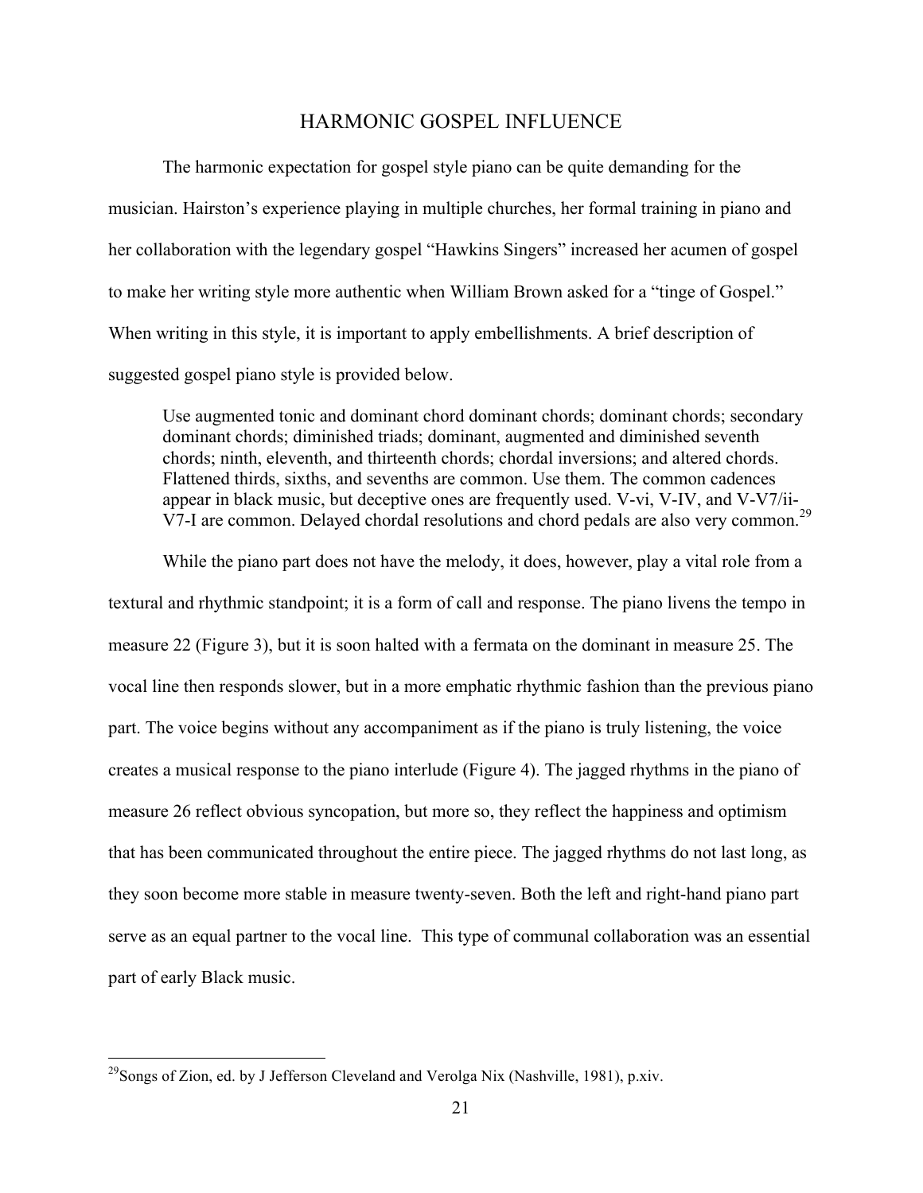## HARMONIC GOSPEL INFLUENCE

The harmonic expectation for gospel style piano can be quite demanding for the musician. Hairston's experience playing in multiple churches, her formal training in piano and her collaboration with the legendary gospel "Hawkins Singers" increased her acumen of gospel to make her writing style more authentic when William Brown asked for a "tinge of Gospel." When writing in this style, it is important to apply embellishments. A brief description of suggested gospel piano style is provided below.

> Use augmented tonic and dominant chord dominant chords; dominant chords; secondary dominant chords; diminished triads; dominant, augmented and diminished seventh chords; ninth, eleventh, and thirteenth chords; chordal inversions; and altered chords. Flattened thirds, sixths, and sevenths are common. Use them. The common cadences appear in black music, but deceptive ones are frequently used. V-vi, V-IV, and V-V7/ii-V7-I are common. Delayed chordal resolutions and chord pedals are also very common.[29]

While the piano part does not have the melody, it does, however, play a vital role from a textural and rhythmic standpoint; it is a form of call and response. The piano livens the tempo in measure 22 (Figure 3), but it is soon halted with a fermata on the dominant in measure 25. The vocal line then responds slower, but in a more emphatic rhythmic fashion than the previous piano part. The voice begins without any accompaniment as if the piano is truly listening, the voice creates a musical response to the piano interlude (Figure 4). The jagged rhythms in the piano of measure 26 reflect obvious syncopation, but more so, they reflect the happiness and optimism that has been communicated throughout the entire piece. The jagged rhythms do not last long, as they soon become more stable in measure twenty-seven. Both the left and right-hand piano part serve as an equal partner to the vocal line. This type of communal collaboration was an essential part of early Black music.

---

[29]Songs of Zion, ed. by J Jefferson Cleveland and Verolga Nix (Nashville, 1981), p.xiv.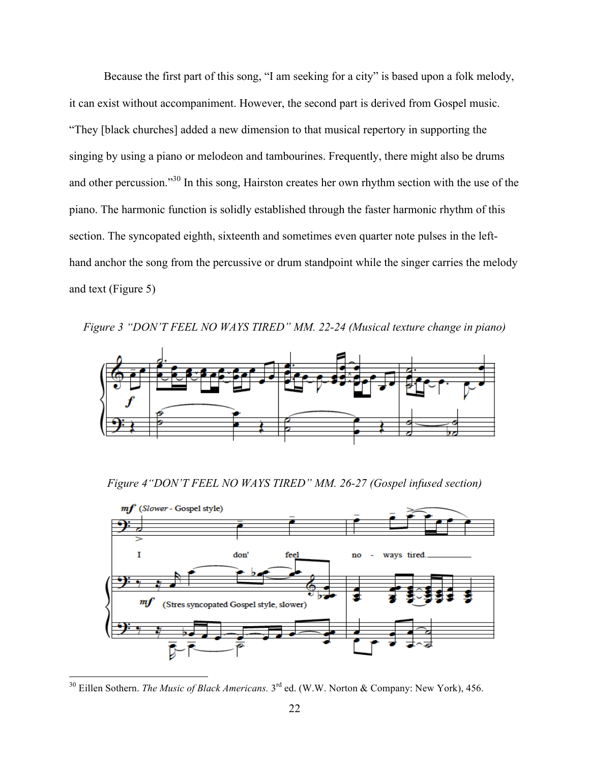Because the first part of this song, "I am seeking for a city" is based upon a folk melody, it can exist without accompaniment. However, the second part is derived from Gospel music. "They [black churches] added a new dimension to that musical repertory in supporting the singing by using a piano or melodeon and tambourines. Frequently, there might also be drums and other percussion."[30] In this song, Hairston creates her own rhythm section with the use of the piano. The harmonic function is solidly established through the faster harmonic rhythm of this section. The syncopated eighth, sixteenth and sometimes even quarter note pulses in the left-hand anchor the song from the percussive or drum standpoint while the singer carries the melody and text (Figure 5)

*Figure 3 "DON'T FEEL NO WAYS TIRED" MM. 22-24 (Musical texture change in piano)*

*Figure 4"DON'T FEEL NO WAYS TIRED" MM. 26-27 (Gospel infused section)*

---

[30] Eillen Sothern. *The Music of Black Americans.* 3rd ed. (W.W. Norton & Company: New York), 456.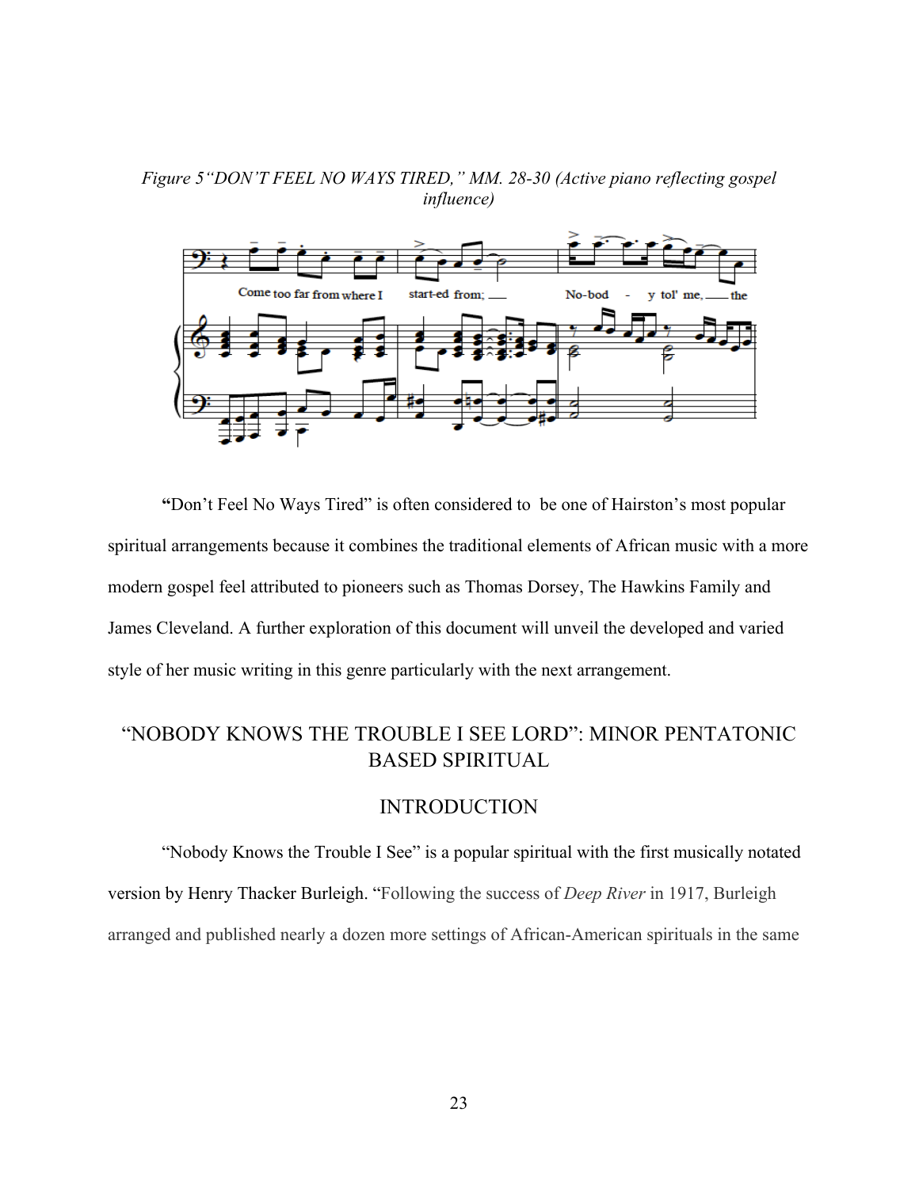*Figure 5"DON'T FEEL NO WAYS TIRED," MM. 28-30 (Active piano reflecting gospel influence)*

**"**Don't Feel No Ways Tired" is often considered to  be one of Hairston's most popular spiritual arrangements because it combines the traditional elements of African music with a more modern gospel feel attributed to pioneers such as Thomas Dorsey, The Hawkins Family and James Cleveland. A further exploration of this document will unveil the developed and varied style of her music writing in this genre particularly with the next arrangement.

## "NOBODY KNOWS THE TROUBLE I SEE LORD": MINOR PENTATONIC BASED SPIRITUAL

### INTRODUCTION

"Nobody Knows the Trouble I See" is a popular spiritual with the first musically notated version by Henry Thacker Burleigh. "Following the success of *Deep River* in 1917, Burleigh arranged and published nearly a dozen more settings of African-American spirituals in the same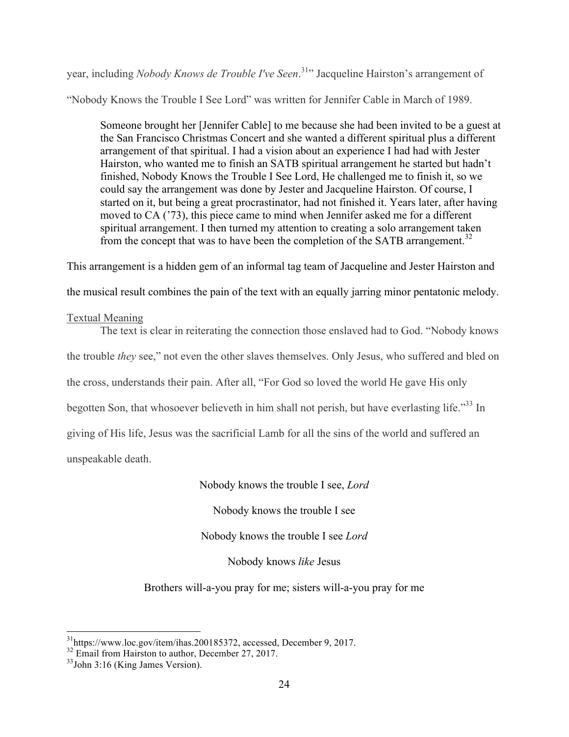year, including *Nobody Knows de Trouble I've Seen*.[31]" Jacqueline Hairston's arrangement of "Nobody Knows the Trouble I See Lord" was written for Jennifer Cable in March of 1989.

> Someone brought her [Jennifer Cable] to me because she had been invited to be a guest at the San Francisco Christmas Concert and she wanted a different spiritual plus a different arrangement of that spiritual. I had a vision about an experience I had had with Jester Hairston, who wanted me to finish an SATB spiritual arrangement he started but hadn't finished, Nobody Knows the Trouble I See Lord, He challenged me to finish it, so we could say the arrangement was done by Jester and Jacqueline Hairston. Of course, I started on it, but being a great procrastinator, had not finished it. Years later, after having moved to CA ('73), this piece came to mind when Jennifer asked me for a different spiritual arrangement. I then turned my attention to creating a solo arrangement taken from the concept that was to have been the completion of the SATB arrangement.[32]

This arrangement is a hidden gem of an informal tag team of Jacqueline and Jester Hairston and the musical result combines the pain of the text with an equally jarring minor pentatonic melody.

Textual Meaning

The text is clear in reiterating the connection those enslaved had to God. "Nobody knows the trouble *they* see," not even the other slaves themselves. Only Jesus, who suffered and bled on the cross, understands their pain. After all, "For God so loved the world He gave His only begotten Son, that whosoever believeth in him shall not perish, but have everlasting life."[33] In giving of His life, Jesus was the sacrificial Lamb for all the sins of the world and suffered an unspeakable death.

Nobody knows the trouble I see, *Lord*

Nobody knows the trouble I see

Nobody knows the trouble I see *Lord*

Nobody knows *like* Jesus

Brothers will-a-you pray for me; sisters will-a-you pray for me

---

[31] https://www.loc.gov/item/ihas.200185372, accessed, December 9, 2017.

[32] Email from Hairston to author, December 27, 2017.

[33] John 3:16 (King James Version).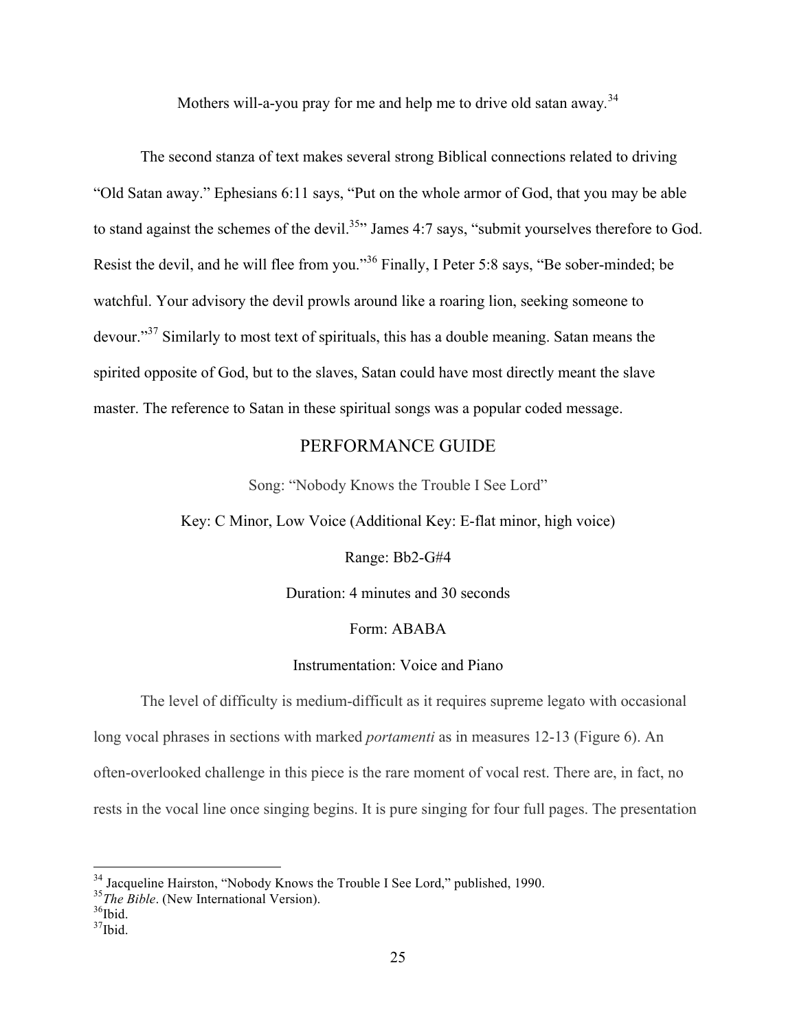Mothers will-a-you pray for me and help me to drive old satan away.[34]

The second stanza of text makes several strong Biblical connections related to driving "Old Satan away." Ephesians 6:11 says, "Put on the whole armor of God, that you may be able to stand against the schemes of the devil.[35]" James 4:7 says, "submit yourselves therefore to God. Resist the devil, and he will flee from you."[36] Finally, I Peter 5:8 says, "Be sober-minded; be watchful. Your advisory the devil prowls around like a roaring lion, seeking someone to devour."[37] Similarly to most text of spirituals, this has a double meaning. Satan means the spirited opposite of God, but to the slaves, Satan could have most directly meant the slave master. The reference to Satan in these spiritual songs was a popular coded message.

## PERFORMANCE GUIDE

Song: "Nobody Knows the Trouble I See Lord"

Key: C Minor, Low Voice (Additional Key: E-flat minor, high voice)

Range: Bb2-G#4

Duration: 4 minutes and 30 seconds

Form: ABABA

Instrumentation: Voice and Piano

The level of difficulty is medium-difficult as it requires supreme legato with occasional long vocal phrases in sections with marked *portamenti* as in measures 12-13 (Figure 6). An often-overlooked challenge in this piece is the rare moment of vocal rest. There are, in fact, no rests in the vocal line once singing begins. It is pure singing for four full pages. The presentation

---

[34] Jacqueline Hairston, "Nobody Knows the Trouble I See Lord," published, 1990.
[35] *The Bible*. (New International Version).
[36] Ibid.
[37] Ibid.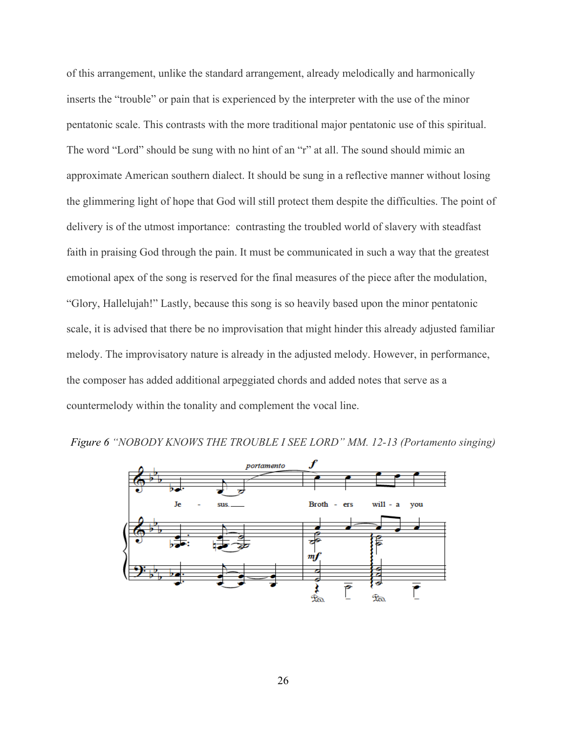of this arrangement, unlike the standard arrangement, already melodically and harmonically inserts the "trouble" or pain that is experienced by the interpreter with the use of the minor pentatonic scale. This contrasts with the more traditional major pentatonic use of this spiritual. The word "Lord" should be sung with no hint of an "r" at all. The sound should mimic an approximate American southern dialect. It should be sung in a reflective manner without losing the glimmering light of hope that God will still protect them despite the difficulties. The point of delivery is of the utmost importance:  contrasting the troubled world of slavery with steadfast faith in praising God through the pain. It must be communicated in such a way that the greatest emotional apex of the song is reserved for the final measures of the piece after the modulation, "Glory, Hallelujah!" Lastly, because this song is so heavily based upon the minor pentatonic scale, it is advised that there be no improvisation that might hinder this already adjusted familiar melody. The improvisatory nature is already in the adjusted melody. However, in performance, the composer has added additional arpeggiated chords and added notes that serve as a countermelody within the tonality and complement the vocal line.

*Figure 6 "NOBODY KNOWS THE TROUBLE I SEE LORD" MM. 12-13 (Portamento singing)*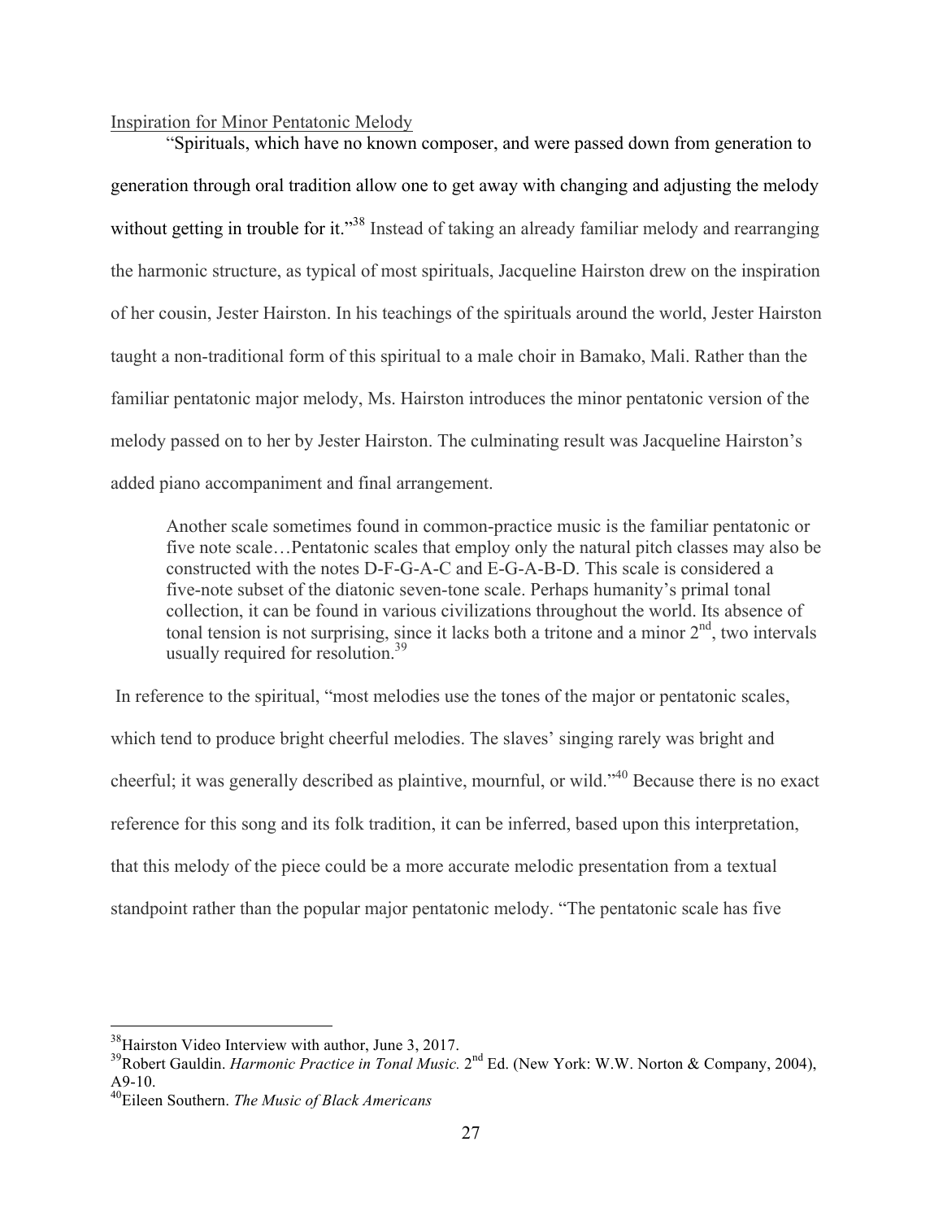Inspiration for Minor Pentatonic Melody

"Spirituals, which have no known composer, and were passed down from generation to generation through oral tradition allow one to get away with changing and adjusting the melody without getting in trouble for it."[38] Instead of taking an already familiar melody and rearranging the harmonic structure, as typical of most spirituals, Jacqueline Hairston drew on the inspiration of her cousin, Jester Hairston. In his teachings of the spirituals around the world, Jester Hairston taught a non-traditional form of this spiritual to a male choir in Bamako, Mali. Rather than the familiar pentatonic major melody, Ms. Hairston introduces the minor pentatonic version of the melody passed on to her by Jester Hairston. The culminating result was Jacqueline Hairston's added piano accompaniment and final arrangement.

> Another scale sometimes found in common-practice music is the familiar pentatonic or five note scale…Pentatonic scales that employ only the natural pitch classes may also be constructed with the notes D-F-G-A-C and E-G-A-B-D. This scale is considered a five-note subset of the diatonic seven-tone scale. Perhaps humanity's primal tonal collection, it can be found in various civilizations throughout the world. Its absence of tonal tension is not surprising, since it lacks both a tritone and a minor 2nd, two intervals usually required for resolution.[39]

In reference to the spiritual, "most melodies use the tones of the major or pentatonic scales, which tend to produce bright cheerful melodies. The slaves' singing rarely was bright and cheerful; it was generally described as plaintive, mournful, or wild."[40] Because there is no exact reference for this song and its folk tradition, it can be inferred, based upon this interpretation, that this melody of the piece could be a more accurate melodic presentation from a textual standpoint rather than the popular major pentatonic melody. "The pentatonic scale has five

---

[38] Hairston Video Interview with author, June 3, 2017.

[39] Robert Gauldin. *Harmonic Practice in Tonal Music.* 2nd Ed. (New York: W.W. Norton & Company, 2004), A9-10.

[40] Eileen Southern. *The Music of Black Americans*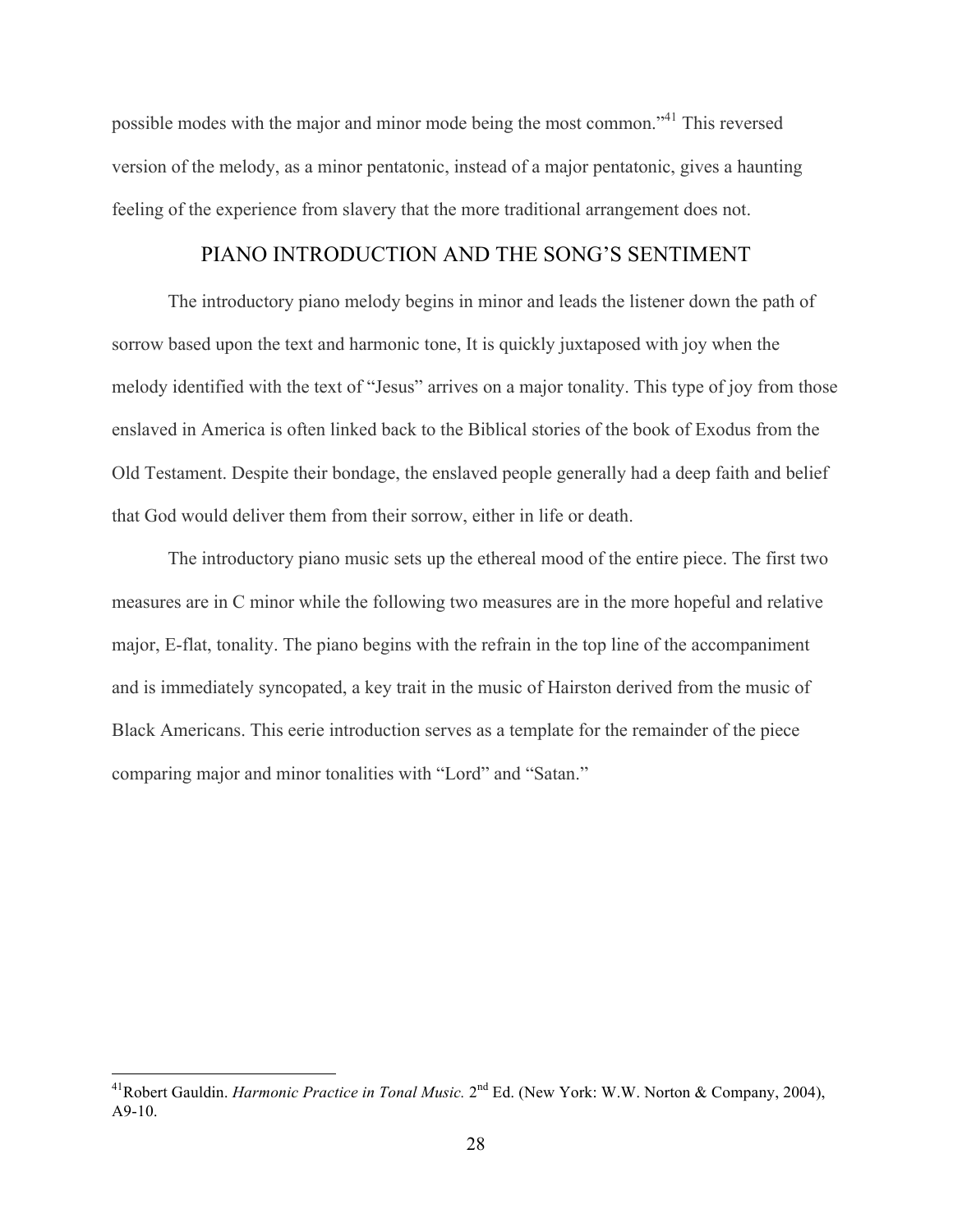possible modes with the major and minor mode being the most common."[41] This reversed version of the melody, as a minor pentatonic, instead of a major pentatonic, gives a haunting feeling of the experience from slavery that the more traditional arrangement does not.

## PIANO INTRODUCTION AND THE SONG'S SENTIMENT

The introductory piano melody begins in minor and leads the listener down the path of sorrow based upon the text and harmonic tone, It is quickly juxtaposed with joy when the melody identified with the text of "Jesus" arrives on a major tonality. This type of joy from those enslaved in America is often linked back to the Biblical stories of the book of Exodus from the Old Testament. Despite their bondage, the enslaved people generally had a deep faith and belief that God would deliver them from their sorrow, either in life or death.

The introductory piano music sets up the ethereal mood of the entire piece. The first two measures are in C minor while the following two measures are in the more hopeful and relative major, E-flat, tonality. The piano begins with the refrain in the top line of the accompaniment and is immediately syncopated, a key trait in the music of Hairston derived from the music of Black Americans. This eerie introduction serves as a template for the remainder of the piece comparing major and minor tonalities with "Lord" and "Satan."

---

[41] Robert Gauldin. *Harmonic Practice in Tonal Music.* 2nd Ed. (New York: W.W. Norton & Company, 2004), A9-10.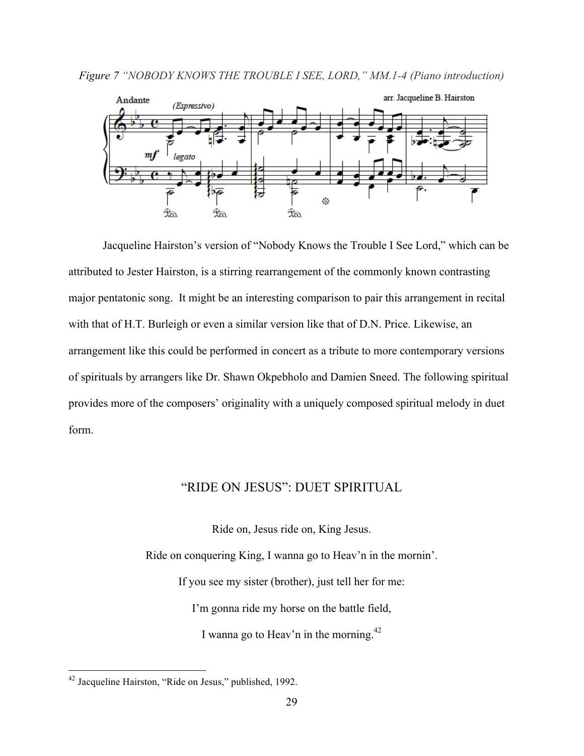*Figure 7 "NOBODY KNOWS THE TROUBLE I SEE, LORD," MM.1-4 (Piano introduction)*

Jacqueline Hairston's version of "Nobody Knows the Trouble I See Lord," which can be attributed to Jester Hairston, is a stirring rearrangement of the commonly known contrasting major pentatonic song. It might be an interesting comparison to pair this arrangement in recital with that of H.T. Burleigh or even a similar version like that of D.N. Price. Likewise, an arrangement like this could be performed in concert as a tribute to more contemporary versions of spirituals by arrangers like Dr. Shawn Okpebholo and Damien Sneed. The following spiritual provides more of the composers' originality with a uniquely composed spiritual melody in duet form.

## "RIDE ON JESUS": DUET SPIRITUAL

Ride on, Jesus ride on, King Jesus.

Ride on conquering King, I wanna go to Heav'n in the mornin'.

If you see my sister (brother), just tell her for me:

I'm gonna ride my horse on the battle field,

I wanna go to Heav'n in the morning.[42]

---

[42] Jacqueline Hairston, "Ride on Jesus," published, 1992.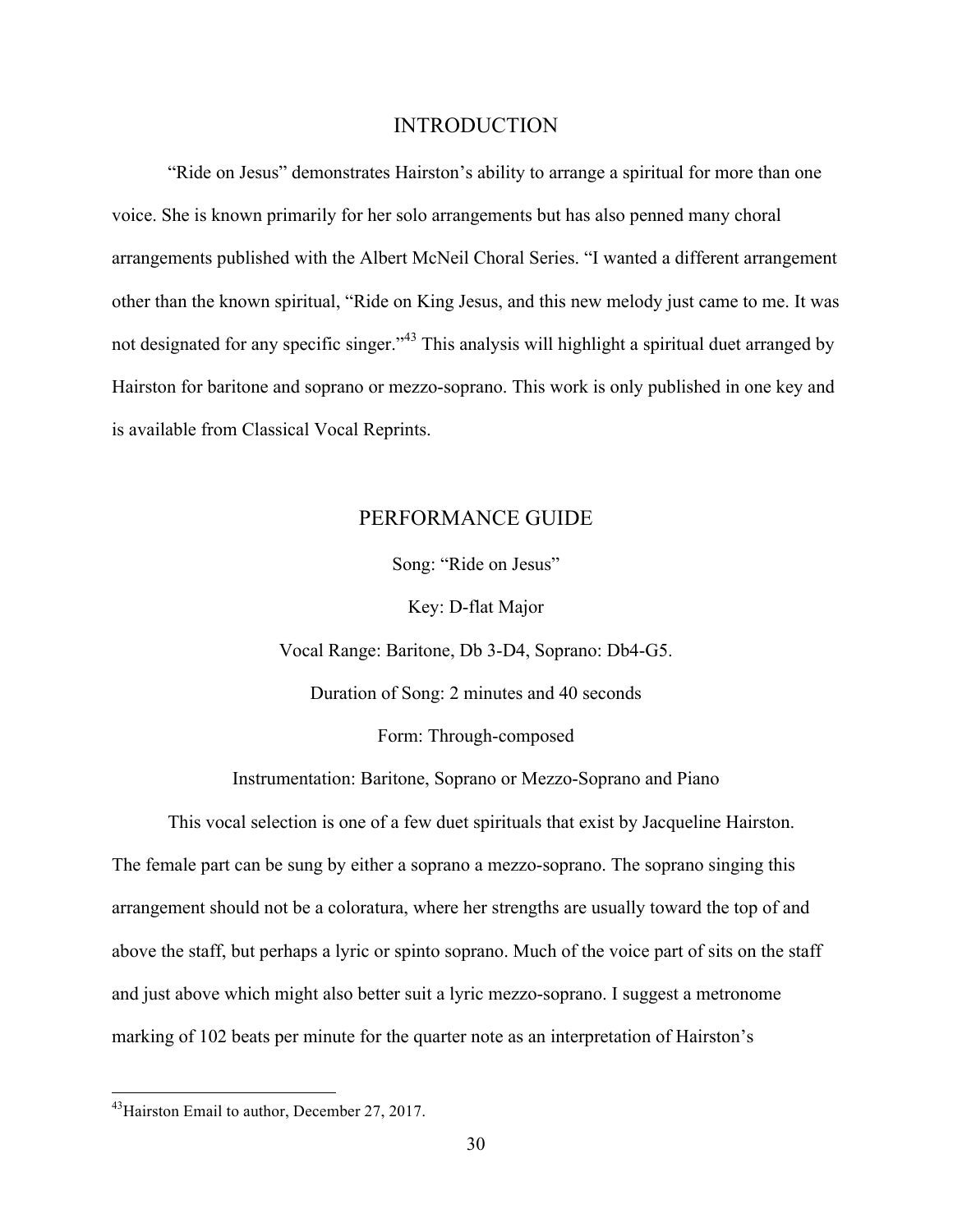## INTRODUCTION

"Ride on Jesus" demonstrates Hairston's ability to arrange a spiritual for more than one voice. She is known primarily for her solo arrangements but has also penned many choral arrangements published with the Albert McNeil Choral Series. "I wanted a different arrangement other than the known spiritual, "Ride on King Jesus, and this new melody just came to me. It was not designated for any specific singer."[43] This analysis will highlight a spiritual duet arranged by Hairston for baritone and soprano or mezzo-soprano. This work is only published in one key and is available from Classical Vocal Reprints.

## PERFORMANCE GUIDE

Song: "Ride on Jesus"

Key: D-flat Major

Vocal Range: Baritone, Db 3-D4, Soprano: Db4-G5.

Duration of Song: 2 minutes and 40 seconds

Form: Through-composed

Instrumentation: Baritone, Soprano or Mezzo-Soprano and Piano

This vocal selection is one of a few duet spirituals that exist by Jacqueline Hairston. The female part can be sung by either a soprano a mezzo-soprano. The soprano singing this arrangement should not be a coloratura, where her strengths are usually toward the top of and above the staff, but perhaps a lyric or spinto soprano. Much of the voice part of sits on the staff and just above which might also better suit a lyric mezzo-soprano. I suggest a metronome marking of 102 beats per minute for the quarter note as an interpretation of Hairston's

---

[43] Hairston Email to author, December 27, 2017.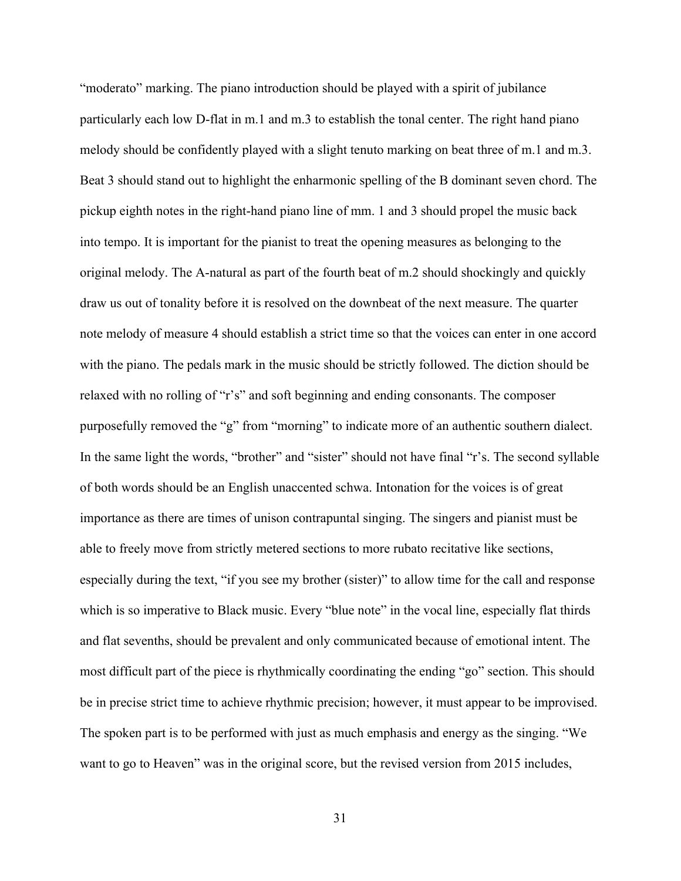"moderato" marking. The piano introduction should be played with a spirit of jubilance particularly each low D-flat in m.1 and m.3 to establish the tonal center. The right hand piano melody should be confidently played with a slight tenuto marking on beat three of m.1 and m.3. Beat 3 should stand out to highlight the enharmonic spelling of the B dominant seven chord. The pickup eighth notes in the right-hand piano line of mm. 1 and 3 should propel the music back into tempo. It is important for the pianist to treat the opening measures as belonging to the original melody. The A-natural as part of the fourth beat of m.2 should shockingly and quickly draw us out of tonality before it is resolved on the downbeat of the next measure. The quarter note melody of measure 4 should establish a strict time so that the voices can enter in one accord with the piano. The pedals mark in the music should be strictly followed. The diction should be relaxed with no rolling of "r's" and soft beginning and ending consonants. The composer purposefully removed the "g" from "morning" to indicate more of an authentic southern dialect. In the same light the words, "brother" and "sister" should not have final "r's. The second syllable of both words should be an English unaccented schwa. Intonation for the voices is of great importance as there are times of unison contrapuntal singing. The singers and pianist must be able to freely move from strictly metered sections to more rubato recitative like sections, especially during the text, "if you see my brother (sister)" to allow time for the call and response which is so imperative to Black music. Every "blue note" in the vocal line, especially flat thirds and flat sevenths, should be prevalent and only communicated because of emotional intent. The most difficult part of the piece is rhythmically coordinating the ending "go" section. This should be in precise strict time to achieve rhythmic precision; however, it must appear to be improvised. The spoken part is to be performed with just as much emphasis and energy as the singing. "We want to go to Heaven" was in the original score, but the revised version from 2015 includes,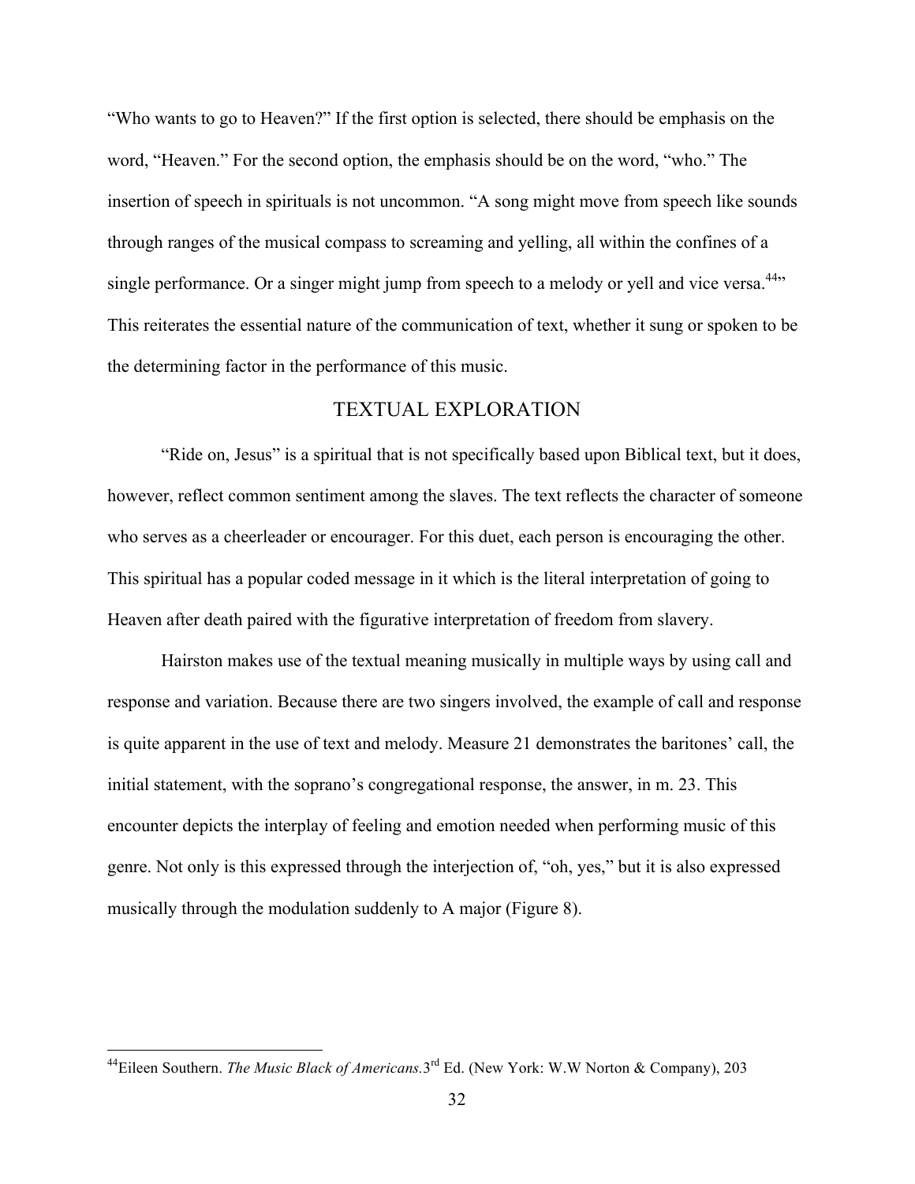"Who wants to go to Heaven?" If the first option is selected, there should be emphasis on the word, "Heaven." For the second option, the emphasis should be on the word, "who." The insertion of speech in spirituals is not uncommon. "A song might move from speech like sounds through ranges of the musical compass to screaming and yelling, all within the confines of a single performance. Or a singer might jump from speech to a melody or yell and vice versa.[44]" This reiterates the essential nature of the communication of text, whether it sung or spoken to be the determining factor in the performance of this music.

## TEXTUAL EXPLORATION

"Ride on, Jesus" is a spiritual that is not specifically based upon Biblical text, but it does, however, reflect common sentiment among the slaves. The text reflects the character of someone who serves as a cheerleader or encourager. For this duet, each person is encouraging the other. This spiritual has a popular coded message in it which is the literal interpretation of going to Heaven after death paired with the figurative interpretation of freedom from slavery.

Hairston makes use of the textual meaning musically in multiple ways by using call and response and variation. Because there are two singers involved, the example of call and response is quite apparent in the use of text and melody. Measure 21 demonstrates the baritones' call, the initial statement, with the soprano's congregational response, the answer, in m. 23. This encounter depicts the interplay of feeling and emotion needed when performing music of this genre. Not only is this expressed through the interjection of, "oh, yes," but it is also expressed musically through the modulation suddenly to A major (Figure 8).

---

[44]Eileen Southern. *The Music Black of Americans.* 3rd Ed. (New York: W.W Norton & Company), 203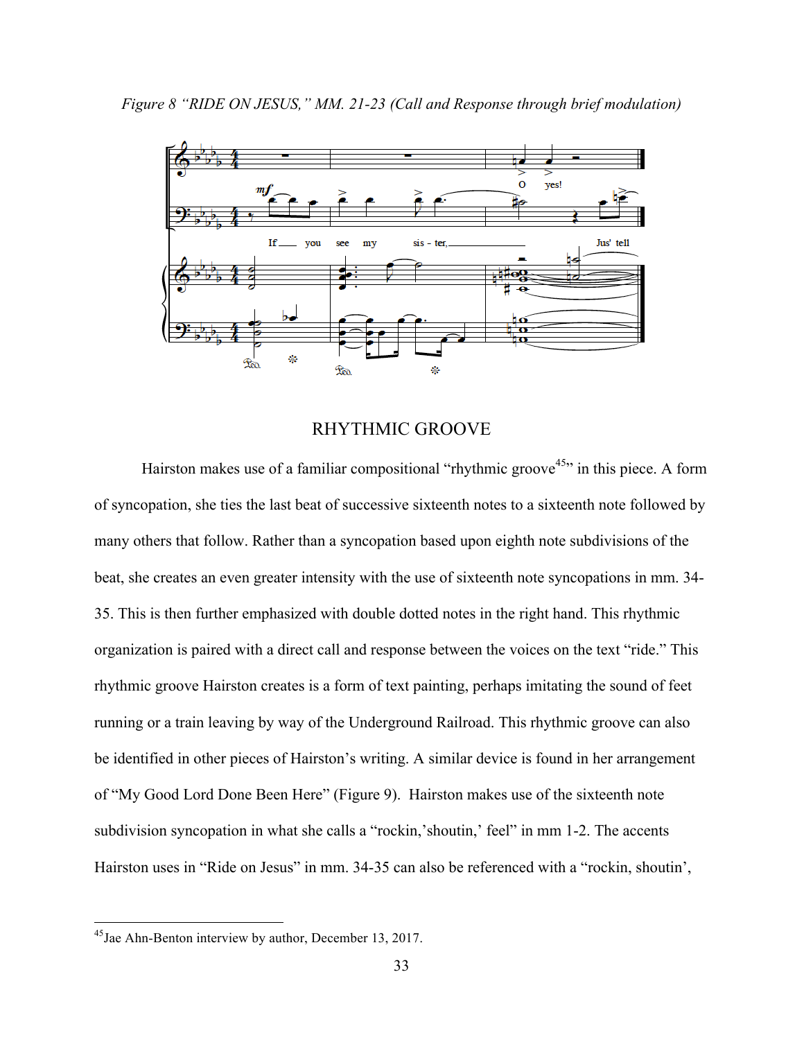*Figure 8 "RIDE ON JESUS," MM. 21-23 (Call and Response through brief modulation)*

## RHYTHMIC GROOVE

Hairston makes use of a familiar compositional "rhythmic groove[45]" in this piece. A form of syncopation, she ties the last beat of successive sixteenth notes to a sixteenth note followed by many others that follow. Rather than a syncopation based upon eighth note subdivisions of the beat, she creates an even greater intensity with the use of sixteenth note syncopations in mm. 34-35. This is then further emphasized with double dotted notes in the right hand. This rhythmic organization is paired with a direct call and response between the voices on the text "ride." This rhythmic groove Hairston creates is a form of text painting, perhaps imitating the sound of feet running or a train leaving by way of the Underground Railroad. This rhythmic groove can also be identified in other pieces of Hairston's writing. A similar device is found in her arrangement of "My Good Lord Done Been Here" (Figure 9). Hairston makes use of the sixteenth note subdivision syncopation in what she calls a "rockin,'shoutin,' feel" in mm 1-2. The accents Hairston uses in "Ride on Jesus" in mm. 34-35 can also be referenced with a "rockin, shoutin',

---

[45] Jae Ahn-Benton interview by author, December 13, 2017.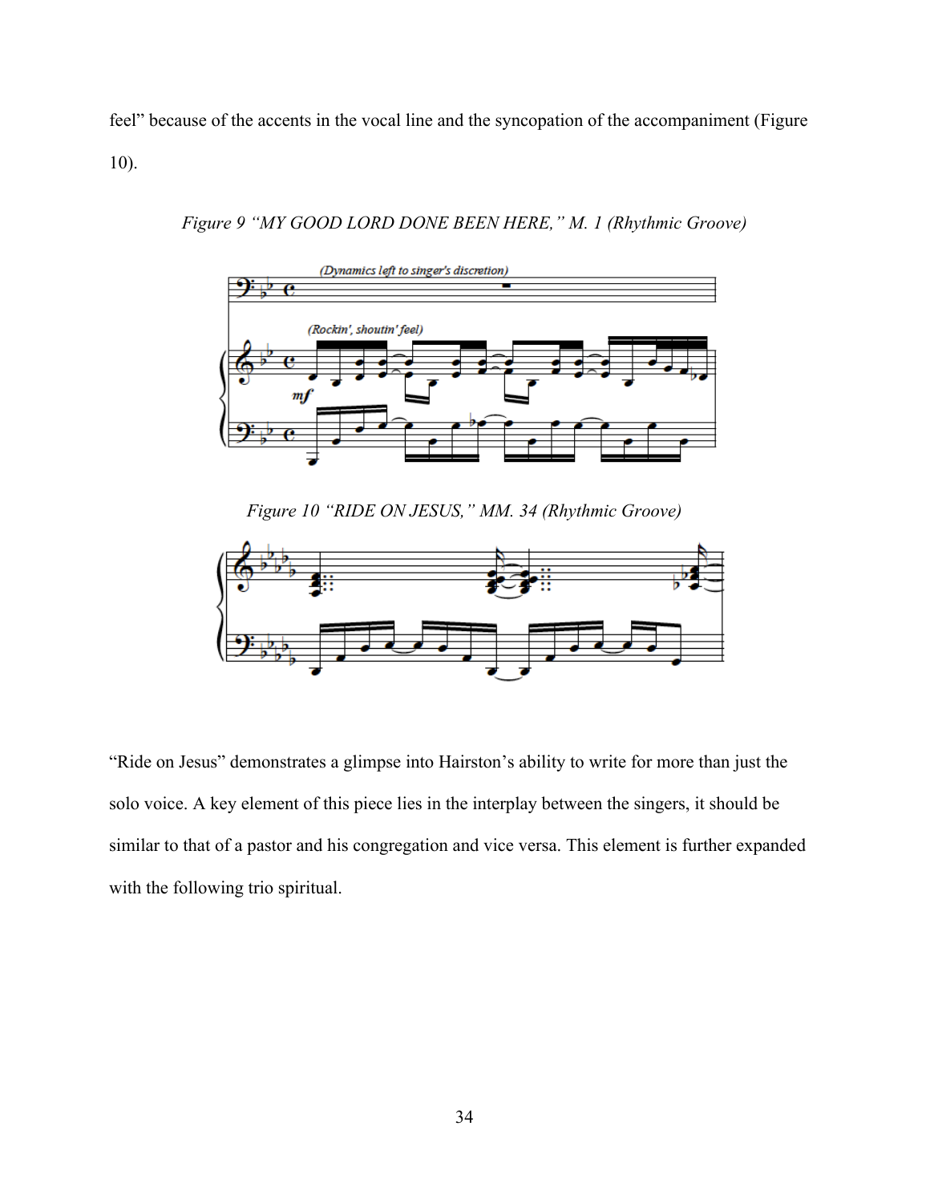feel" because of the accents in the vocal line and the syncopation of the accompaniment (Figure 10).

*Figure 9 "MY GOOD LORD DONE BEEN HERE," M. 1 (Rhythmic Groove)*

*Figure 10 "RIDE ON JESUS," MM. 34 (Rhythmic Groove)*

"Ride on Jesus" demonstrates a glimpse into Hairston's ability to write for more than just the solo voice. A key element of this piece lies in the interplay between the singers, it should be similar to that of a pastor and his congregation and vice versa. This element is further expanded with the following trio spiritual.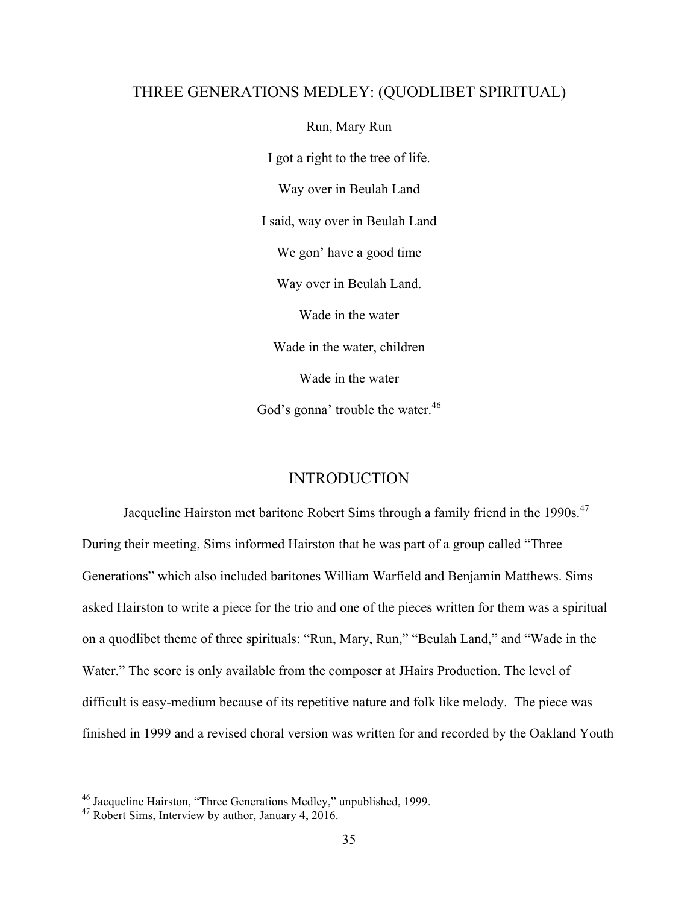## THREE GENERATIONS MEDLEY: (QUODLIBET SPIRITUAL)

Run, Mary Run

I got a right to the tree of life.

Way over in Beulah Land

I said, way over in Beulah Land

We gon' have a good time

Way over in Beulah Land.

Wade in the water

Wade in the water, children

Wade in the water

God's gonna' trouble the water.[46]

## INTRODUCTION

Jacqueline Hairston met baritone Robert Sims through a family friend in the 1990s.[47] During their meeting, Sims informed Hairston that he was part of a group called "Three Generations" which also included baritones William Warfield and Benjamin Matthews. Sims asked Hairston to write a piece for the trio and one of the pieces written for them was a spiritual on a quodlibet theme of three spirituals: "Run, Mary, Run," "Beulah Land," and "Wade in the Water." The score is only available from the composer at JHairs Production. The level of difficult is easy-medium because of its repetitive nature and folk like melody. The piece was finished in 1999 and a revised choral version was written for and recorded by the Oakland Youth

---

[46] Jacqueline Hairston, "Three Generations Medley," unpublished, 1999.

[47] Robert Sims, Interview by author, January 4, 2016.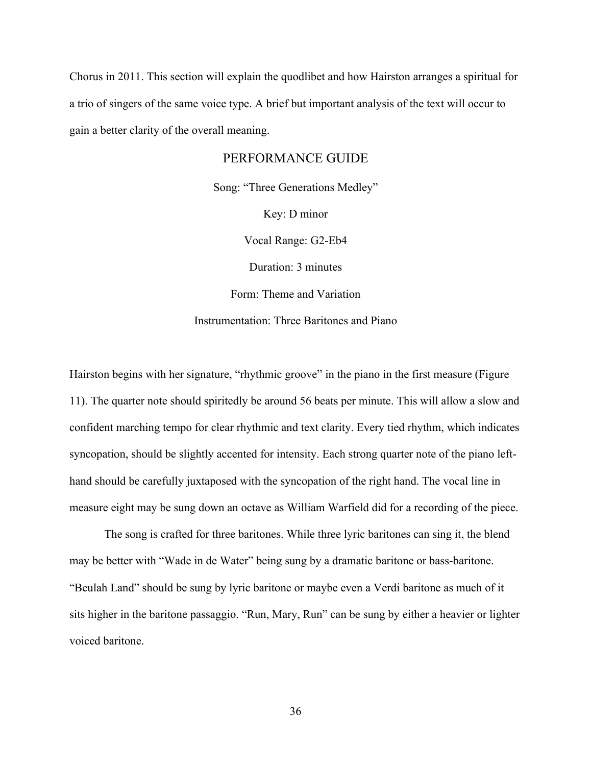Chorus in 2011. This section will explain the quodlibet and how Hairston arranges a spiritual for a trio of singers of the same voice type. A brief but important analysis of the text will occur to gain a better clarity of the overall meaning.

## PERFORMANCE GUIDE

Song: "Three Generations Medley"

Key: D minor

Vocal Range: G2-Eb4

Duration: 3 minutes

Form: Theme and Variation

Instrumentation: Three Baritones and Piano

Hairston begins with her signature, "rhythmic groove" in the piano in the first measure (Figure 11). The quarter note should spiritedly be around 56 beats per minute. This will allow a slow and confident marching tempo for clear rhythmic and text clarity. Every tied rhythm, which indicates syncopation, should be slightly accented for intensity. Each strong quarter note of the piano left-hand should be carefully juxtaposed with the syncopation of the right hand. The vocal line in measure eight may be sung down an octave as William Warfield did for a recording of the piece.

The song is crafted for three baritones. While three lyric baritones can sing it, the blend may be better with "Wade in de Water" being sung by a dramatic baritone or bass-baritone. "Beulah Land" should be sung by lyric baritone or maybe even a Verdi baritone as much of it sits higher in the baritone passaggio. "Run, Mary, Run" can be sung by either a heavier or lighter voiced baritone.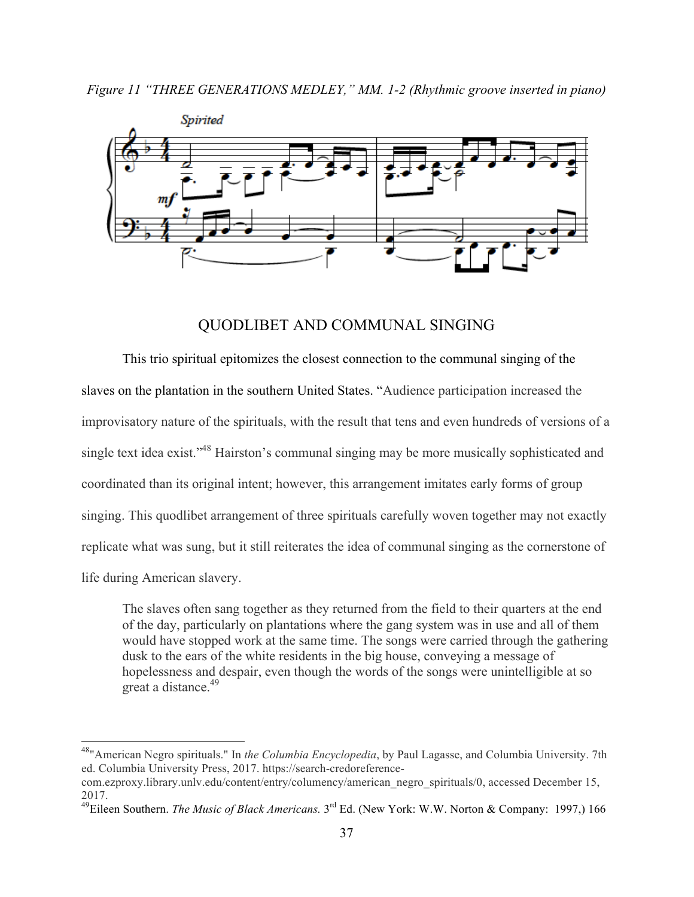*Figure 11 "THREE GENERATIONS MEDLEY," MM. 1-2 (Rhythmic groove inserted in piano)*

## QUODLIBET AND COMMUNAL SINGING

This trio spiritual epitomizes the closest connection to the communal singing of the slaves on the plantation in the southern United States. "Audience participation increased the improvisatory nature of the spirituals, with the result that tens and even hundreds of versions of a single text idea exist."[48] Hairston's communal singing may be more musically sophisticated and coordinated than its original intent; however, this arrangement imitates early forms of group singing. This quodlibet arrangement of three spirituals carefully woven together may not exactly replicate what was sung, but it still reiterates the idea of communal singing as the cornerstone of life during American slavery.

> The slaves often sang together as they returned from the field to their quarters at the end of the day, particularly on plantations where the gang system was in use and all of them would have stopped work at the same time. The songs were carried through the gathering dusk to the ears of the white residents in the big house, conveying a message of hopelessness and despair, even though the words of the songs were unintelligible at so great a distance.[49]

---

[48]"American Negro spirituals." In *the Columbia Encyclopedia*, by Paul Lagasse, and Columbia University. 7th ed. Columbia University Press, 2017. https://search-credoreference-com.ezproxy.library.unlv.edu/content/entry/columency/american_negro_spirituals/0, accessed December 15, 2017.

[49]Eileen Southern. *The Music of Black Americans.* 3rd Ed. (New York: W.W. Norton & Company: 1997,) 166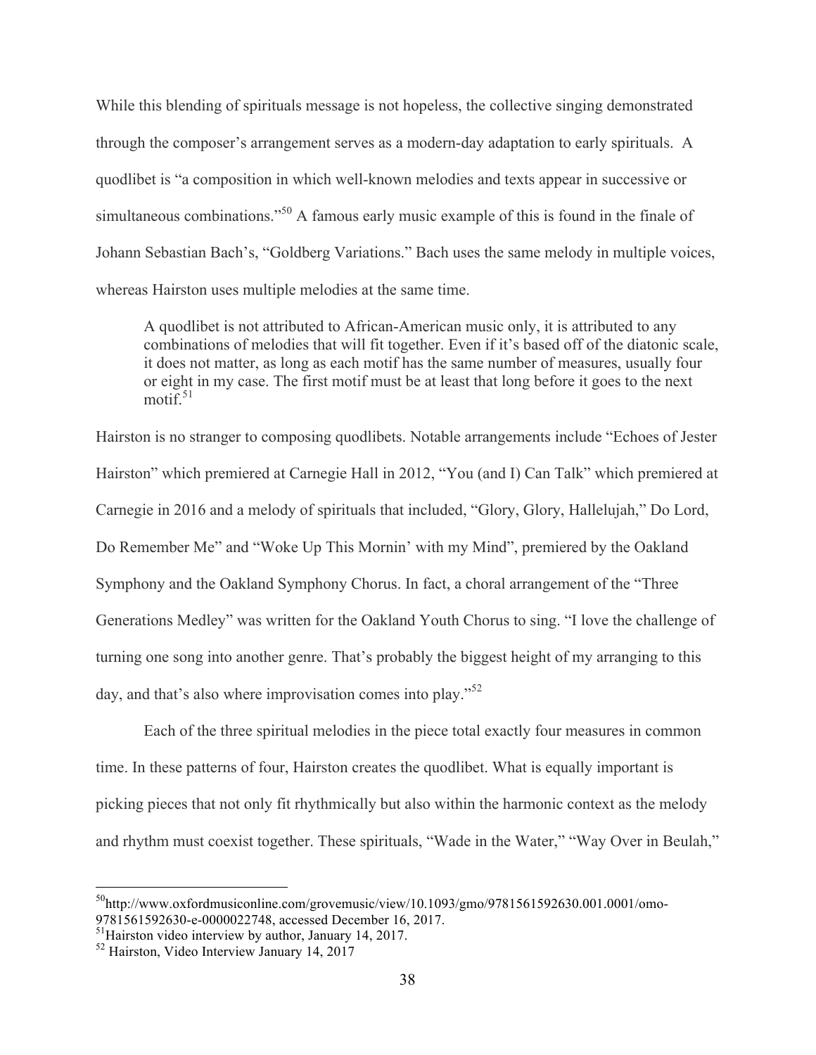While this blending of spirituals message is not hopeless, the collective singing demonstrated through the composer's arrangement serves as a modern-day adaptation to early spirituals. A quodlibet is "a composition in which well-known melodies and texts appear in successive or simultaneous combinations."[50] A famous early music example of this is found in the finale of Johann Sebastian Bach's, "Goldberg Variations." Bach uses the same melody in multiple voices, whereas Hairston uses multiple melodies at the same time.

> A quodlibet is not attributed to African-American music only, it is attributed to any combinations of melodies that will fit together. Even if it's based off of the diatonic scale, it does not matter, as long as each motif has the same number of measures, usually four or eight in my case. The first motif must be at least that long before it goes to the next motif.[51]

Hairston is no stranger to composing quodlibets. Notable arrangements include "Echoes of Jester Hairston" which premiered at Carnegie Hall in 2012, "You (and I) Can Talk" which premiered at Carnegie in 2016 and a melody of spirituals that included, "Glory, Glory, Hallelujah," Do Lord, Do Remember Me" and "Woke Up This Mornin' with my Mind", premiered by the Oakland Symphony and the Oakland Symphony Chorus. In fact, a choral arrangement of the "Three Generations Medley" was written for the Oakland Youth Chorus to sing. "I love the challenge of turning one song into another genre. That's probably the biggest height of my arranging to this day, and that's also where improvisation comes into play."[52]

Each of the three spiritual melodies in the piece total exactly four measures in common time. In these patterns of four, Hairston creates the quodlibet. What is equally important is picking pieces that not only fit rhythmically but also within the harmonic context as the melody and rhythm must coexist together. These spirituals, "Wade in the Water," "Way Over in Beulah,"

---

[50] http://www.oxfordmusiconline.com/grovemusic/view/10.1093/gmo/9781561592630.001.0001/omo-9781561592630-e-0000022748, accessed December 16, 2017.

[51] Hairston video interview by author, January 14, 2017.

[52] Hairston, Video Interview January 14, 2017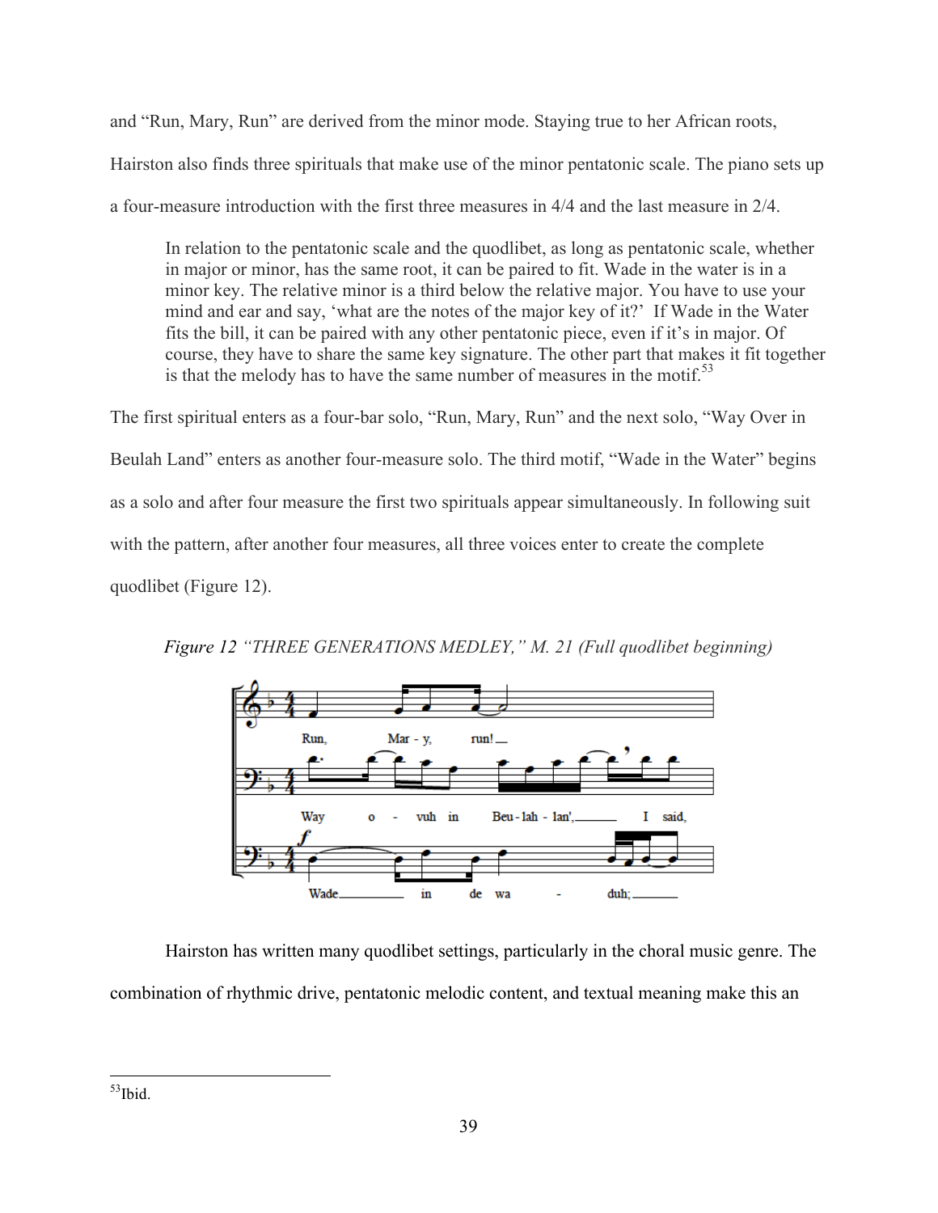and "Run, Mary, Run" are derived from the minor mode. Staying true to her African roots, Hairston also finds three spirituals that make use of the minor pentatonic scale. The piano sets up a four-measure introduction with the first three measures in 4/4 and the last measure in 2/4.

> In relation to the pentatonic scale and the quodlibet, as long as pentatonic scale, whether in major or minor, has the same root, it can be paired to fit. Wade in the water is in a minor key. The relative minor is a third below the relative major. You have to use your mind and ear and say, 'what are the notes of the major key of it?' If Wade in the Water fits the bill, it can be paired with any other pentatonic piece, even if it's in major. Of course, they have to share the same key signature. The other part that makes it fit together is that the melody has to have the same number of measures in the motif.[53]

The first spiritual enters as a four-bar solo, "Run, Mary, Run" and the next solo, "Way Over in Beulah Land" enters as another four-measure solo. The third motif, "Wade in the Water" begins as a solo and after four measure the first two spirituals appear simultaneously. In following suit with the pattern, after another four measures, all three voices enter to create the complete quodlibet (Figure 12).

*Figure 12 "THREE GENERATIONS MEDLEY," M. 21 (Full quodlibet beginning)*

Hairston has written many quodlibet settings, particularly in the choral music genre. The combination of rhythmic drive, pentatonic melodic content, and textual meaning make this an

---

[53] Ibid.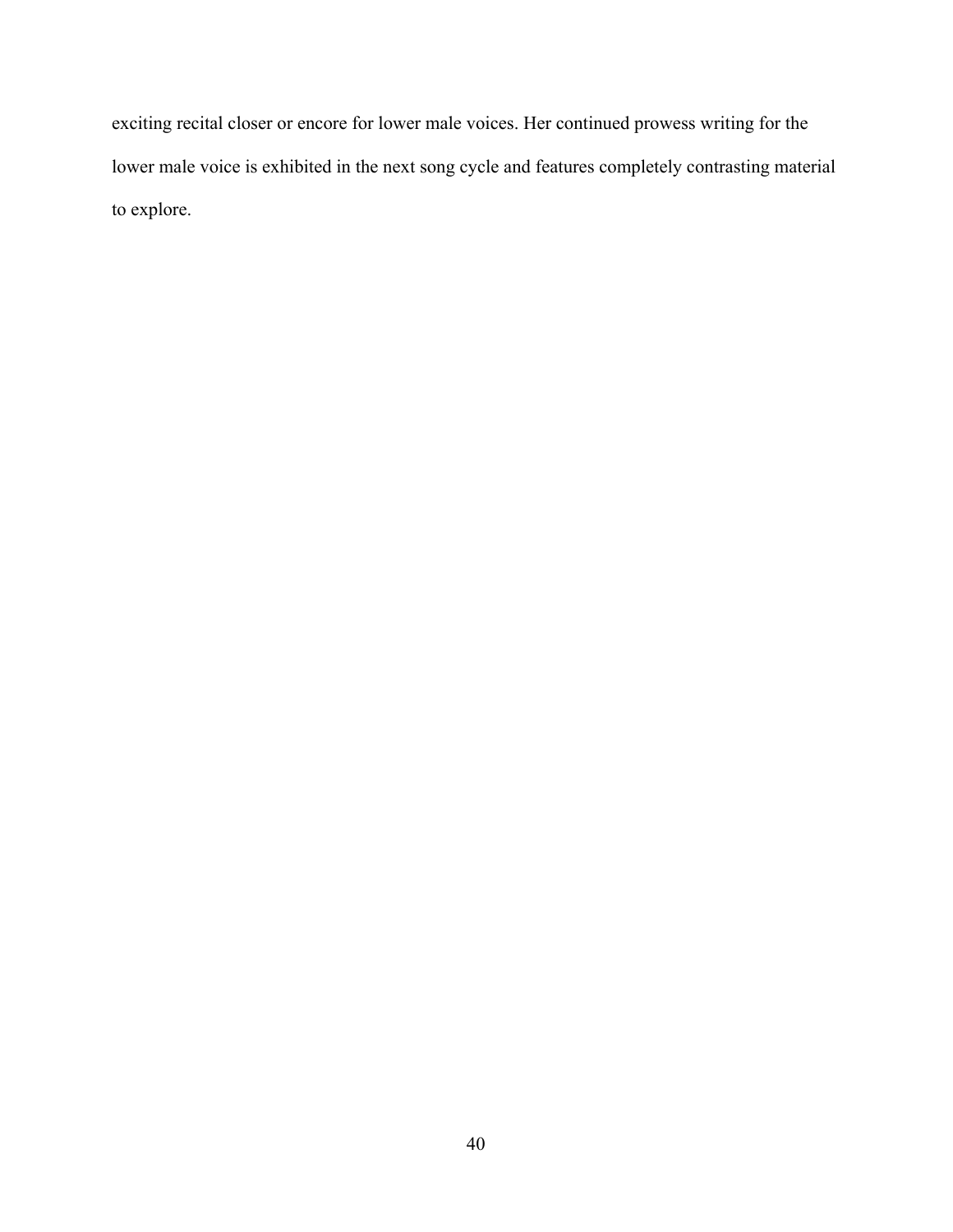exciting recital closer or encore for lower male voices. Her continued prowess writing for the lower male voice is exhibited in the next song cycle and features completely contrasting material to explore.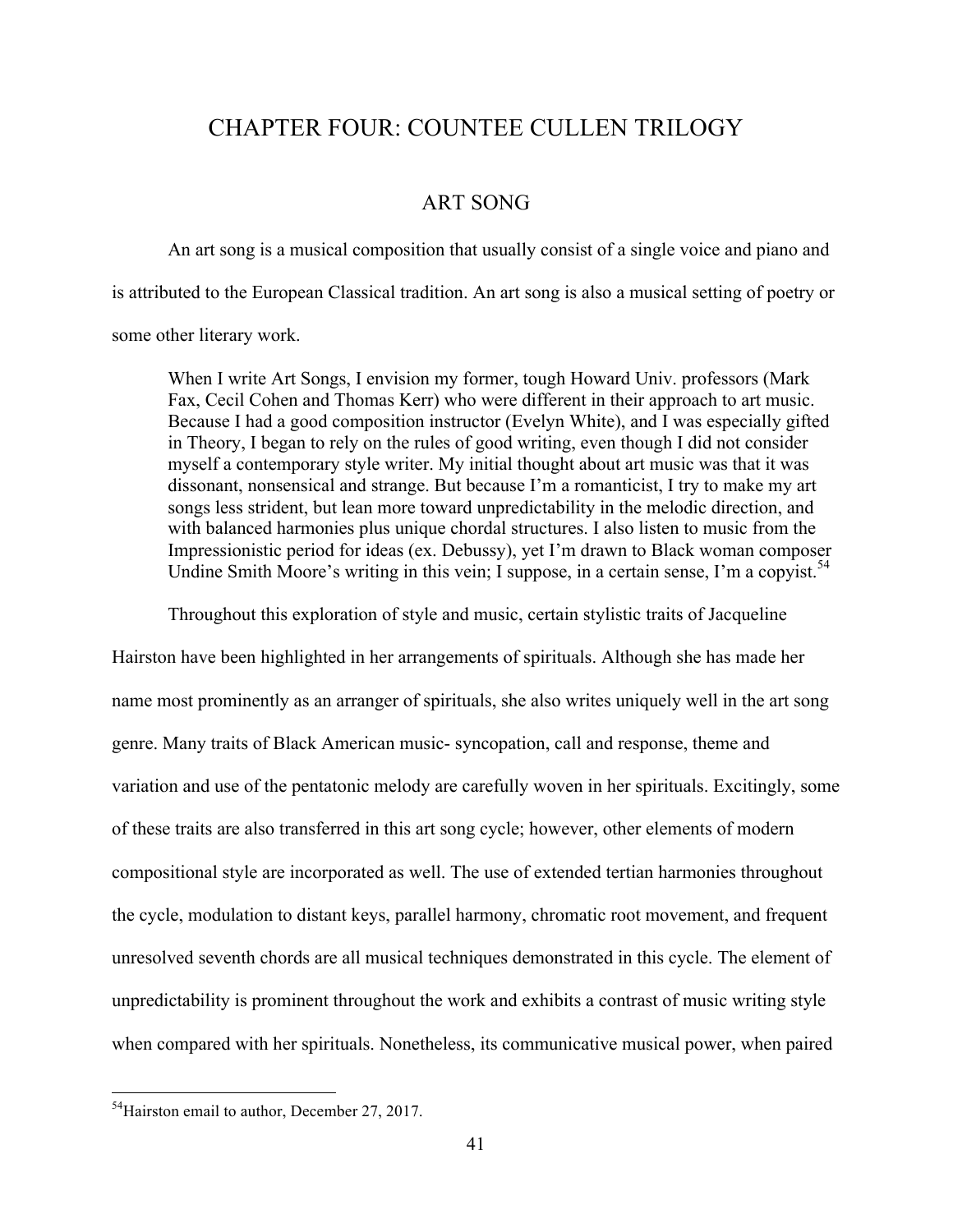# CHAPTER FOUR: COUNTEE CULLEN TRILOGY

## ART SONG

An art song is a musical composition that usually consist of a single voice and piano and is attributed to the European Classical tradition. An art song is also a musical setting of poetry or some other literary work.

> When I write Art Songs, I envision my former, tough Howard Univ. professors (Mark Fax, Cecil Cohen and Thomas Kerr) who were different in their approach to art music. Because I had a good composition instructor (Evelyn White), and I was especially gifted in Theory, I began to rely on the rules of good writing, even though I did not consider myself a contemporary style writer. My initial thought about art music was that it was dissonant, nonsensical and strange. But because I'm a romanticist, I try to make my art songs less strident, but lean more toward unpredictability in the melodic direction, and with balanced harmonies plus unique chordal structures. I also listen to music from the Impressionistic period for ideas (ex. Debussy), yet I'm drawn to Black woman composer Undine Smith Moore's writing in this vein; I suppose, in a certain sense, I'm a copyist.[54]

Throughout this exploration of style and music, certain stylistic traits of Jacqueline Hairston have been highlighted in her arrangements of spirituals. Although she has made her name most prominently as an arranger of spirituals, she also writes uniquely well in the art song genre. Many traits of Black American music- syncopation, call and response, theme and variation and use of the pentatonic melody are carefully woven in her spirituals. Excitingly, some of these traits are also transferred in this art song cycle; however, other elements of modern compositional style are incorporated as well. The use of extended tertian harmonies throughout the cycle, modulation to distant keys, parallel harmony, chromatic root movement, and frequent unresolved seventh chords are all musical techniques demonstrated in this cycle. The element of unpredictability is prominent throughout the work and exhibits a contrast of music writing style when compared with her spirituals. Nonetheless, its communicative musical power, when paired

---

[54]Hairston email to author, December 27, 2017.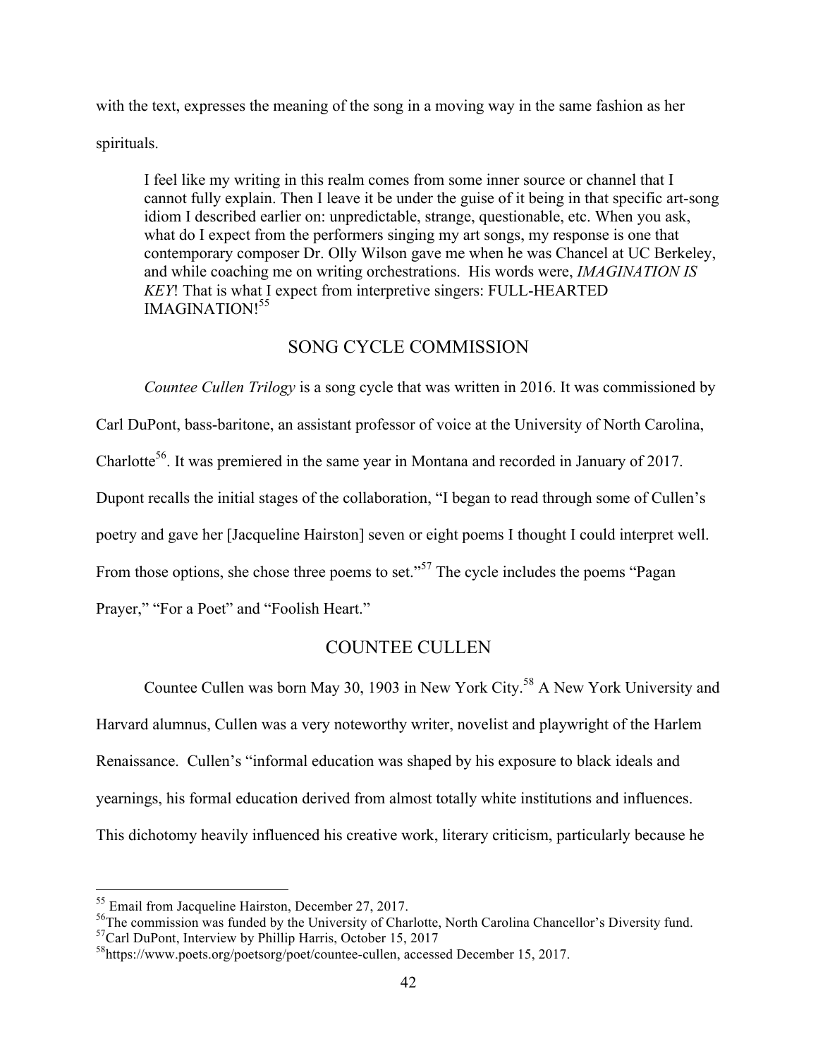with the text, expresses the meaning of the song in a moving way in the same fashion as her spirituals.

> I feel like my writing in this realm comes from some inner source or channel that I cannot fully explain. Then I leave it be under the guise of it being in that specific art-song idiom I described earlier on: unpredictable, strange, questionable, etc. When you ask, what do I expect from the performers singing my art songs, my response is one that contemporary composer Dr. Olly Wilson gave me when he was Chancel at UC Berkeley, and while coaching me on writing orchestrations. His words were, *IMAGINATION IS KEY*! That is what I expect from interpretive singers: FULL-HEARTED IMAGINATION![55]

## SONG CYCLE COMMISSION

*Countee Cullen Trilogy* is a song cycle that was written in 2016. It was commissioned by Carl DuPont, bass-baritone, an assistant professor of voice at the University of North Carolina, Charlotte[56]. It was premiered in the same year in Montana and recorded in January of 2017. Dupont recalls the initial stages of the collaboration, "I began to read through some of Cullen's poetry and gave her [Jacqueline Hairston] seven or eight poems I thought I could interpret well. From those options, she chose three poems to set."[57] The cycle includes the poems "Pagan Prayer," "For a Poet" and "Foolish Heart."

## COUNTEE CULLEN

Countee Cullen was born May 30, 1903 in New York City.[58] A New York University and Harvard alumnus, Cullen was a very noteworthy writer, novelist and playwright of the Harlem Renaissance. Cullen's "informal education was shaped by his exposure to black ideals and yearnings, his formal education derived from almost totally white institutions and influences. This dichotomy heavily influenced his creative work, literary criticism, particularly because he

---

[55] Email from Jacqueline Hairston, December 27, 2017.

[56] The commission was funded by the University of Charlotte, North Carolina Chancellor's Diversity fund.

[57] Carl DuPont, Interview by Phillip Harris, October 15, 2017

[58] https://www.poets.org/poetsorg/poet/countee-cullen, accessed December 15, 2017.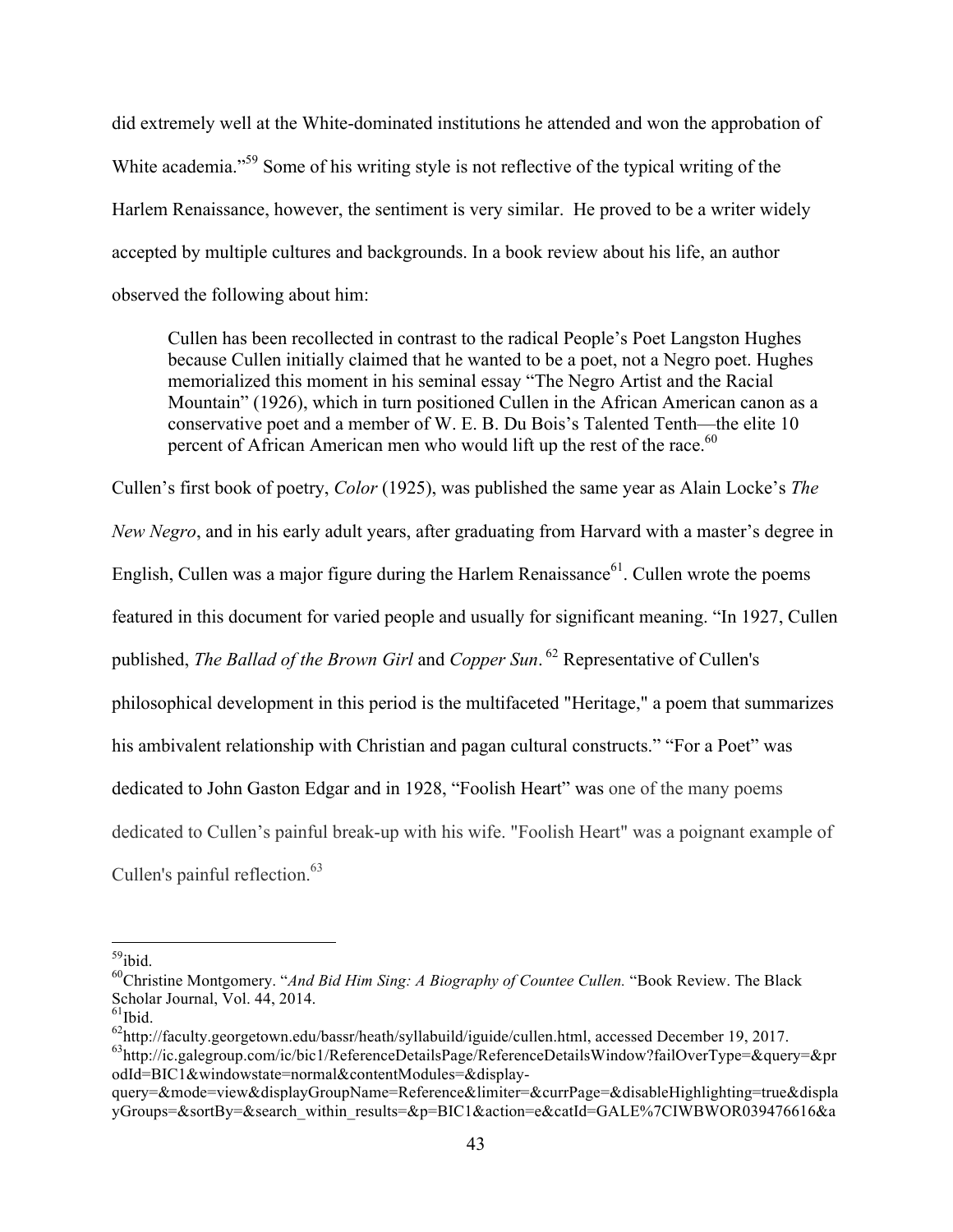did extremely well at the White-dominated institutions he attended and won the approbation of White academia."[59] Some of his writing style is not reflective of the typical writing of the Harlem Renaissance, however, the sentiment is very similar. He proved to be a writer widely accepted by multiple cultures and backgrounds. In a book review about his life, an author observed the following about him:

> Cullen has been recollected in contrast to the radical People's Poet Langston Hughes because Cullen initially claimed that he wanted to be a poet, not a Negro poet. Hughes memorialized this moment in his seminal essay "The Negro Artist and the Racial Mountain" (1926), which in turn positioned Cullen in the African American canon as a conservative poet and a member of W. E. B. Du Bois's Talented Tenth—the elite 10 percent of African American men who would lift up the rest of the race.[60]

Cullen's first book of poetry, *Color* (1925), was published the same year as Alain Locke's *The New Negro*, and in his early adult years, after graduating from Harvard with a master's degree in English, Cullen was a major figure during the Harlem Renaissance[61]. Cullen wrote the poems featured in this document for varied people and usually for significant meaning. "In 1927, Cullen published, *The Ballad of the Brown Girl* and *Copper Sun*. [62] Representative of Cullen's philosophical development in this period is the multifaceted "Heritage," a poem that summarizes his ambivalent relationship with Christian and pagan cultural constructs." "For a Poet" was dedicated to John Gaston Edgar and in 1928, "Foolish Heart" was one of the many poems dedicated to Cullen's painful break-up with his wife. "Foolish Heart" was a poignant example of Cullen's painful reflection.[63]

---

[59]ibid.

[60]Christine Montgomery. "*And Bid Him Sing: A Biography of Countee Cullen.* "Book Review. The Black Scholar Journal, Vol. 44, 2014.

[61]Ibid.

[62]http://faculty.georgetown.edu/bassr/heath/syllabuild/iguide/cullen.html, accessed December 19, 2017.

[63]http://ic.galegroup.com/ic/bic1/ReferenceDetailsPage/ReferenceDetailsWindow?failOverType=&query=&prodId=BIC1&windowstate=normal&contentModules=&display-query=&mode=view&displayGroupName=Reference&limiter=&currPage=&disableHighlighting=true&displayGroups=&sortBy=&search_within_results=&p=BIC1&action=e&catId=GALE%7CIWBWOR039476616&a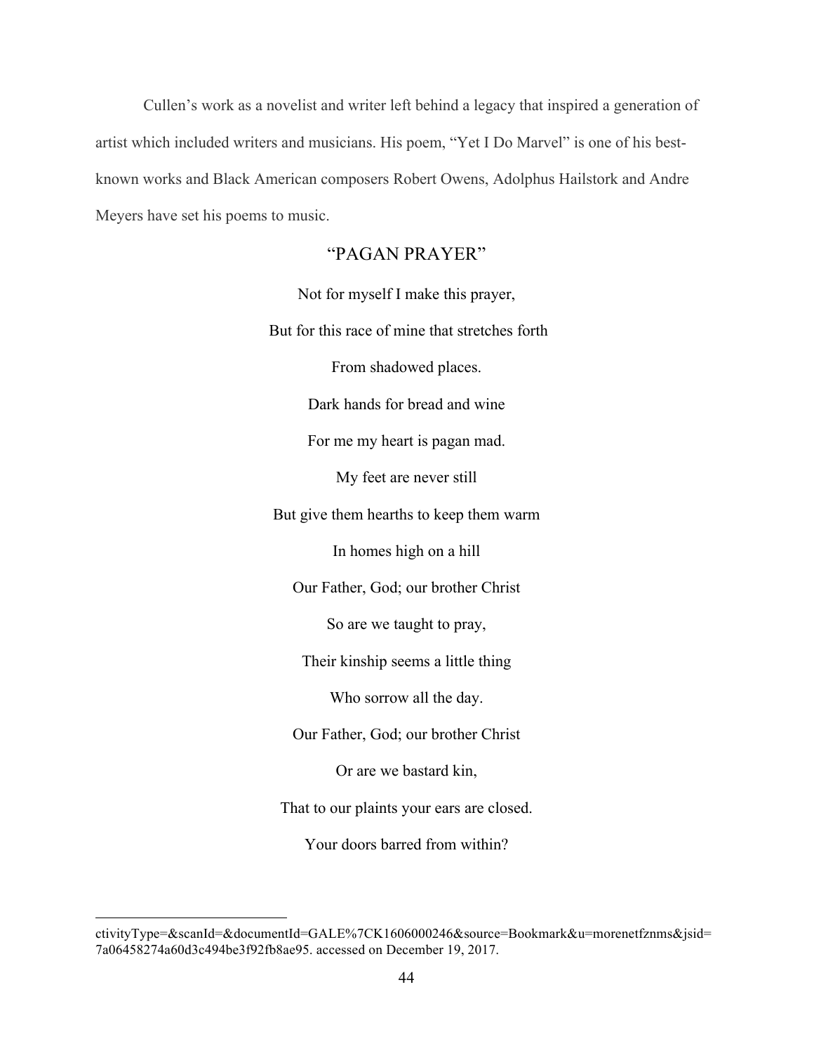Cullen's work as a novelist and writer left behind a legacy that inspired a generation of artist which included writers and musicians. His poem, "Yet I Do Marvel" is one of his best-known works and Black American composers Robert Owens, Adolphus Hailstork and Andre Meyers have set his poems to music.

## "PAGAN PRAYER"

Not for myself I make this prayer,

But for this race of mine that stretches forth

From shadowed places.

Dark hands for bread and wine

For me my heart is pagan mad.

My feet are never still

But give them hearths to keep them warm

In homes high on a hill

Our Father, God; our brother Christ

So are we taught to pray,

Their kinship seems a little thing

Who sorrow all the day.

Our Father, God; our brother Christ

Or are we bastard kin,

That to our plaints your ears are closed.

Your doors barred from within?

---

ctivityType=&scanId=&documentId=GALE%7CK1606000246&source=Bookmark&u=morenetfznms&jsid=7a06458274a60d3c494be3f92fb8ae95. accessed on December 19, 2017.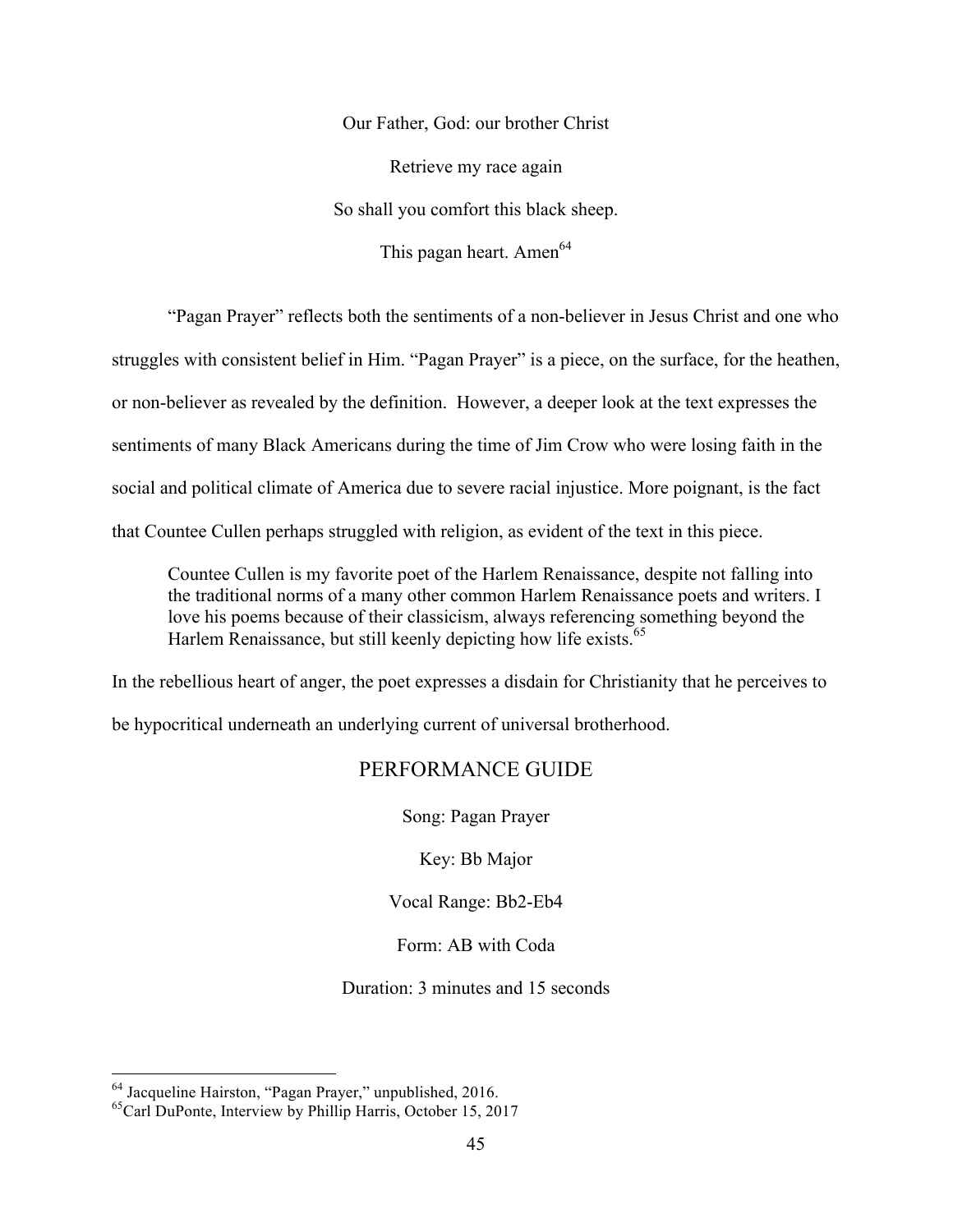Our Father, God: our brother Christ

Retrieve my race again

So shall you comfort this black sheep.

This pagan heart. Amen[64]

"Pagan Prayer" reflects both the sentiments of a non-believer in Jesus Christ and one who struggles with consistent belief in Him. "Pagan Prayer" is a piece, on the surface, for the heathen, or non-believer as revealed by the definition. However, a deeper look at the text expresses the sentiments of many Black Americans during the time of Jim Crow who were losing faith in the social and political climate of America due to severe racial injustice. More poignant, is the fact that Countee Cullen perhaps struggled with religion, as evident of the text in this piece.

> Countee Cullen is my favorite poet of the Harlem Renaissance, despite not falling into the traditional norms of a many other common Harlem Renaissance poets and writers. I love his poems because of their classicism, always referencing something beyond the Harlem Renaissance, but still keenly depicting how life exists.[65]

In the rebellious heart of anger, the poet expresses a disdain for Christianity that he perceives to be hypocritical underneath an underlying current of universal brotherhood.

## PERFORMANCE GUIDE

Song: Pagan Prayer

Key: Bb Major

Vocal Range: Bb2-Eb4

Form: AB with Coda

Duration: 3 minutes and 15 seconds

---

[64] Jacqueline Hairston, "Pagan Prayer," unpublished, 2016.

[65] Carl DuPonte, Interview by Phillip Harris, October 15, 2017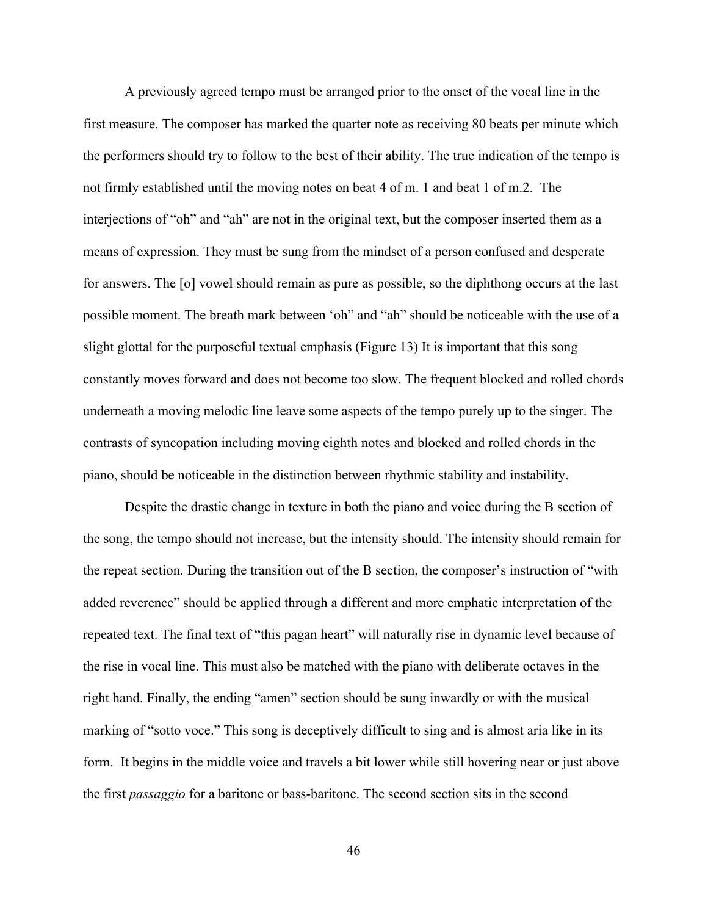A previously agreed tempo must be arranged prior to the onset of the vocal line in the first measure. The composer has marked the quarter note as receiving 80 beats per minute which the performers should try to follow to the best of their ability. The true indication of the tempo is not firmly established until the moving notes on beat 4 of m. 1 and beat 1 of m.2. The interjections of "oh" and "ah" are not in the original text, but the composer inserted them as a means of expression. They must be sung from the mindset of a person confused and desperate for answers. The [o] vowel should remain as pure as possible, so the diphthong occurs at the last possible moment. The breath mark between 'oh" and "ah" should be noticeable with the use of a slight glottal for the purposeful textual emphasis (Figure 13) It is important that this song constantly moves forward and does not become too slow. The frequent blocked and rolled chords underneath a moving melodic line leave some aspects of the tempo purely up to the singer. The contrasts of syncopation including moving eighth notes and blocked and rolled chords in the piano, should be noticeable in the distinction between rhythmic stability and instability.

Despite the drastic change in texture in both the piano and voice during the B section of the song, the tempo should not increase, but the intensity should. The intensity should remain for the repeat section. During the transition out of the B section, the composer's instruction of "with added reverence" should be applied through a different and more emphatic interpretation of the repeated text. The final text of "this pagan heart" will naturally rise in dynamic level because of the rise in vocal line. This must also be matched with the piano with deliberate octaves in the right hand. Finally, the ending "amen" section should be sung inwardly or with the musical marking of "sotto voce." This song is deceptively difficult to sing and is almost aria like in its form. It begins in the middle voice and travels a bit lower while still hovering near or just above the first *passaggio* for a baritone or bass-baritone. The second section sits in the second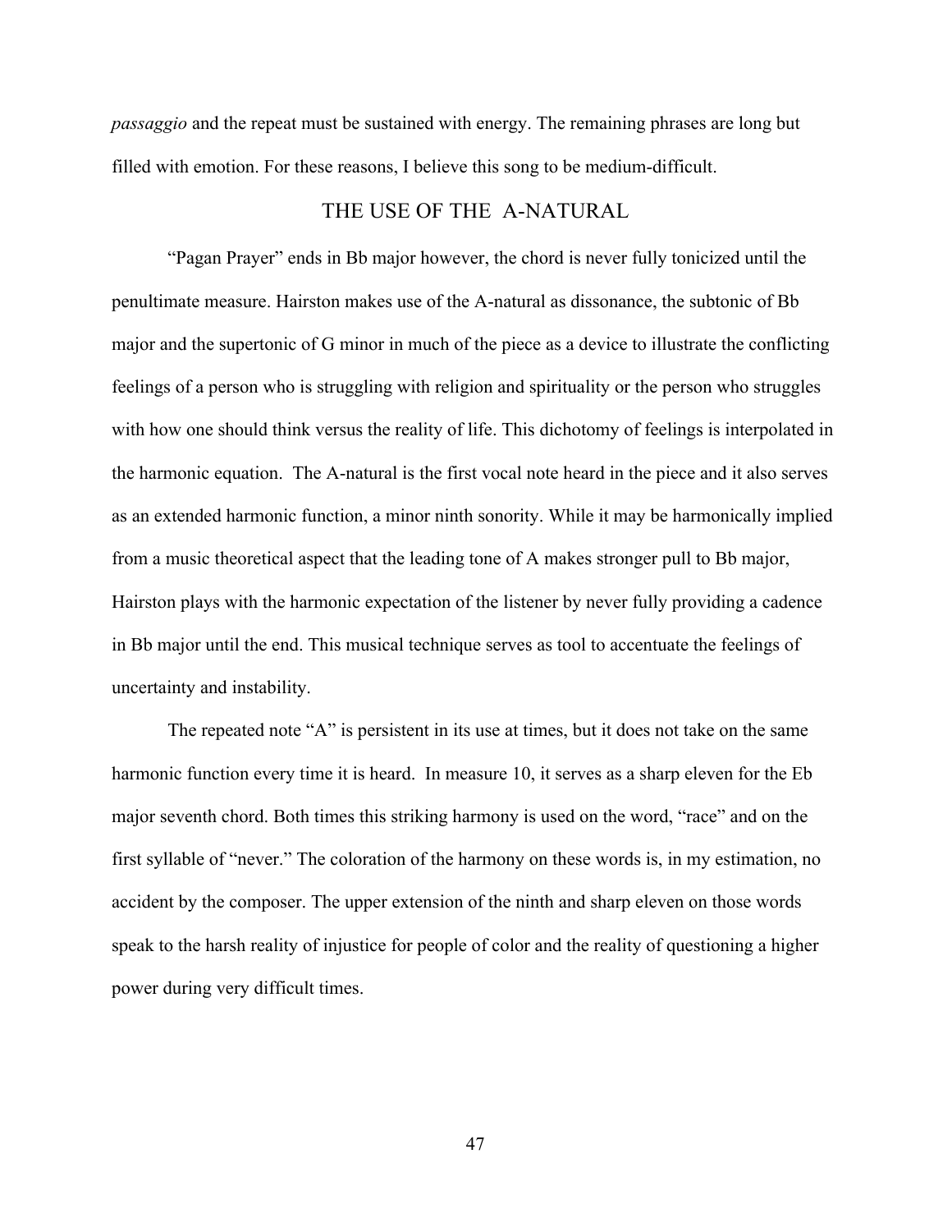*passaggio* and the repeat must be sustained with energy. The remaining phrases are long but filled with emotion. For these reasons, I believe this song to be medium-difficult.

## THE USE OF THE A-NATURAL

"Pagan Prayer" ends in Bb major however, the chord is never fully tonicized until the penultimate measure. Hairston makes use of the A-natural as dissonance, the subtonic of Bb major and the supertonic of G minor in much of the piece as a device to illustrate the conflicting feelings of a person who is struggling with religion and spirituality or the person who struggles with how one should think versus the reality of life. This dichotomy of feelings is interpolated in the harmonic equation. The A-natural is the first vocal note heard in the piece and it also serves as an extended harmonic function, a minor ninth sonority. While it may be harmonically implied from a music theoretical aspect that the leading tone of A makes stronger pull to Bb major, Hairston plays with the harmonic expectation of the listener by never fully providing a cadence in Bb major until the end. This musical technique serves as tool to accentuate the feelings of uncertainty and instability.

The repeated note "A" is persistent in its use at times, but it does not take on the same harmonic function every time it is heard. In measure 10, it serves as a sharp eleven for the Eb major seventh chord. Both times this striking harmony is used on the word, "race" and on the first syllable of "never." The coloration of the harmony on these words is, in my estimation, no accident by the composer. The upper extension of the ninth and sharp eleven on those words speak to the harsh reality of injustice for people of color and the reality of questioning a higher power during very difficult times.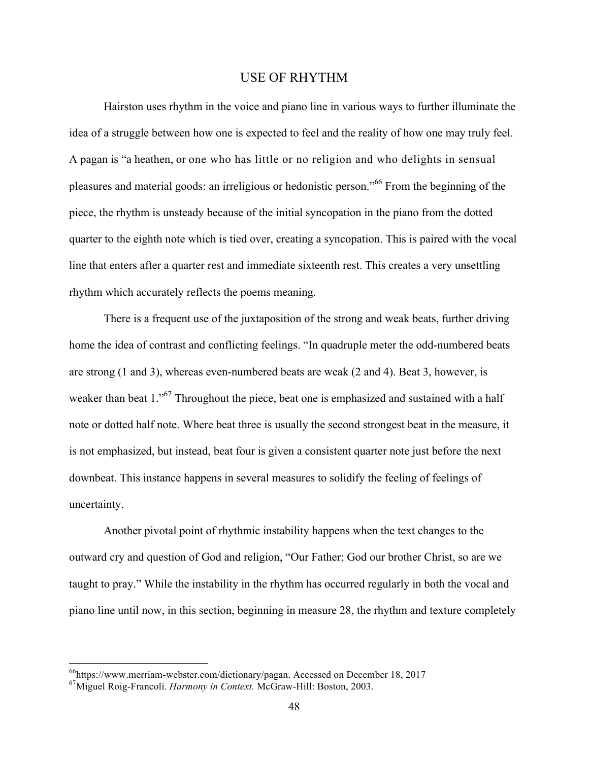## USE OF RHYTHM

Hairston uses rhythm in the voice and piano line in various ways to further illuminate the idea of a struggle between how one is expected to feel and the reality of how one may truly feel. A pagan is "a heathen, or one who has little or no religion and who delights in sensual pleasures and material goods: an irreligious or hedonistic person."[66] From the beginning of the piece, the rhythm is unsteady because of the initial syncopation in the piano from the dotted quarter to the eighth note which is tied over, creating a syncopation. This is paired with the vocal line that enters after a quarter rest and immediate sixteenth rest. This creates a very unsettling rhythm which accurately reflects the poems meaning.

There is a frequent use of the juxtaposition of the strong and weak beats, further driving home the idea of contrast and conflicting feelings. "In quadruple meter the odd-numbered beats are strong (1 and 3), whereas even-numbered beats are weak (2 and 4). Beat 3, however, is weaker than beat 1."[67] Throughout the piece, beat one is emphasized and sustained with a half note or dotted half note. Where beat three is usually the second strongest beat in the measure, it is not emphasized, but instead, beat four is given a consistent quarter note just before the next downbeat. This instance happens in several measures to solidify the feeling of feelings of uncertainty.

Another pivotal point of rhythmic instability happens when the text changes to the outward cry and question of God and religion, "Our Father; God our brother Christ, so are we taught to pray." While the instability in the rhythm has occurred regularly in both the vocal and piano line until now, in this section, beginning in measure 28, the rhythm and texture completely

---

[66] https://www.merriam-webster.com/dictionary/pagan. Accessed on December 18, 2017

[67] Miguel Roig-Francolí. *Harmony in Context.* McGraw-Hill: Boston, 2003.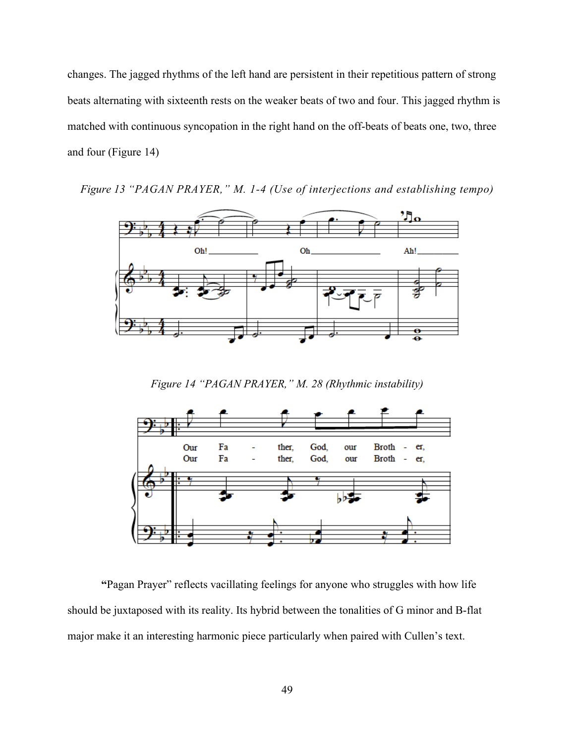changes. The jagged rhythms of the left hand are persistent in their repetitious pattern of strong beats alternating with sixteenth rests on the weaker beats of two and four. This jagged rhythm is matched with continuous syncopation in the right hand on the off-beats of beats one, two, three and four (Figure 14)

*Figure 13 "PAGAN PRAYER," M. 1-4 (Use of interjections and establishing tempo)*

*Figure 14 "PAGAN PRAYER," M. 28 (Rhythmic instability)*

**"**Pagan Prayer" reflects vacillating feelings for anyone who struggles with how life should be juxtaposed with its reality. Its hybrid between the tonalities of G minor and B-flat major make it an interesting harmonic piece particularly when paired with Cullen's text.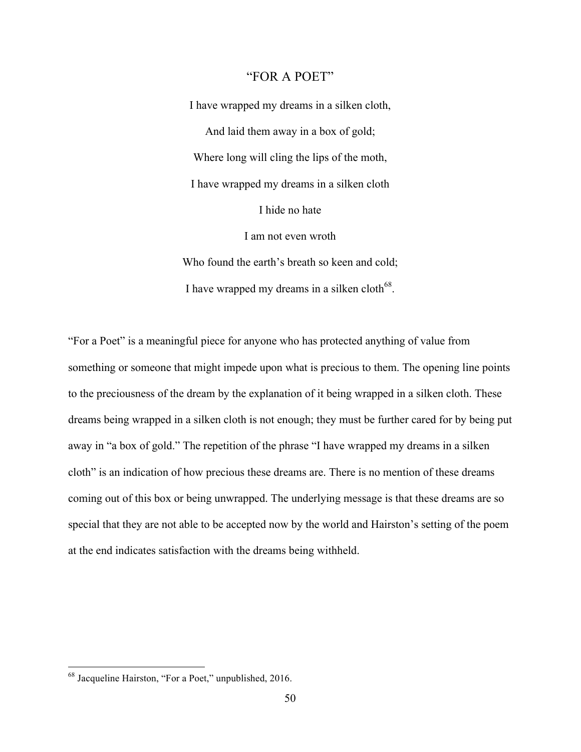## "FOR A POET"

I have wrapped my dreams in a silken cloth,

And laid them away in a box of gold;

Where long will cling the lips of the moth,

I have wrapped my dreams in a silken cloth

I hide no hate

I am not even wroth

Who found the earth's breath so keen and cold;

I have wrapped my dreams in a silken cloth[68].

"For a Poet" is a meaningful piece for anyone who has protected anything of value from something or someone that might impede upon what is precious to them. The opening line points to the preciousness of the dream by the explanation of it being wrapped in a silken cloth. These dreams being wrapped in a silken cloth is not enough; they must be further cared for by being put away in "a box of gold." The repetition of the phrase "I have wrapped my dreams in a silken cloth" is an indication of how precious these dreams are. There is no mention of these dreams coming out of this box or being unwrapped. The underlying message is that these dreams are so special that they are not able to be accepted now by the world and Hairston's setting of the poem at the end indicates satisfaction with the dreams being withheld.

[68] Jacqueline Hairston, "For a Poet," unpublished, 2016.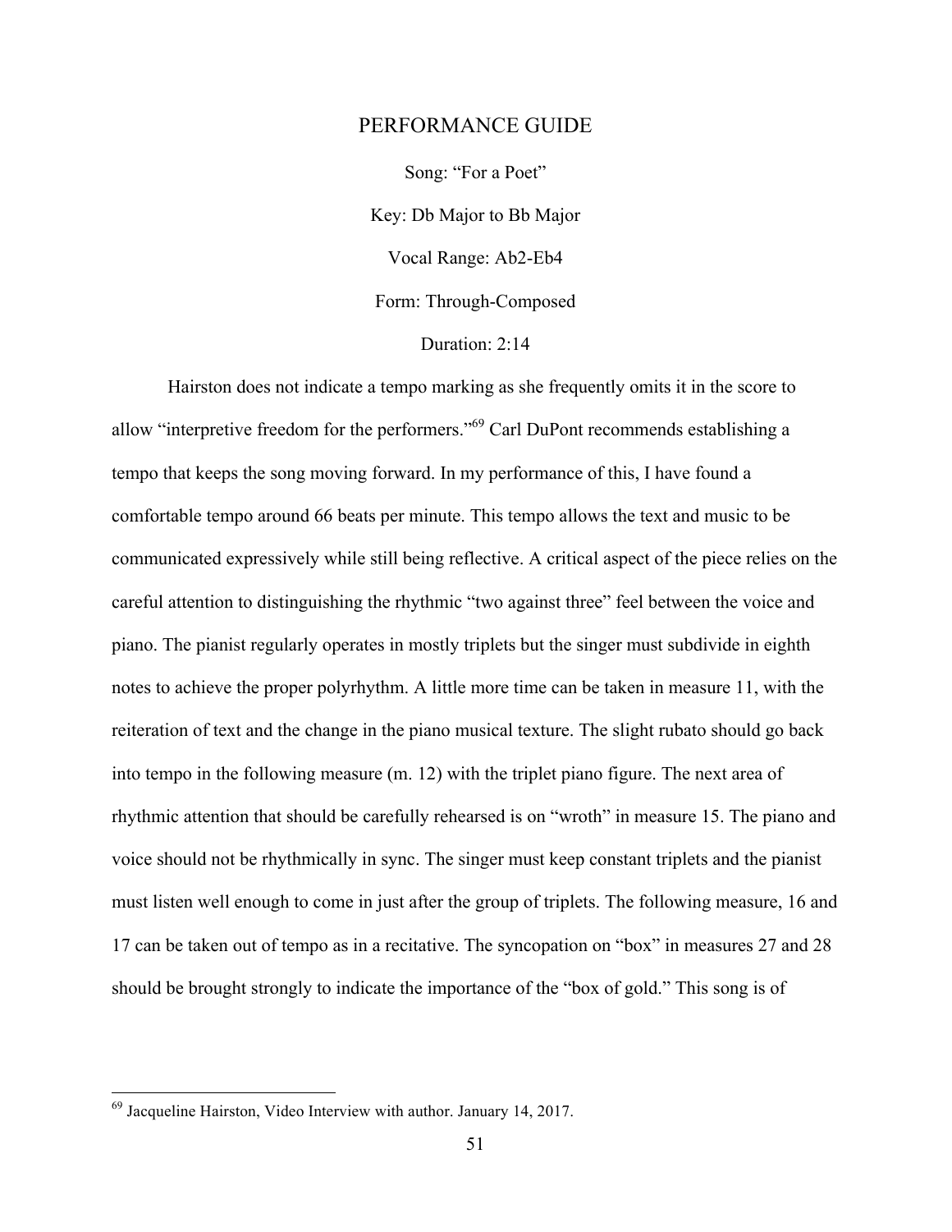## PERFORMANCE GUIDE

Song: "For a Poet"

Key: Db Major to Bb Major

Vocal Range: Ab2-Eb4

Form: Through-Composed

Duration: 2:14

Hairston does not indicate a tempo marking as she frequently omits it in the score to allow "interpretive freedom for the performers."[69] Carl DuPont recommends establishing a tempo that keeps the song moving forward. In my performance of this, I have found a comfortable tempo around 66 beats per minute. This tempo allows the text and music to be communicated expressively while still being reflective. A critical aspect of the piece relies on the careful attention to distinguishing the rhythmic "two against three" feel between the voice and piano. The pianist regularly operates in mostly triplets but the singer must subdivide in eighth notes to achieve the proper polyrhythm. A little more time can be taken in measure 11, with the reiteration of text and the change in the piano musical texture. The slight rubato should go back into tempo in the following measure (m. 12) with the triplet piano figure. The next area of rhythmic attention that should be carefully rehearsed is on "wroth" in measure 15. The piano and voice should not be rhythmically in sync. The singer must keep constant triplets and the pianist must listen well enough to come in just after the group of triplets. The following measure, 16 and 17 can be taken out of tempo as in a recitative. The syncopation on "box" in measures 27 and 28 should be brought strongly to indicate the importance of the "box of gold." This song is of

[69] Jacqueline Hairston, Video Interview with author. January 14, 2017.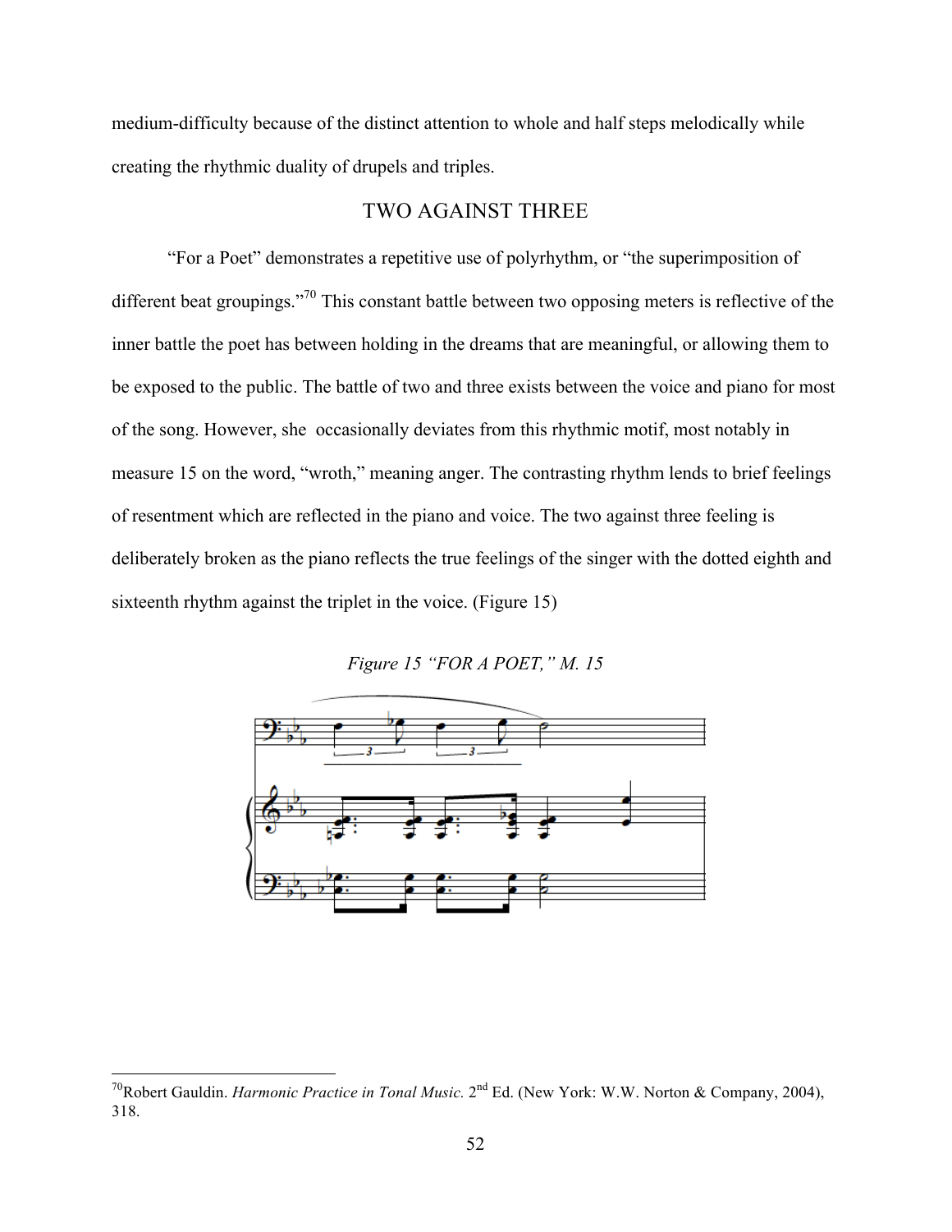medium-difficulty because of the distinct attention to whole and half steps melodically while creating the rhythmic duality of drupels and triples.

## TWO AGAINST THREE

"For a Poet" demonstrates a repetitive use of polyrhythm, or "the superimposition of different beat groupings."[70] This constant battle between two opposing meters is reflective of the inner battle the poet has between holding in the dreams that are meaningful, or allowing them to be exposed to the public. The battle of two and three exists between the voice and piano for most of the song. However, she occasionally deviates from this rhythmic motif, most notably in measure 15 on the word, "wroth," meaning anger. The contrasting rhythm lends to brief feelings of resentment which are reflected in the piano and voice. The two against three feeling is deliberately broken as the piano reflects the true feelings of the singer with the dotted eighth and sixteenth rhythm against the triplet in the voice. (Figure 15)

*Figure 15 "FOR A POET," M. 15*

---

[70]Robert Gauldin. *Harmonic Practice in Tonal Music.* 2nd Ed. (New York: W.W. Norton & Company, 2004), 318.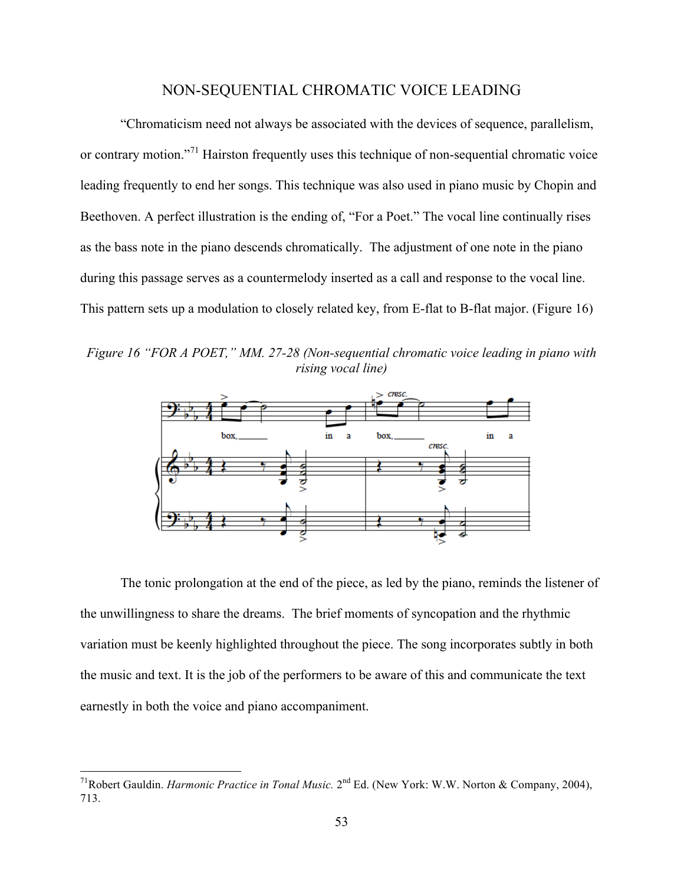## NON-SEQUENTIAL CHROMATIC VOICE LEADING

"Chromaticism need not always be associated with the devices of sequence, parallelism, or contrary motion."[71] Hairston frequently uses this technique of non-sequential chromatic voice leading frequently to end her songs. This technique was also used in piano music by Chopin and Beethoven. A perfect illustration is the ending of, "For a Poet." The vocal line continually rises as the bass note in the piano descends chromatically. The adjustment of one note in the piano during this passage serves as a countermelody inserted as a call and response to the vocal line. This pattern sets up a modulation to closely related key, from E-flat to B-flat major. (Figure 16)

*Figure 16 "FOR A POET," MM. 27-28 (Non-sequential chromatic voice leading in piano with rising vocal line)*

The tonic prolongation at the end of the piece, as led by the piano, reminds the listener of the unwillingness to share the dreams. The brief moments of syncopation and the rhythmic variation must be keenly highlighted throughout the piece. The song incorporates subtly in both the music and text. It is the job of the performers to be aware of this and communicate the text earnestly in both the voice and piano accompaniment.

---

[71]Robert Gauldin. *Harmonic Practice in Tonal Music.* 2nd Ed. (New York: W.W. Norton & Company, 2004), 713.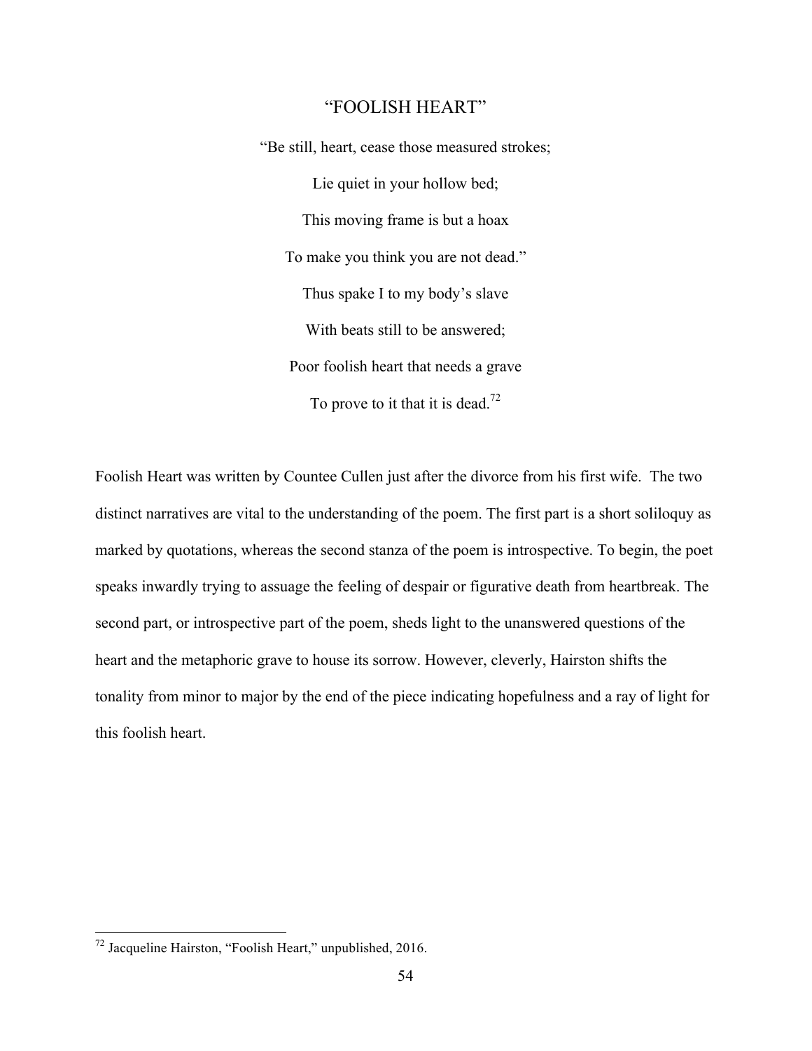## "FOOLISH HEART"

"Be still, heart, cease those measured strokes;

Lie quiet in your hollow bed;

This moving frame is but a hoax

To make you think you are not dead."

Thus spake I to my body's slave

With beats still to be answered;

Poor foolish heart that needs a grave

To prove to it that it is dead.[72]

Foolish Heart was written by Countee Cullen just after the divorce from his first wife. The two distinct narratives are vital to the understanding of the poem. The first part is a short soliloquy as marked by quotations, whereas the second stanza of the poem is introspective. To begin, the poet speaks inwardly trying to assuage the feeling of despair or figurative death from heartbreak. The second part, or introspective part of the poem, sheds light to the unanswered questions of the heart and the metaphoric grave to house its sorrow. However, cleverly, Hairston shifts the tonality from minor to major by the end of the piece indicating hopefulness and a ray of light for this foolish heart.

[72] Jacqueline Hairston, "Foolish Heart," unpublished, 2016.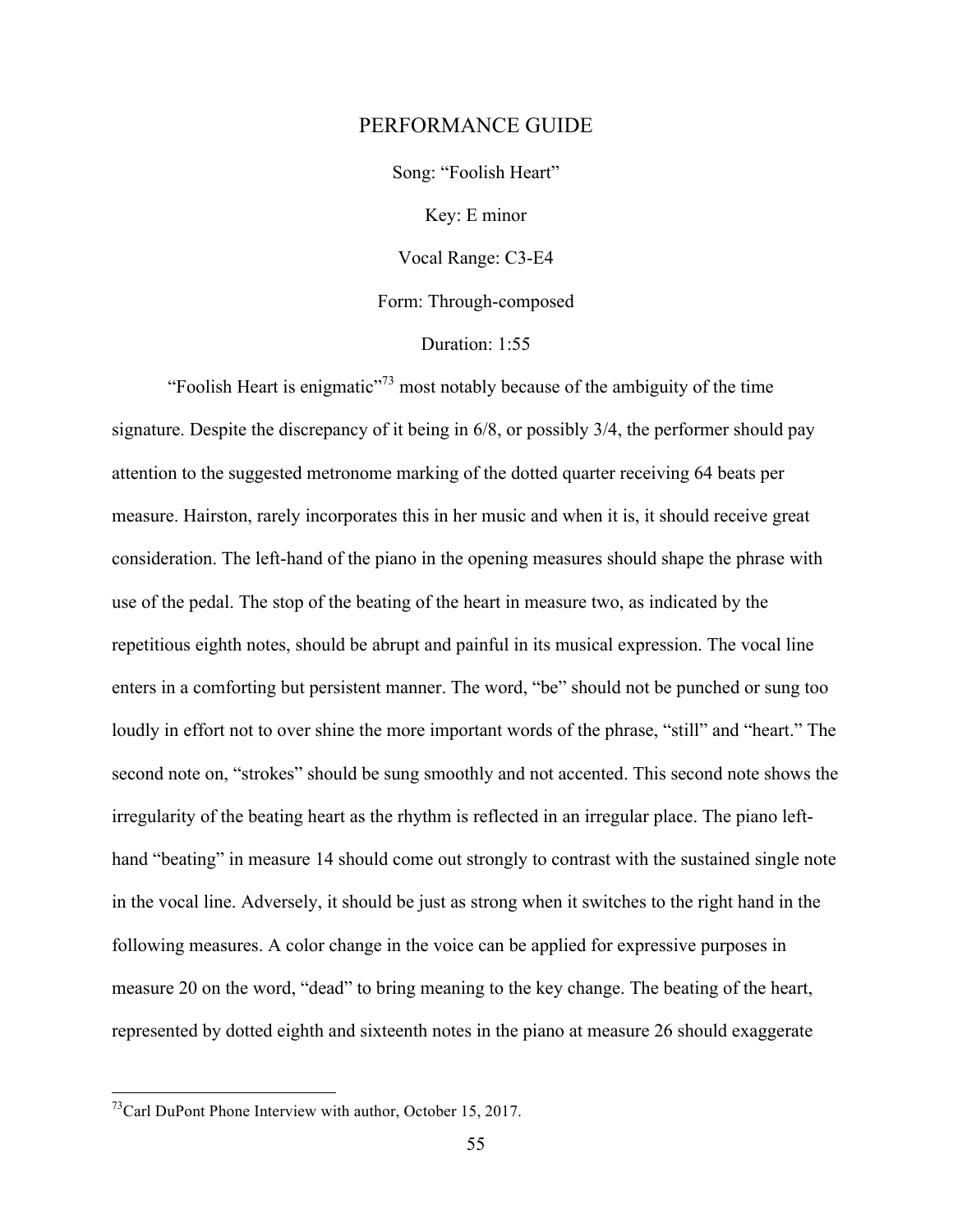# PERFORMANCE GUIDE

Song: "Foolish Heart"

Key: E minor

Vocal Range: C3-E4

Form: Through-composed

Duration: 1:55

"Foolish Heart is enigmatic"[73] most notably because of the ambiguity of the time signature. Despite the discrepancy of it being in 6/8, or possibly 3/4, the performer should pay attention to the suggested metronome marking of the dotted quarter receiving 64 beats per measure. Hairston, rarely incorporates this in her music and when it is, it should receive great consideration. The left-hand of the piano in the opening measures should shape the phrase with use of the pedal. The stop of the beating of the heart in measure two, as indicated by the repetitious eighth notes, should be abrupt and painful in its musical expression. The vocal line enters in a comforting but persistent manner. The word, "be" should not be punched or sung too loudly in effort not to over shine the more important words of the phrase, "still" and "heart." The second note on, "strokes" should be sung smoothly and not accented. This second note shows the irregularity of the beating heart as the rhythm is reflected in an irregular place. The piano left-hand "beating" in measure 14 should come out strongly to contrast with the sustained single note in the vocal line. Adversely, it should be just as strong when it switches to the right hand in the following measures. A color change in the voice can be applied for expressive purposes in measure 20 on the word, "dead" to bring meaning to the key change. The beating of the heart, represented by dotted eighth and sixteenth notes in the piano at measure 26 should exaggerate

---

[73] Carl DuPont Phone Interview with author, October 15, 2017.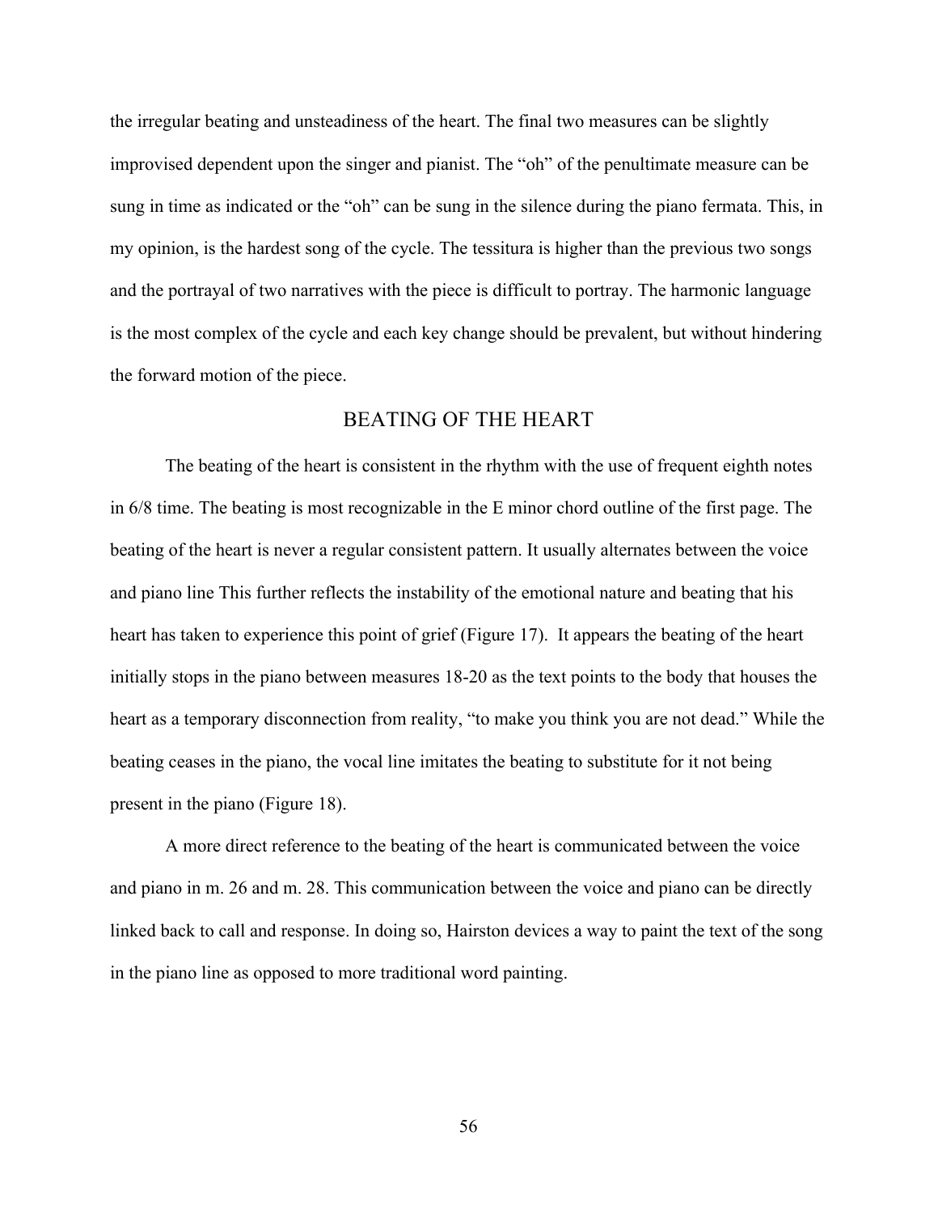the irregular beating and unsteadiness of the heart. The final two measures can be slightly improvised dependent upon the singer and pianist. The "oh" of the penultimate measure can be sung in time as indicated or the "oh" can be sung in the silence during the piano fermata. This, in my opinion, is the hardest song of the cycle. The tessitura is higher than the previous two songs and the portrayal of two narratives with the piece is difficult to portray. The harmonic language is the most complex of the cycle and each key change should be prevalent, but without hindering the forward motion of the piece.

## BEATING OF THE HEART

The beating of the heart is consistent in the rhythm with the use of frequent eighth notes in 6/8 time. The beating is most recognizable in the E minor chord outline of the first page. The beating of the heart is never a regular consistent pattern. It usually alternates between the voice and piano line This further reflects the instability of the emotional nature and beating that his heart has taken to experience this point of grief (Figure 17). It appears the beating of the heart initially stops in the piano between measures 18-20 as the text points to the body that houses the heart as a temporary disconnection from reality, "to make you think you are not dead." While the beating ceases in the piano, the vocal line imitates the beating to substitute for it not being present in the piano (Figure 18).

A more direct reference to the beating of the heart is communicated between the voice and piano in m. 26 and m. 28. This communication between the voice and piano can be directly linked back to call and response. In doing so, Hairston devices a way to paint the text of the song in the piano line as opposed to more traditional word painting.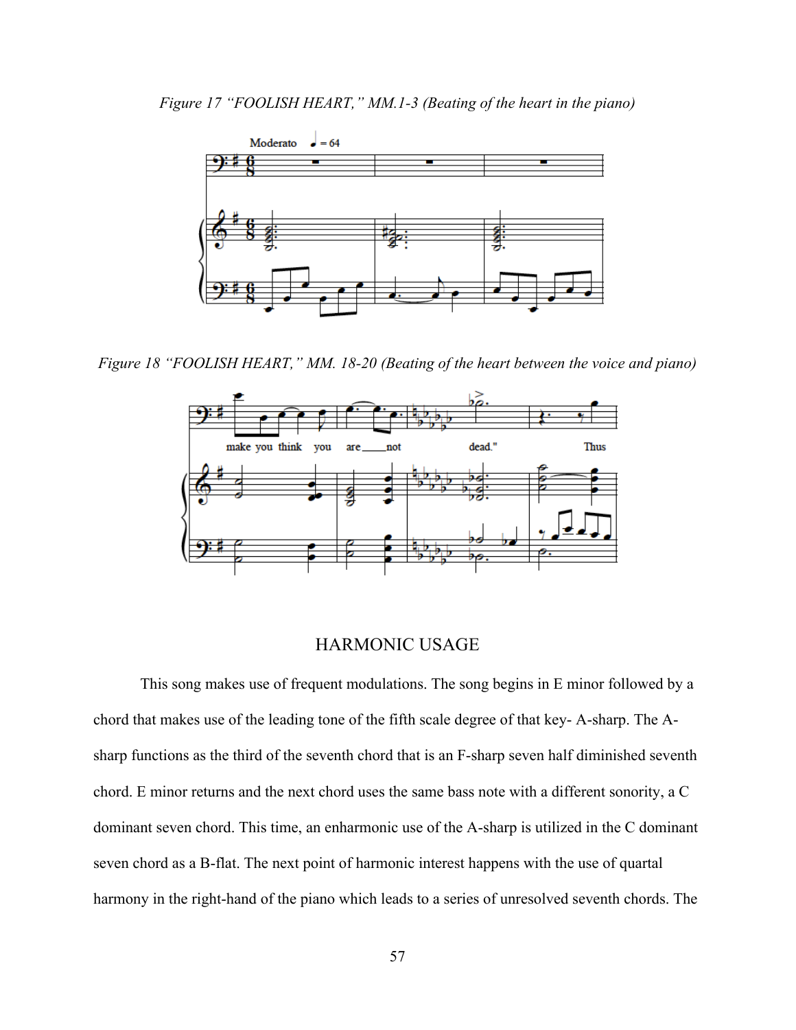*Figure 17 "FOOLISH HEART," MM.1-3 (Beating of the heart in the piano)*

*Figure 18 "FOOLISH HEART," MM. 18-20 (Beating of the heart between the voice and piano)*

## HARMONIC USAGE

This song makes use of frequent modulations. The song begins in E minor followed by a chord that makes use of the leading tone of the fifth scale degree of that key- A-sharp. The A-sharp functions as the third of the seventh chord that is an F-sharp seven half diminished seventh chord. E minor returns and the next chord uses the same bass note with a different sonority, a C dominant seven chord. This time, an enharmonic use of the A-sharp is utilized in the C dominant seven chord as a B-flat. The next point of harmonic interest happens with the use of quartal harmony in the right-hand of the piano which leads to a series of unresolved seventh chords. The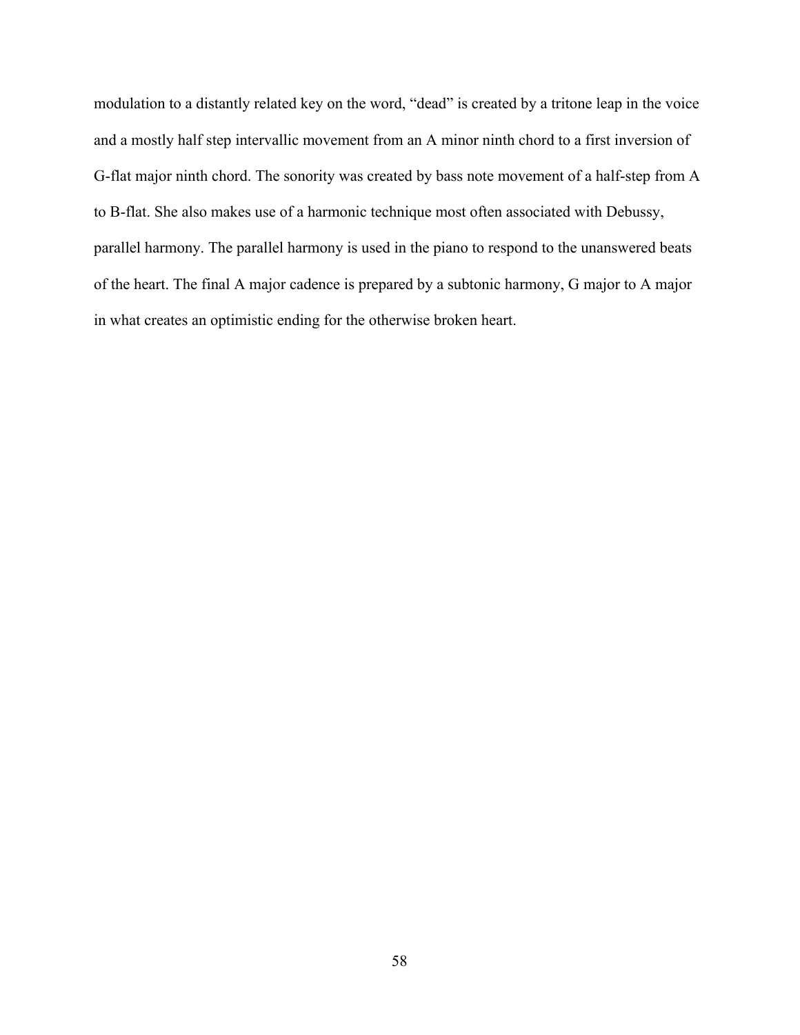modulation to a distantly related key on the word, “dead” is created by a tritone leap in the voice and a mostly half step intervallic movement from an A minor ninth chord to a first inversion of G-flat major ninth chord. The sonority was created by bass note movement of a half-step from A to B-flat. She also makes use of a harmonic technique most often associated with Debussy, parallel harmony. The parallel harmony is used in the piano to respond to the unanswered beats of the heart. The final A major cadence is prepared by a subtonic harmony, G major to A major in what creates an optimistic ending for the otherwise broken heart.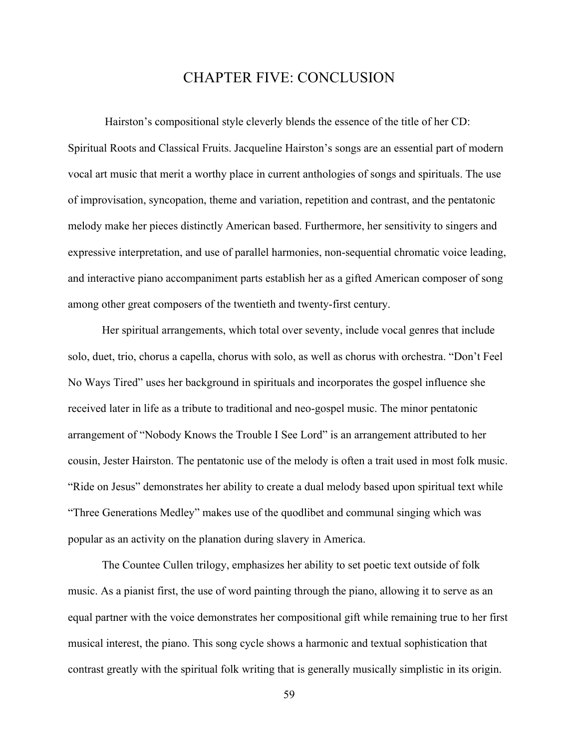# CHAPTER FIVE: CONCLUSION

Hairston's compositional style cleverly blends the essence of the title of her CD: Spiritual Roots and Classical Fruits. Jacqueline Hairston's songs are an essential part of modern vocal art music that merit a worthy place in current anthologies of songs and spirituals. The use of improvisation, syncopation, theme and variation, repetition and contrast, and the pentatonic melody make her pieces distinctly American based. Furthermore, her sensitivity to singers and expressive interpretation, and use of parallel harmonies, non-sequential chromatic voice leading, and interactive piano accompaniment parts establish her as a gifted American composer of song among other great composers of the twentieth and twenty-first century.

Her spiritual arrangements, which total over seventy, include vocal genres that include solo, duet, trio, chorus a capella, chorus with solo, as well as chorus with orchestra. "Don't Feel No Ways Tired" uses her background in spirituals and incorporates the gospel influence she received later in life as a tribute to traditional and neo-gospel music. The minor pentatonic arrangement of "Nobody Knows the Trouble I See Lord" is an arrangement attributed to her cousin, Jester Hairston. The pentatonic use of the melody is often a trait used in most folk music. "Ride on Jesus" demonstrates her ability to create a dual melody based upon spiritual text while "Three Generations Medley" makes use of the quodlibet and communal singing which was popular as an activity on the planation during slavery in America.

The Countee Cullen trilogy, emphasizes her ability to set poetic text outside of folk music. As a pianist first, the use of word painting through the piano, allowing it to serve as an equal partner with the voice demonstrates her compositional gift while remaining true to her first musical interest, the piano. This song cycle shows a harmonic and textual sophistication that contrast greatly with the spiritual folk writing that is generally musically simplistic in its origin.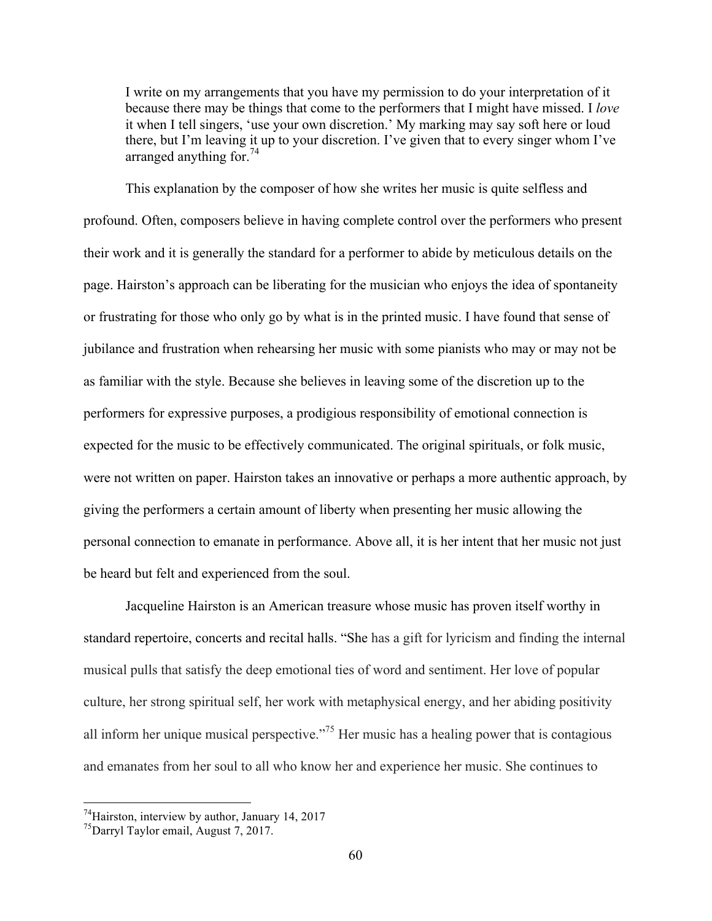> I write on my arrangements that you have my permission to do your interpretation of it because there may be things that come to the performers that I might have missed. I *love* it when I tell singers, 'use your own discretion.' My marking may say soft here or loud there, but I'm leaving it up to your discretion. I've given that to every singer whom I've arranged anything for.[74]

This explanation by the composer of how she writes her music is quite selfless and profound. Often, composers believe in having complete control over the performers who present their work and it is generally the standard for a performer to abide by meticulous details on the page. Hairston's approach can be liberating for the musician who enjoys the idea of spontaneity or frustrating for those who only go by what is in the printed music. I have found that sense of jubilance and frustration when rehearsing her music with some pianists who may or may not be as familiar with the style. Because she believes in leaving some of the discretion up to the performers for expressive purposes, a prodigious responsibility of emotional connection is expected for the music to be effectively communicated. The original spirituals, or folk music, were not written on paper. Hairston takes an innovative or perhaps a more authentic approach, by giving the performers a certain amount of liberty when presenting her music allowing the personal connection to emanate in performance. Above all, it is her intent that her music not just be heard but felt and experienced from the soul.

Jacqueline Hairston is an American treasure whose music has proven itself worthy in standard repertoire, concerts and recital halls. "She has a gift for lyricism and finding the internal musical pulls that satisfy the deep emotional ties of word and sentiment. Her love of popular culture, her strong spiritual self, her work with metaphysical energy, and her abiding positivity all inform her unique musical perspective."[75] Her music has a healing power that is contagious and emanates from her soul to all who know her and experience her music. She continues to

---

[74] Hairston, interview by author, January 14, 2017

[75] Darryl Taylor email, August 7, 2017.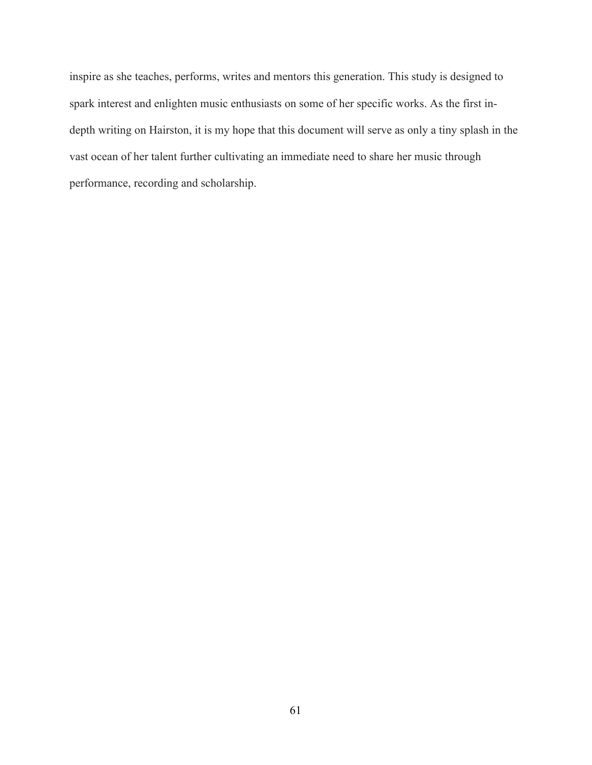inspire as she teaches, performs, writes and mentors this generation. This study is designed to spark interest and enlighten music enthusiasts on some of her specific works. As the first in-depth writing on Hairston, it is my hope that this document will serve as only a tiny splash in the vast ocean of her talent further cultivating an immediate need to share her music through performance, recording and scholarship.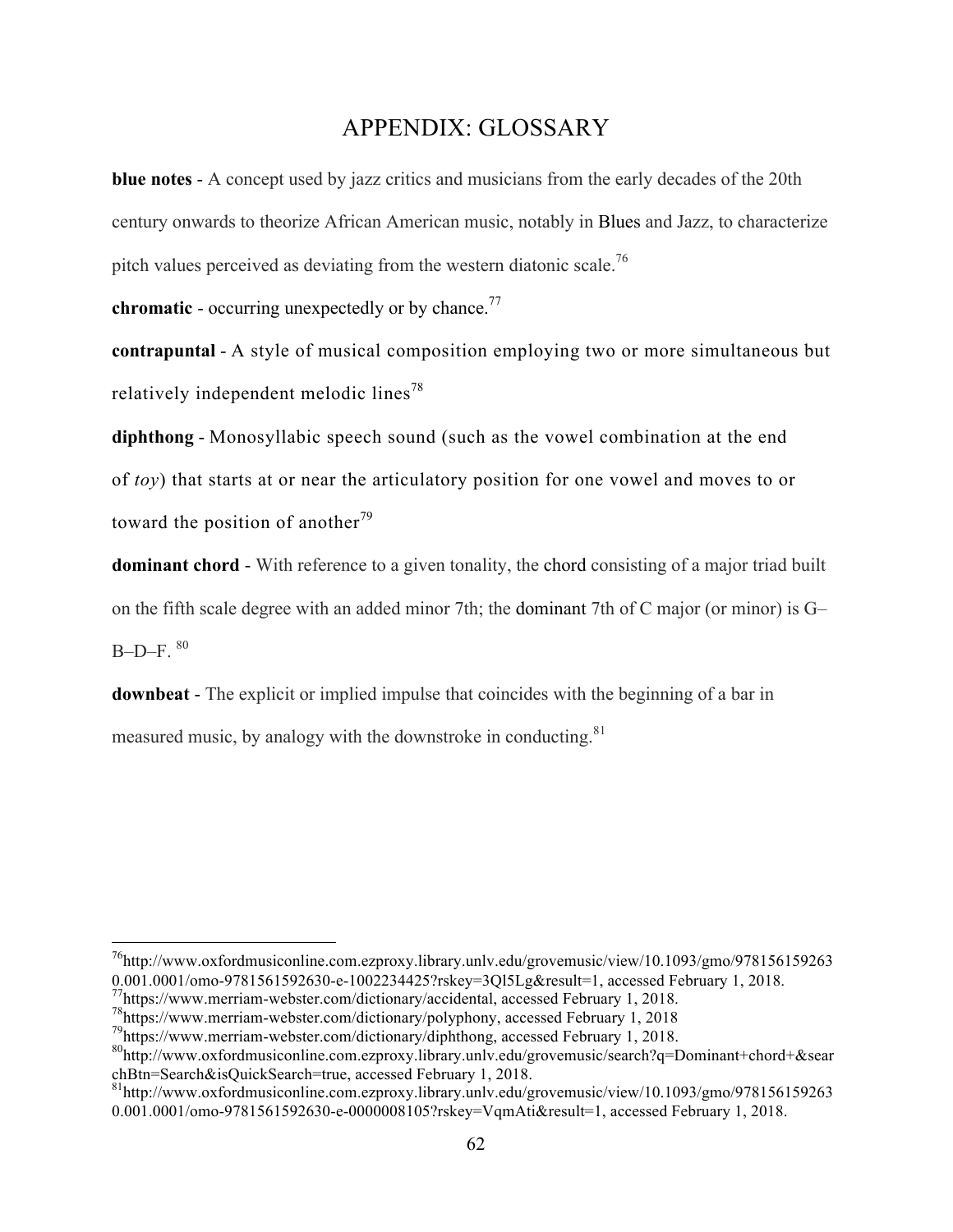# APPENDIX: GLOSSARY

**blue notes** - A concept used by jazz critics and musicians from the early decades of the 20th century onwards to theorize African American music, notably in Blues and Jazz, to characterize pitch values perceived as deviating from the western diatonic scale.[76]

**chromatic** - occurring unexpectedly or by chance.[77]

**contrapuntal** - A style of musical composition employing two or more simultaneous but relatively independent melodic lines[78]

**diphthong** - Monosyllabic speech sound (such as the vowel combination at the end of *toy*) that starts at or near the articulatory position for one vowel and moves to or toward the position of another[79]

**dominant chord** - With reference to a given tonality, the chord consisting of a major triad built on the fifth scale degree with an added minor 7th; the dominant 7th of C major (or minor) is G–B–D–F. [80]

**downbeat** - The explicit or implied impulse that coincides with the beginning of a bar in measured music, by analogy with the downstroke in conducting.[81]

---

[76] http://www.oxfordmusiconline.com.ezproxy.library.unlv.edu/grovemusic/view/10.1093/gmo/9781561592630.001.0001/omo-9781561592630-e-1002234425?rskey=3Ql5Lg&result=1, accessed February 1, 2018.

[77] https://www.merriam-webster.com/dictionary/accidental, accessed February 1, 2018.

[78] https://www.merriam-webster.com/dictionary/polyphony, accessed February 1, 2018

[79] https://www.merriam-webster.com/dictionary/diphthong, accessed February 1, 2018.

[80] http://www.oxfordmusiconline.com.ezproxy.library.unlv.edu/grovemusic/search?q=Dominant+chord+&searchBtn=Search&isQuickSearch=true, accessed February 1, 2018.

[81] http://www.oxfordmusiconline.com.ezproxy.library.unlv.edu/grovemusic/view/10.1093/gmo/9781561592630.001.0001/omo-9781561592630-e-0000008105?rskey=VqmAti&result=1, accessed February 1, 2018.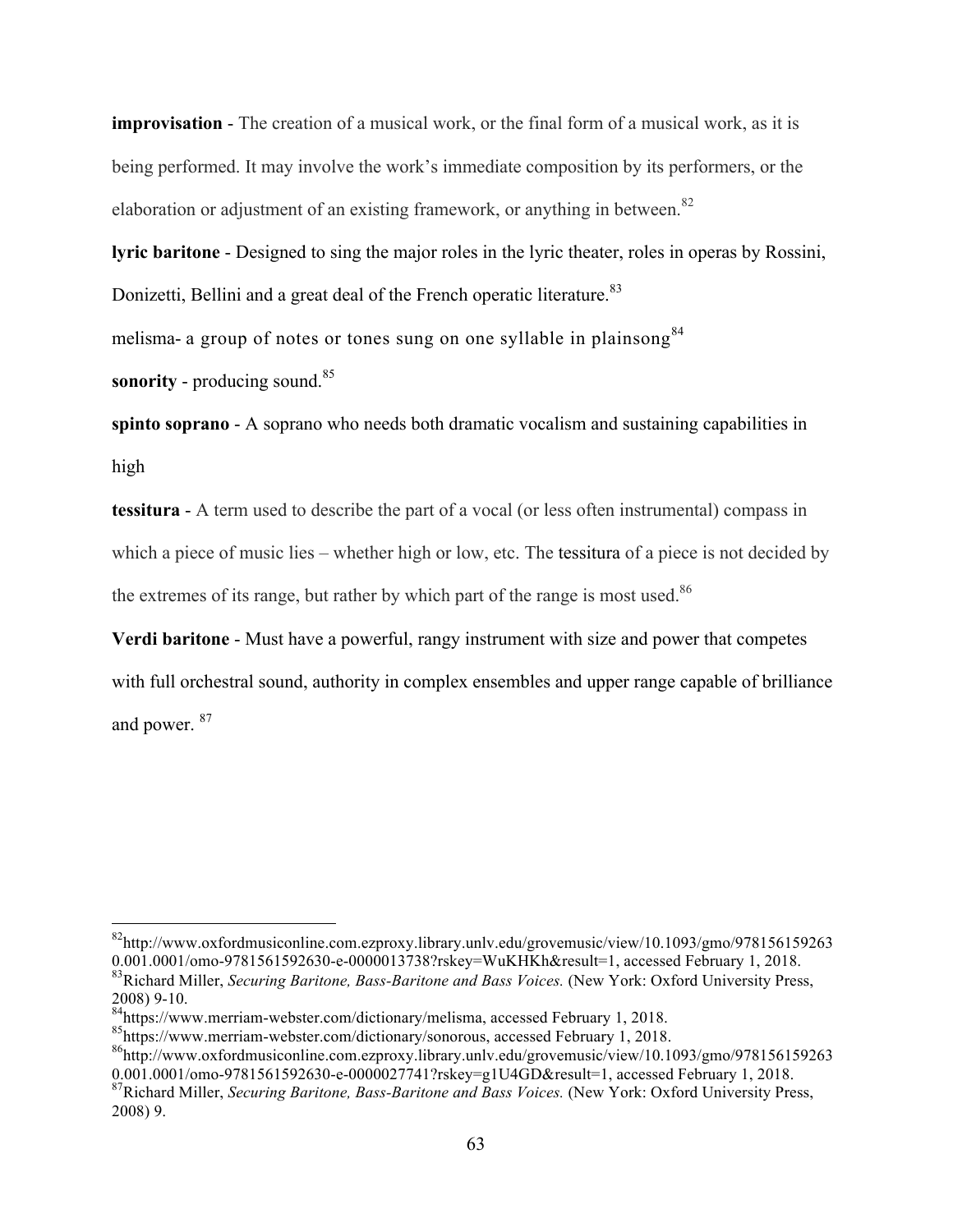**improvisation** - The creation of a musical work, or the final form of a musical work, as it is being performed. It may involve the work's immediate composition by its performers, or the elaboration or adjustment of an existing framework, or anything in between.[82]

**lyric baritone** - Designed to sing the major roles in the lyric theater, roles in operas by Rossini, Donizetti, Bellini and a great deal of the French operatic literature.[83]

melisma- a group of notes or tones sung on one syllable in plainsong[84]

**sonority** - producing sound.[85]

**spinto soprano** - A soprano who needs both dramatic vocalism and sustaining capabilities in high

**tessitura** - A term used to describe the part of a vocal (or less often instrumental) compass in which a piece of music lies – whether high or low, etc. The tessitura of a piece is not decided by the extremes of its range, but rather by which part of the range is most used.[86]

**Verdi baritone** - Must have a powerful, rangy instrument with size and power that competes with full orchestral sound, authority in complex ensembles and upper range capable of brilliance and power. [87]

---

[82]http://www.oxfordmusiconline.com.ezproxy.library.unlv.edu/grovemusic/view/10.1093/gmo/9781561592630.001.0001/omo-9781561592630-e-0000013738?rskey=WuKHKh&result=1, accessed February 1, 2018.

[83]Richard Miller, *Securing Baritone, Bass-Baritone and Bass Voices.* (New York: Oxford University Press, 2008) 9-10.

[84]https://www.merriam-webster.com/dictionary/melisma, accessed February 1, 2018.

[85]https://www.merriam-webster.com/dictionary/sonorous, accessed February 1, 2018.

[86]http://www.oxfordmusiconline.com.ezproxy.library.unlv.edu/grovemusic/view/10.1093/gmo/9781561592630.001.0001/omo-9781561592630-e-0000027741?rskey=g1U4GD&result=1, accessed February 1, 2018.

[87]Richard Miller, *Securing Baritone, Bass-Baritone and Bass Voices.* (New York: Oxford University Press, 2008) 9.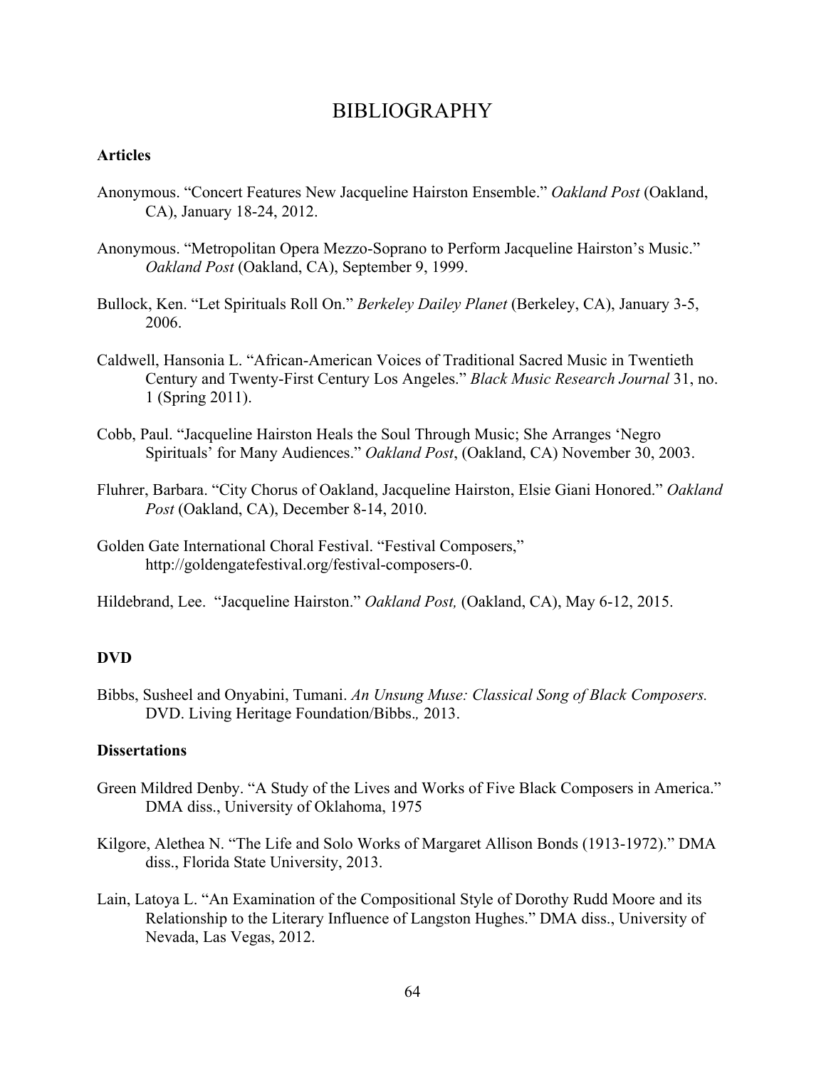# BIBLIOGRAPHY

**Articles**

Anonymous. "Concert Features New Jacqueline Hairston Ensemble." *Oakland Post* (Oakland, CA), January 18-24, 2012.

Anonymous. "Metropolitan Opera Mezzo-Soprano to Perform Jacqueline Hairston's Music." *Oakland Post* (Oakland, CA), September 9, 1999.

Bullock, Ken. "Let Spirituals Roll On." *Berkeley Dailey Planet* (Berkeley, CA), January 3-5, 2006.

Caldwell, Hansonia L. "African-American Voices of Traditional Sacred Music in Twentieth Century and Twenty-First Century Los Angeles." *Black Music Research Journal* 31, no. 1 (Spring 2011).

Cobb, Paul. "Jacqueline Hairston Heals the Soul Through Music; She Arranges 'Negro Spirituals' for Many Audiences." *Oakland Post*, (Oakland, CA) November 30, 2003.

Fluhrer, Barbara. "City Chorus of Oakland, Jacqueline Hairston, Elsie Giani Honored." *Oakland Post* (Oakland, CA), December 8-14, 2010.

Golden Gate International Choral Festival. "Festival Composers," http://goldengatefestival.org/festival-composers-0.

Hildebrand, Lee. "Jacqueline Hairston." *Oakland Post,* (Oakland, CA), May 6-12, 2015.

**DVD**

Bibbs, Susheel and Onyabini, Tumani. *An Unsung Muse: Classical Song of Black Composers.* DVD. Living Heritage Foundation/Bibbs., 2013.

**Dissertations**

Green Mildred Denby. "A Study of the Lives and Works of Five Black Composers in America." DMA diss., University of Oklahoma, 1975

Kilgore, Alethea N. "The Life and Solo Works of Margaret Allison Bonds (1913-1972)." DMA diss., Florida State University, 2013.

Lain, Latoya L. "An Examination of the Compositional Style of Dorothy Rudd Moore and its Relationship to the Literary Influence of Langston Hughes." DMA diss., University of Nevada, Las Vegas, 2012.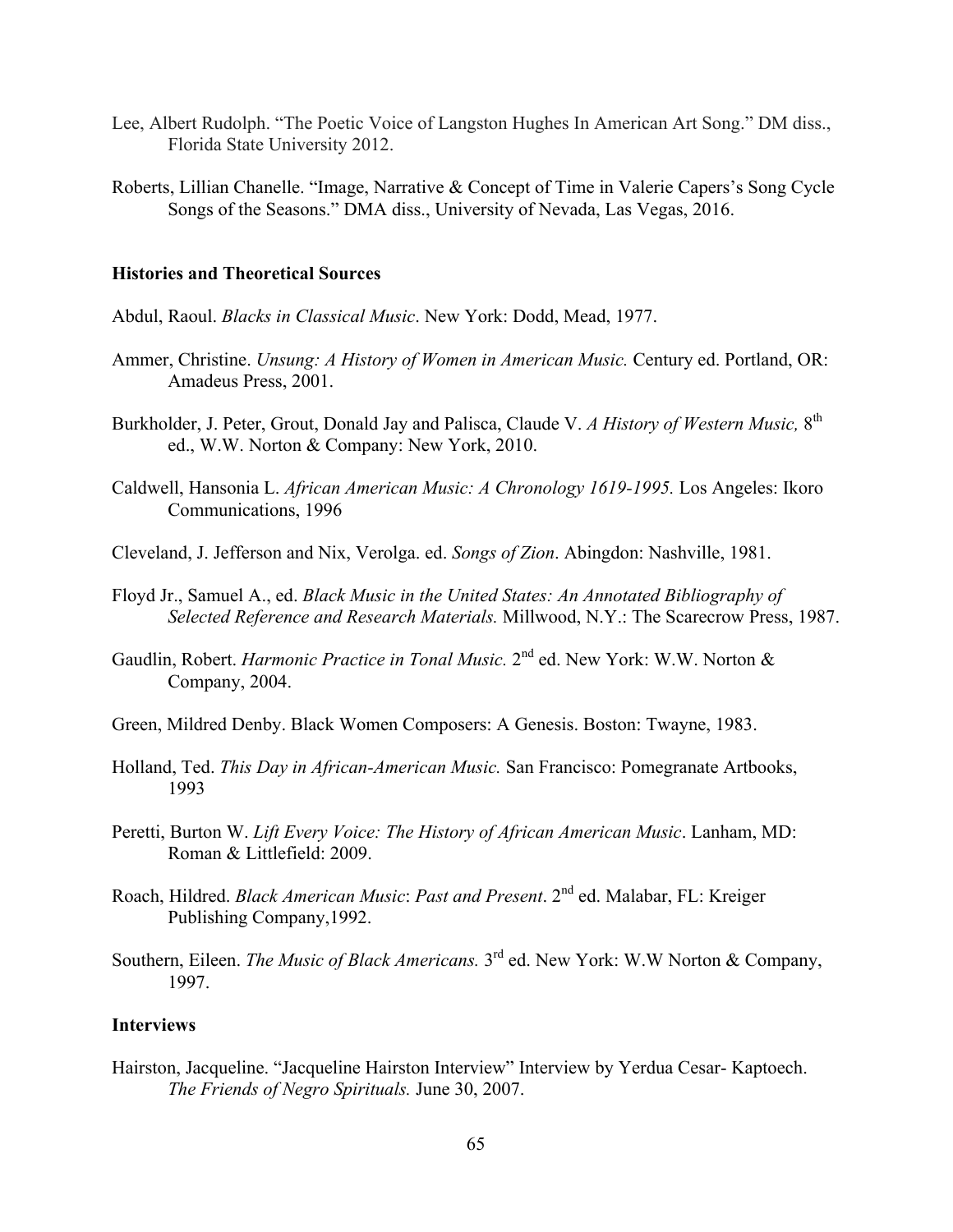Lee, Albert Rudolph. "The Poetic Voice of Langston Hughes In American Art Song." DM diss., Florida State University 2012.

Roberts, Lillian Chanelle. "Image, Narrative & Concept of Time in Valerie Capers's Song Cycle Songs of the Seasons." DMA diss., University of Nevada, Las Vegas, 2016.

**Histories and Theoretical Sources**

Abdul, Raoul. *Blacks in Classical Music*. New York: Dodd, Mead, 1977.

Ammer, Christine. *Unsung: A History of Women in American Music.* Century ed. Portland, OR: Amadeus Press, 2001.

Burkholder, J. Peter, Grout, Donald Jay and Palisca, Claude V. *A History of Western Music,* 8th ed., W.W. Norton & Company: New York, 2010.

Caldwell, Hansonia L. *African American Music: A Chronology 1619-1995.* Los Angeles: Ikoro Communications, 1996

Cleveland, J. Jefferson and Nix, Verolga. ed. *Songs of Zion*. Abingdon: Nashville, 1981.

Floyd Jr., Samuel A., ed. *Black Music in the United States: An Annotated Bibliography of Selected Reference and Research Materials.* Millwood, N.Y.: The Scarecrow Press, 1987.

Gaudlin, Robert. *Harmonic Practice in Tonal Music.* 2nd ed. New York: W.W. Norton & Company, 2004.

Green, Mildred Denby. Black Women Composers: A Genesis. Boston: Twayne, 1983.

Holland, Ted. *This Day in African-American Music.* San Francisco: Pomegranate Artbooks, 1993

Peretti, Burton W. *Lift Every Voice: The History of African American Music*. Lanham, MD: Roman & Littlefield: 2009.

Roach, Hildred. *Black American Music*: *Past and Present*. 2nd ed. Malabar, FL: Kreiger Publishing Company,1992.

Southern, Eileen. *The Music of Black Americans.* 3rd ed. New York: W.W Norton & Company, 1997.

**Interviews**

Hairston, Jacqueline. "Jacqueline Hairston Interview" Interview by Yerdua Cesar- Kaptoech. *The Friends of Negro Spirituals.* June 30, 2007.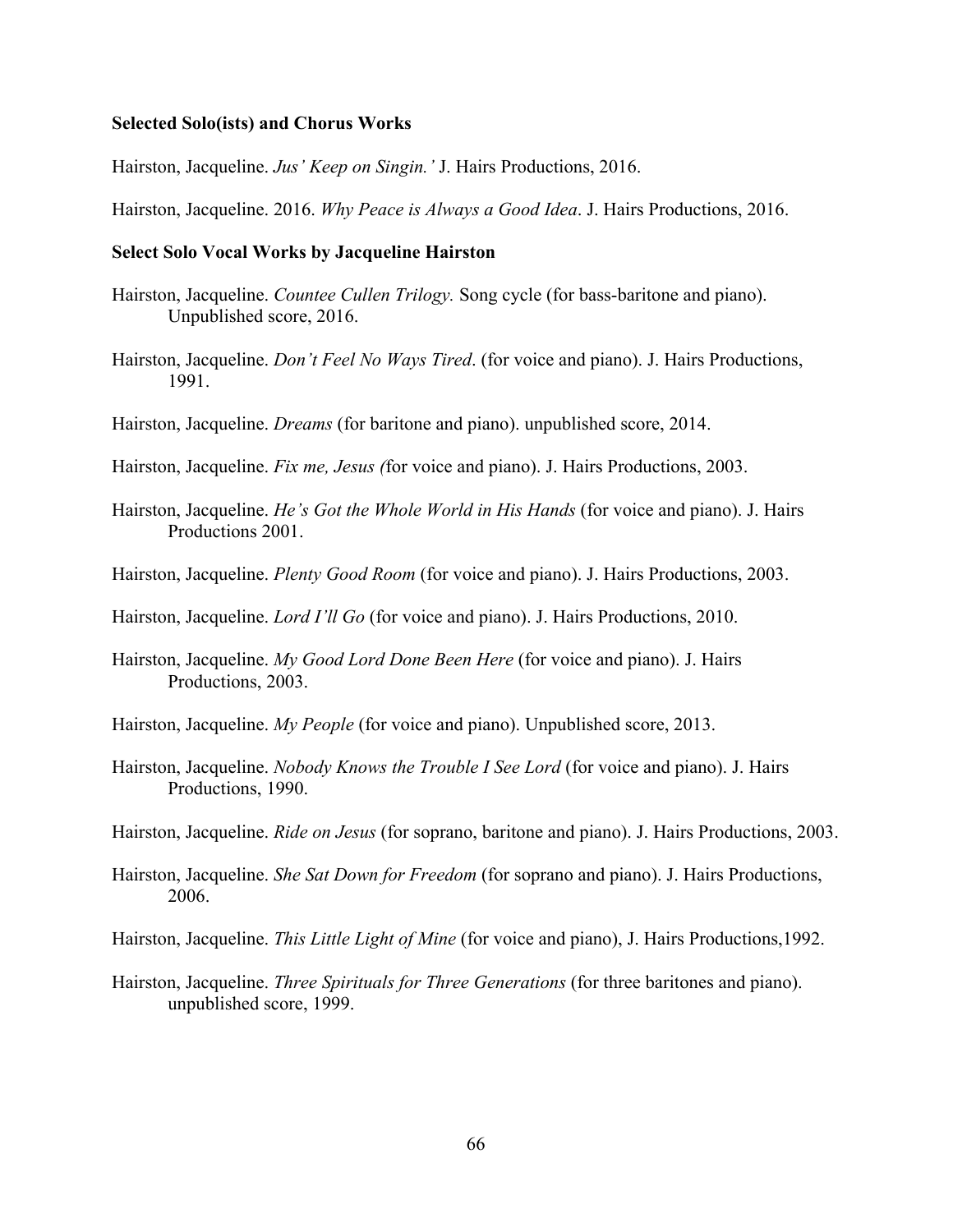**Selected Solo(ists) and Chorus Works**

Hairston, Jacqueline. *Jus' Keep on Singin.'* J. Hairs Productions, 2016.

Hairston, Jacqueline. 2016. *Why Peace is Always a Good Idea*. J. Hairs Productions, 2016.

**Select Solo Vocal Works by Jacqueline Hairston**

Hairston, Jacqueline. *Countee Cullen Trilogy.* Song cycle (for bass-baritone and piano). Unpublished score, 2016.

Hairston, Jacqueline. *Don't Feel No Ways Tired*. (for voice and piano). J. Hairs Productions, 1991.

Hairston, Jacqueline. *Dreams* (for baritone and piano). unpublished score, 2014.

Hairston, Jacqueline. *Fix me, Jesus (*for voice and piano). J. Hairs Productions, 2003.

Hairston, Jacqueline. *He's Got the Whole World in His Hands* (for voice and piano). J. Hairs Productions 2001.

Hairston, Jacqueline. *Plenty Good Room* (for voice and piano). J. Hairs Productions, 2003.

Hairston, Jacqueline. *Lord I'll Go* (for voice and piano). J. Hairs Productions, 2010.

Hairston, Jacqueline. *My Good Lord Done Been Here* (for voice and piano). J. Hairs Productions, 2003.

Hairston, Jacqueline. *My People* (for voice and piano). Unpublished score, 2013.

Hairston, Jacqueline. *Nobody Knows the Trouble I See Lord* (for voice and piano). J. Hairs Productions, 1990.

Hairston, Jacqueline. *Ride on Jesus* (for soprano, baritone and piano). J. Hairs Productions, 2003.

Hairston, Jacqueline. *She Sat Down for Freedom* (for soprano and piano). J. Hairs Productions, 2006.

Hairston, Jacqueline. *This Little Light of Mine* (for voice and piano), J. Hairs Productions,1992.

Hairston, Jacqueline. *Three Spirituals for Three Generations* (for three baritones and piano). unpublished score, 1999.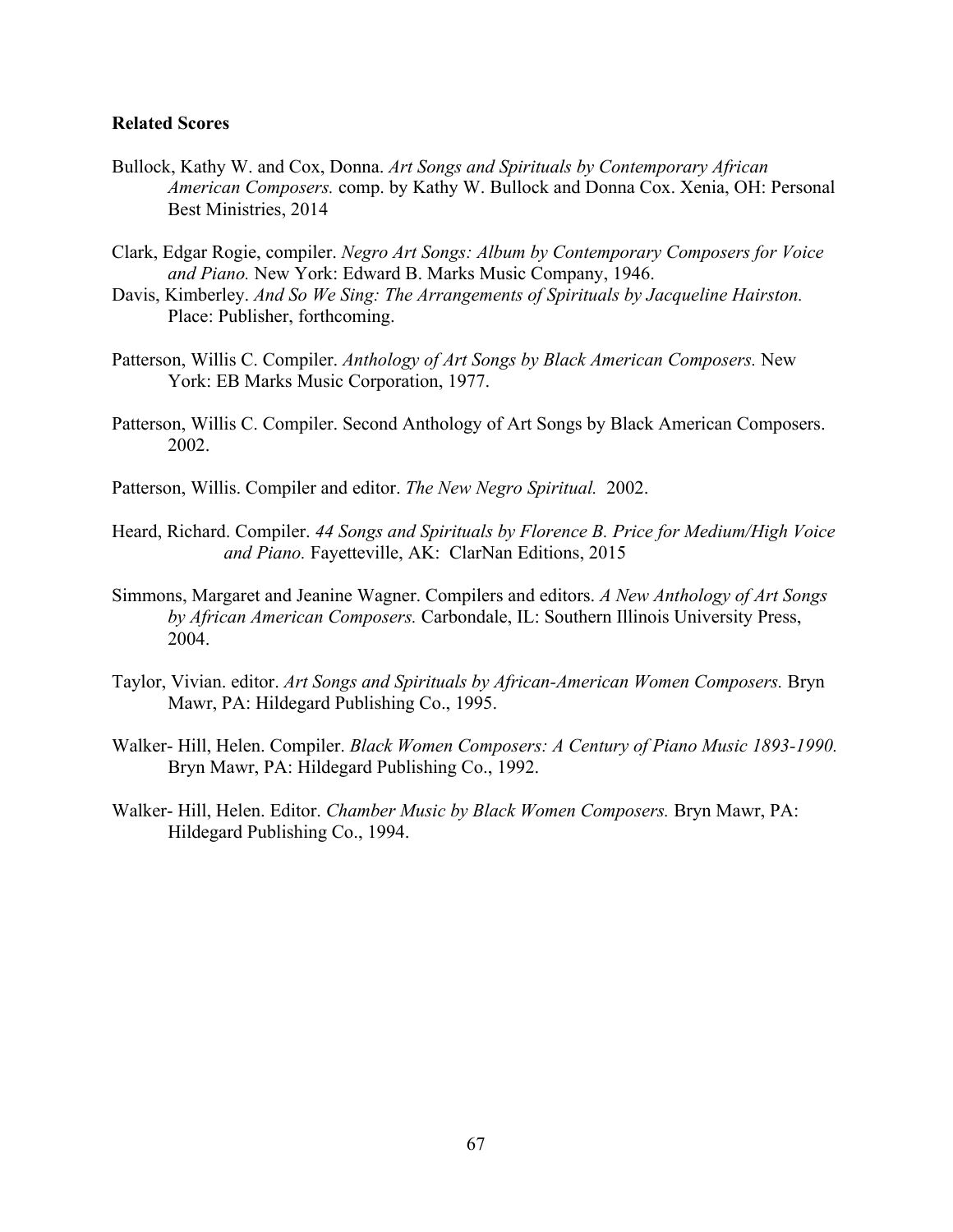**Related Scores**

Bullock, Kathy W. and Cox, Donna. *Art Songs and Spirituals by Contemporary African American Composers.* comp. by Kathy W. Bullock and Donna Cox. Xenia, OH: Personal Best Ministries, 2014

Clark, Edgar Rogie, compiler. *Negro Art Songs: Album by Contemporary Composers for Voice and Piano.* New York: Edward B. Marks Music Company, 1946.

Davis, Kimberley. *And So We Sing: The Arrangements of Spirituals by Jacqueline Hairston.* Place: Publisher, forthcoming.

Patterson, Willis C. Compiler. *Anthology of Art Songs by Black American Composers.* New York: EB Marks Music Corporation, 1977.

Patterson, Willis C. Compiler. Second Anthology of Art Songs by Black American Composers. 2002.

Patterson, Willis. Compiler and editor. *The New Negro Spiritual.* 2002.

Heard, Richard. Compiler. *44 Songs and Spirituals by Florence B. Price for Medium/High Voice and Piano.* Fayetteville, AK: ClarNan Editions, 2015

Simmons, Margaret and Jeanine Wagner. Compilers and editors. *A New Anthology of Art Songs by African American Composers.* Carbondale, IL: Southern Illinois University Press, 2004.

Taylor, Vivian. editor. *Art Songs and Spirituals by African-American Women Composers.* Bryn Mawr, PA: Hildegard Publishing Co., 1995.

Walker- Hill, Helen. Compiler. *Black Women Composers: A Century of Piano Music 1893-1990.* Bryn Mawr, PA: Hildegard Publishing Co., 1992.

Walker- Hill, Helen. Editor. *Chamber Music by Black Women Composers.* Bryn Mawr, PA: Hildegard Publishing Co., 1994.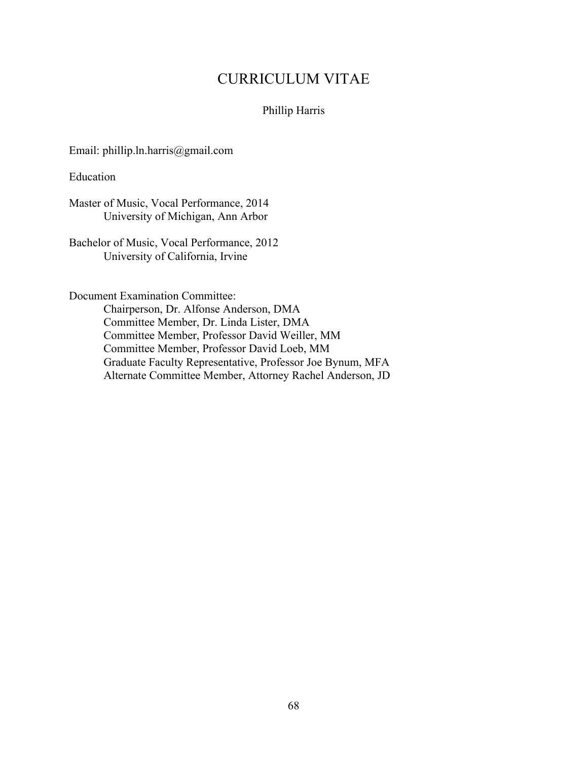# CURRICULUM VITAE

Phillip Harris

Email: phillip.ln.harris@gmail.com

Education

Master of Music, Vocal Performance, 2014
University of Michigan, Ann Arbor

Bachelor of Music, Vocal Performance, 2012
University of California, Irvine

Document Examination Committee:
Chairperson, Dr. Alfonse Anderson, DMA
Committee Member, Dr. Linda Lister, DMA
Committee Member, Professor David Weiller, MM
Committee Member, Professor David Loeb, MM
Graduate Faculty Representative, Professor Joe Bynum, MFA
Alternate Committee Member, Attorney Rachel Anderson, JD